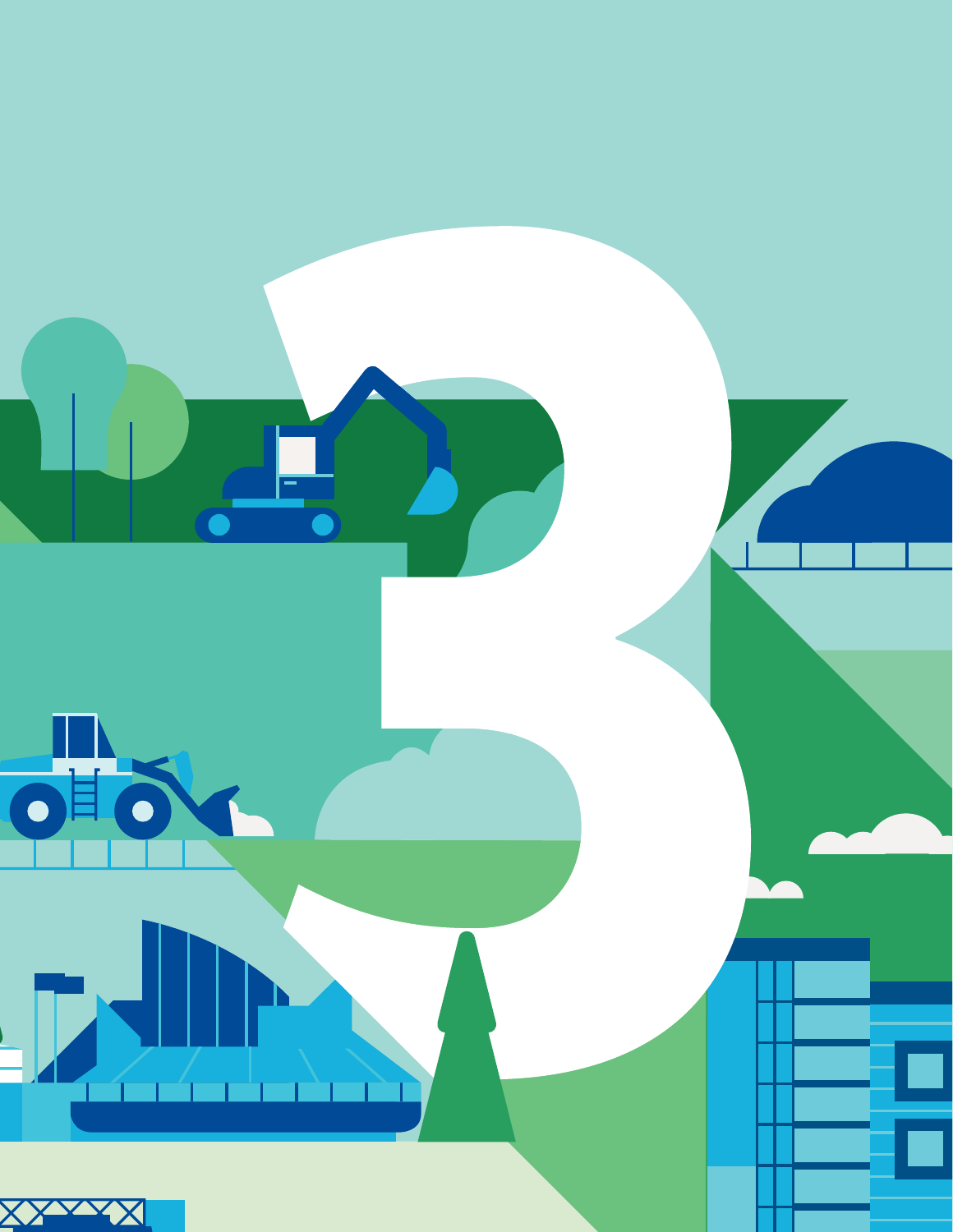# 3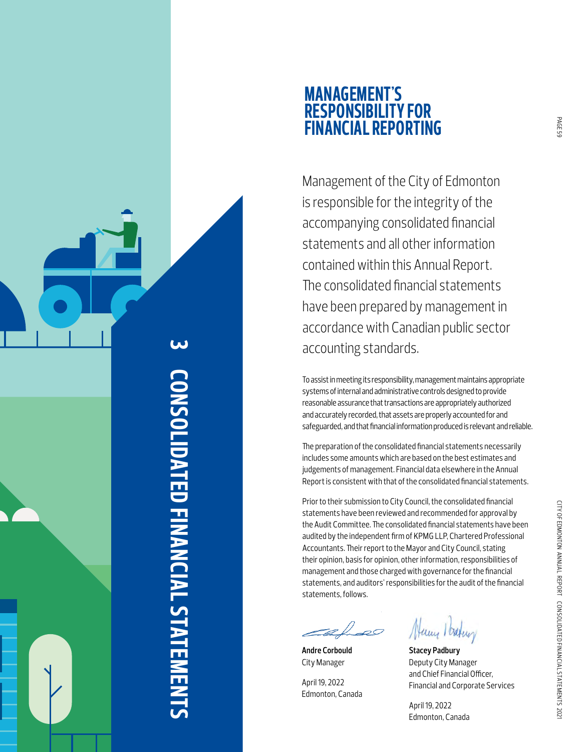# 3 CONSOLIDATED FINANCIAL STATEMENTS

## MANAGEMENT'S RESPONSIBILITY FOR FINANCIAL REPORTING

Management of the City of Edmonton is responsible for the integrity of the accompanying consolidated financial statements and all other information contained within this Annual Report. The consolidated financial statements have been prepared by management in accordance with Canadian public sector accounting standards.

To assist in meeting its responsibility, management maintains appropriate systems of internal and administrative controls designed to provide reasonable assurance that transactions are appropriately authorized and accurately recorded, that assets are properly accounted for and safeguarded, and that financial information produced is relevant and reliable.

The preparation of the consolidated financial statements necessarily includes some amounts which are based on the best estimates and judgements of management. Financial data elsewhere in the Annual Report is consistent with that of the consolidated financial statements.

Prior to their submission to City Council, the consolidated financial statements have been reviewed and recommended for approval by the Audit Committee. The consolidated financial statements have been audited by the independent firm of KPMG LLP, Chartered Professional Accountants. Their report to the Mayor and City Council, stating their opinion, basis for opinion, other information, responsibilities of management and those charged with governance for the financial statements, and auditors' responsibilities for the audit of the financial statements, follows.

**Andre Corbould**
City Manager

April 19, 2022
Edmonton, Canada

**Stacey Padbury**
Deputy City Manager
and Chief Financial Officer,
Financial and Corporate Services

April 19, 2022
Edmonton, Canada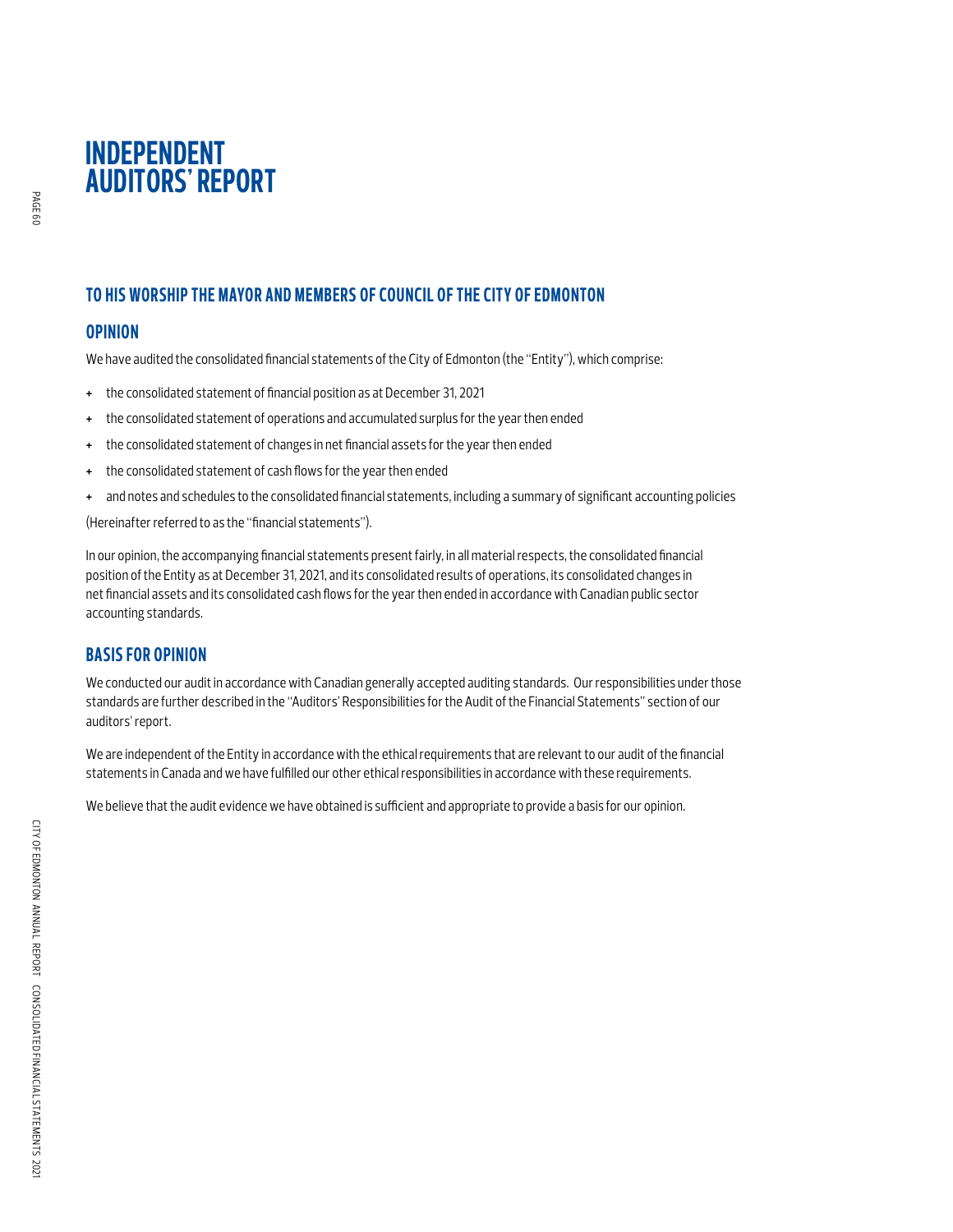# INDEPENDENT AUDITORS' REPORT

## TO HIS WORSHIP THE MAYOR AND MEMBERS OF COUNCIL OF THE CITY OF EDMONTON

### OPINION

We have audited the consolidated financial statements of the City of Edmonton (the "Entity"), which comprise:

+ the consolidated statement of financial position as at December 31, 2021
+ the consolidated statement of operations and accumulated surplus for the year then ended
+ the consolidated statement of changes in net financial assets for the year then ended
+ the consolidated statement of cash flows for the year then ended
+ and notes and schedules to the consolidated financial statements, including a summary of significant accounting policies

(Hereinafter referred to as the "financial statements").

In our opinion, the accompanying financial statements present fairly, in all material respects, the consolidated financial position of the Entity as at December 31, 2021, and its consolidated results of operations, its consolidated changes in net financial assets and its consolidated cash flows for the year then ended in accordance with Canadian public sector accounting standards.

### BASIS FOR OPINION

We conducted our audit in accordance with Canadian generally accepted auditing standards. Our responsibilities under those standards are further described in the "Auditors' Responsibilities for the Audit of the Financial Statements" section of our auditors' report.

We are independent of the Entity in accordance with the ethical requirements that are relevant to our audit of the financial statements in Canada and we have fulfilled our other ethical responsibilities in accordance with these requirements.

We believe that the audit evidence we have obtained is sufficient and appropriate to provide a basis for our opinion.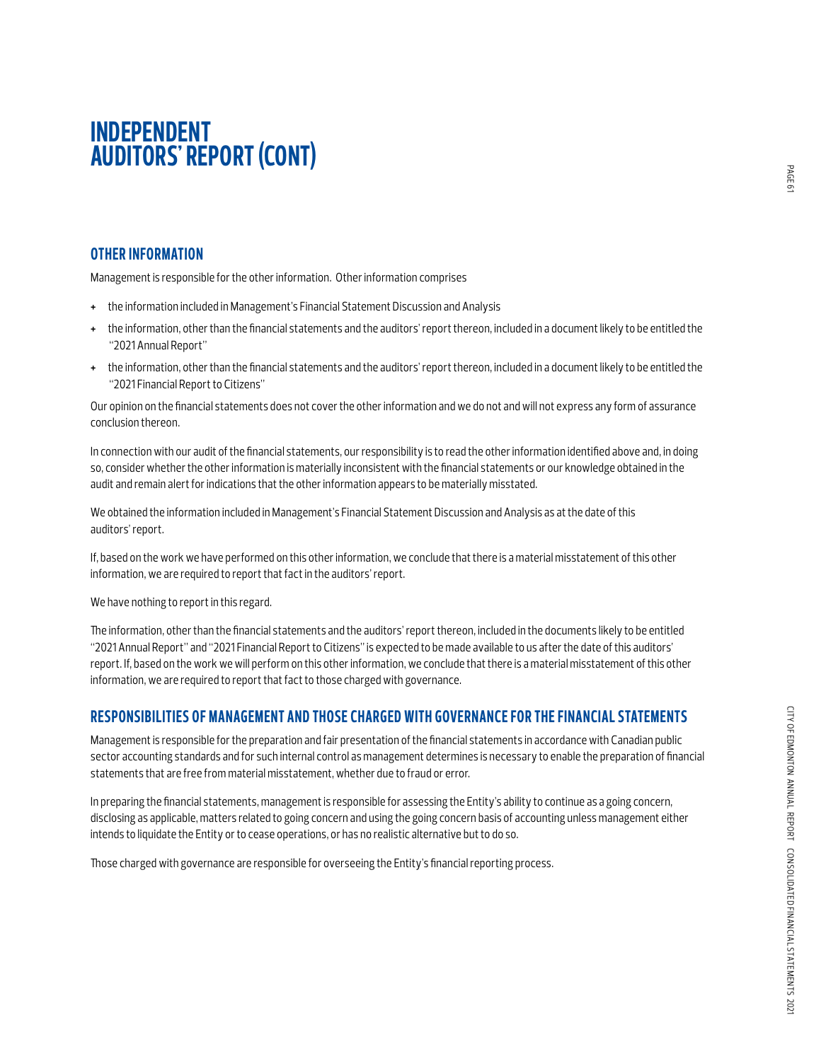# INDEPENDENT AUDITORS' REPORT (CONT)

## OTHER INFORMATION

Management is responsible for the other information. Other information comprises

- the information included in Management's Financial Statement Discussion and Analysis
- the information, other than the financial statements and the auditors' report thereon, included in a document likely to be entitled the "2021 Annual Report"
- the information, other than the financial statements and the auditors' report thereon, included in a document likely to be entitled the "2021 Financial Report to Citizens"

Our opinion on the financial statements does not cover the other information and we do not and will not express any form of assurance conclusion thereon.

In connection with our audit of the financial statements, our responsibility is to read the other information identified above and, in doing so, consider whether the other information is materially inconsistent with the financial statements or our knowledge obtained in the audit and remain alert for indications that the other information appears to be materially misstated.

We obtained the information included in Management's Financial Statement Discussion and Analysis as at the date of this auditors' report.

If, based on the work we have performed on this other information, we conclude that there is a material misstatement of this other information, we are required to report that fact in the auditors' report.

We have nothing to report in this regard.

The information, other than the financial statements and the auditors' report thereon, included in the documents likely to be entitled "2021 Annual Report" and "2021 Financial Report to Citizens" is expected to be made available to us after the date of this auditors' report. If, based on the work we will perform on this other information, we conclude that there is a material misstatement of this other information, we are required to report that fact to those charged with governance.

## RESPONSIBILITIES OF MANAGEMENT AND THOSE CHARGED WITH GOVERNANCE FOR THE FINANCIAL STATEMENTS

Management is responsible for the preparation and fair presentation of the financial statements in accordance with Canadian public sector accounting standards and for such internal control as management determines is necessary to enable the preparation of financial statements that are free from material misstatement, whether due to fraud or error.

In preparing the financial statements, management is responsible for assessing the Entity's ability to continue as a going concern, disclosing as applicable, matters related to going concern and using the going concern basis of accounting unless management either intends to liquidate the Entity or to cease operations, or has no realistic alternative but to do so.

Those charged with governance are responsible for overseeing the Entity's financial reporting process.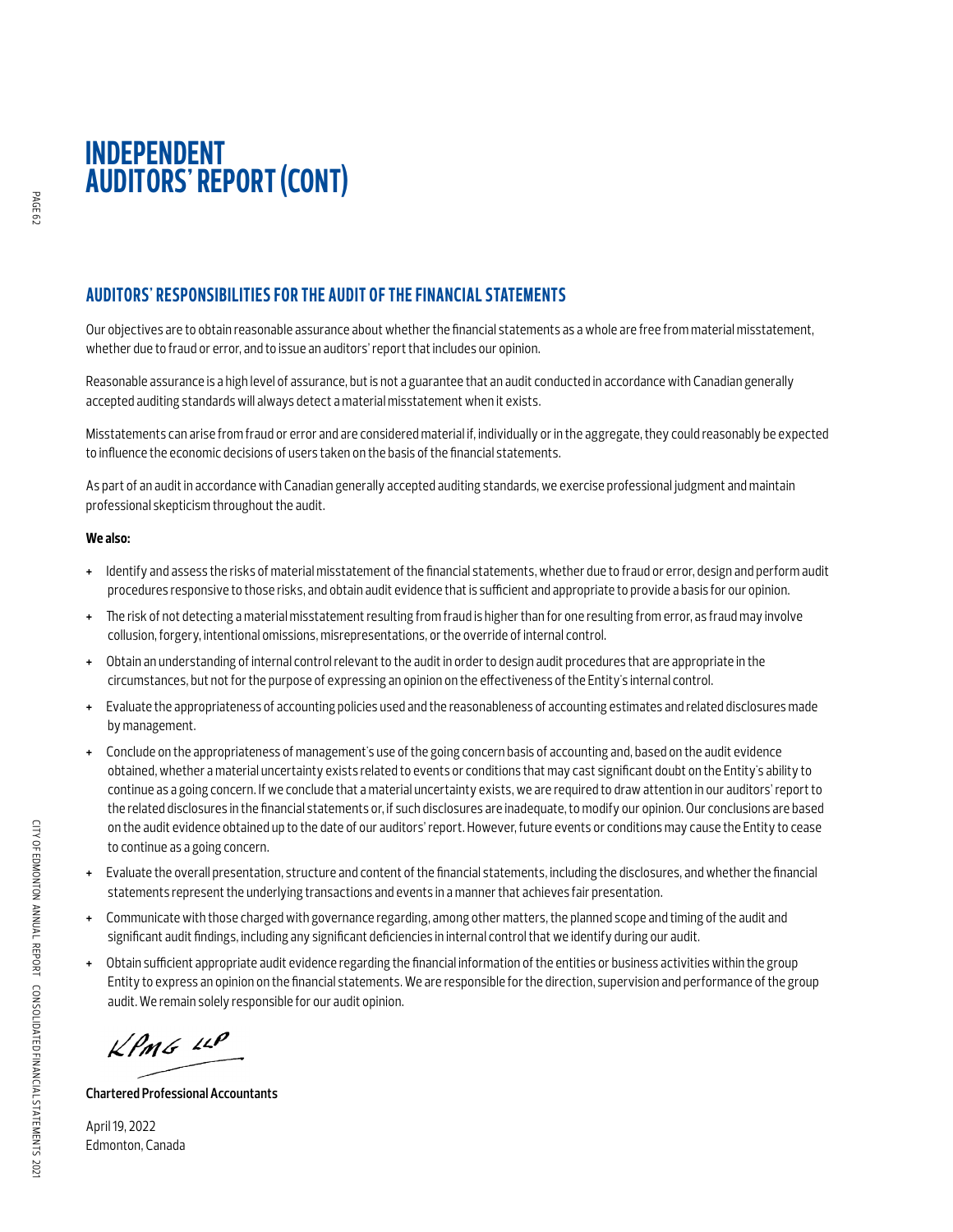# INDEPENDENT AUDITORS' REPORT (CONT)

## AUDITORS' RESPONSIBILITIES FOR THE AUDIT OF THE FINANCIAL STATEMENTS

Our objectives are to obtain reasonable assurance about whether the financial statements as a whole are free from material misstatement, whether due to fraud or error, and to issue an auditors' report that includes our opinion.

Reasonable assurance is a high level of assurance, but is not a guarantee that an audit conducted in accordance with Canadian generally accepted auditing standards will always detect a material misstatement when it exists.

Misstatements can arise from fraud or error and are considered material if, individually or in the aggregate, they could reasonably be expected to influence the economic decisions of users taken on the basis of the financial statements.

As part of an audit in accordance with Canadian generally accepted auditing standards, we exercise professional judgment and maintain professional skepticism throughout the audit.

**We also:**

+ Identify and assess the risks of material misstatement of the financial statements, whether due to fraud or error, design and perform audit procedures responsive to those risks, and obtain audit evidence that is sufficient and appropriate to provide a basis for our opinion.
+ The risk of not detecting a material misstatement resulting from fraud is higher than for one resulting from error, as fraud may involve collusion, forgery, intentional omissions, misrepresentations, or the override of internal control.
+ Obtain an understanding of internal control relevant to the audit in order to design audit procedures that are appropriate in the circumstances, but not for the purpose of expressing an opinion on the effectiveness of the Entity's internal control.
+ Evaluate the appropriateness of accounting policies used and the reasonableness of accounting estimates and related disclosures made by management.
+ Conclude on the appropriateness of management's use of the going concern basis of accounting and, based on the audit evidence obtained, whether a material uncertainty exists related to events or conditions that may cast significant doubt on the Entity's ability to continue as a going concern. If we conclude that a material uncertainty exists, we are required to draw attention in our auditors' report to the related disclosures in the financial statements or, if such disclosures are inadequate, to modify our opinion. Our conclusions are based on the audit evidence obtained up to the date of our auditors' report. However, future events or conditions may cause the Entity to cease to continue as a going concern.
+ Evaluate the overall presentation, structure and content of the financial statements, including the disclosures, and whether the financial statements represent the underlying transactions and events in a manner that achieves fair presentation.
+ Communicate with those charged with governance regarding, among other matters, the planned scope and timing of the audit and significant audit findings, including any significant deficiencies in internal control that we identify during our audit.
+ Obtain sufficient appropriate audit evidence regarding the financial information of the entities or business activities within the group Entity to express an opinion on the financial statements. We are responsible for the direction, supervision and performance of the group audit. We remain solely responsible for our audit opinion.

KPMG LLP

**Chartered Professional Accountants**

April 19, 2022
Edmonton, Canada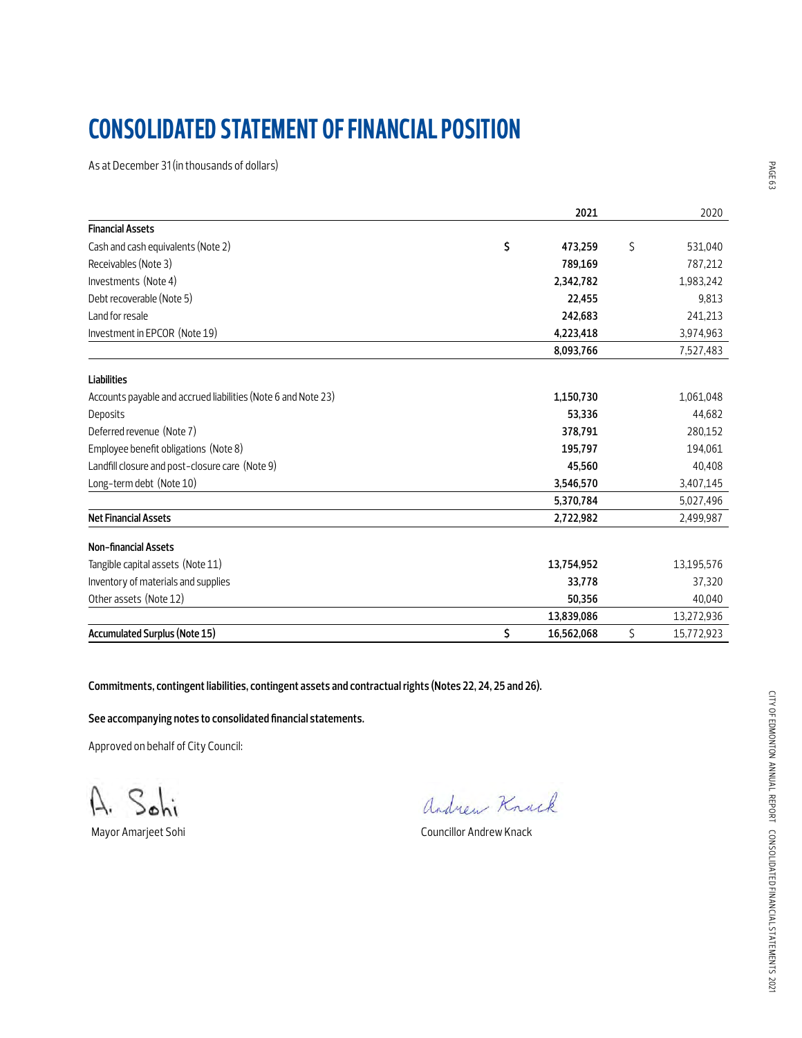# CONSOLIDATED STATEMENT OF FINANCIAL POSITION

As at December 31 (in thousands of dollars)

| | 2021 | 2020 |
|---|---|---|
| **Financial Assets** | | |
| Cash and cash equivalents (Note 2) | **$ 473,259** | $ 531,040 |
| Receivables (Note 3) | **789,169** | 787,212 |
| Investments (Note 4) | **2,342,782** | 1,983,242 |
| Debt recoverable (Note 5) | **22,455** | 9,813 |
| Land for resale | **242,683** | 241,213 |
| Investment in EPCOR (Note 19) | **4,223,418** | 3,974,963 |
| | **8,093,766** | 7,527,483 |
| **Liabilities** | | |
| Accounts payable and accrued liabilities (Note 6 and Note 23) | **1,150,730** | 1,061,048 |
| Deposits | **53,336** | 44,682 |
| Deferred revenue (Note 7) | **378,791** | 280,152 |
| Employee benefit obligations (Note 8) | **195,797** | 194,061 |
| Landfill closure and post-closure care (Note 9) | **45,560** | 40,408 |
| Long-term debt (Note 10) | **3,546,570** | 3,407,145 |
| | **5,370,784** | 5,027,496 |
| **Net Financial Assets** | **2,722,982** | 2,499,987 |
| **Non-financial Assets** | | |
| Tangible capital assets (Note 11) | **13,754,952** | 13,195,576 |
| Inventory of materials and supplies | **33,778** | 37,320 |
| Other assets (Note 12) | **50,356** | 40,040 |
| | **13,839,086** | 13,272,936 |
| **Accumulated Surplus (Note 15)** | **$ 16,562,068** | $ 15,772,923 |

**Commitments, contingent liabilities, contingent assets and contractual rights (Notes 22, 24, 25 and 26).**

**See accompanying notes to consolidated financial statements.**

Approved on behalf of City Council:

A. Sohi

Mayor Amarjeet Sohi

Andrew Knack

Councillor Andrew Knack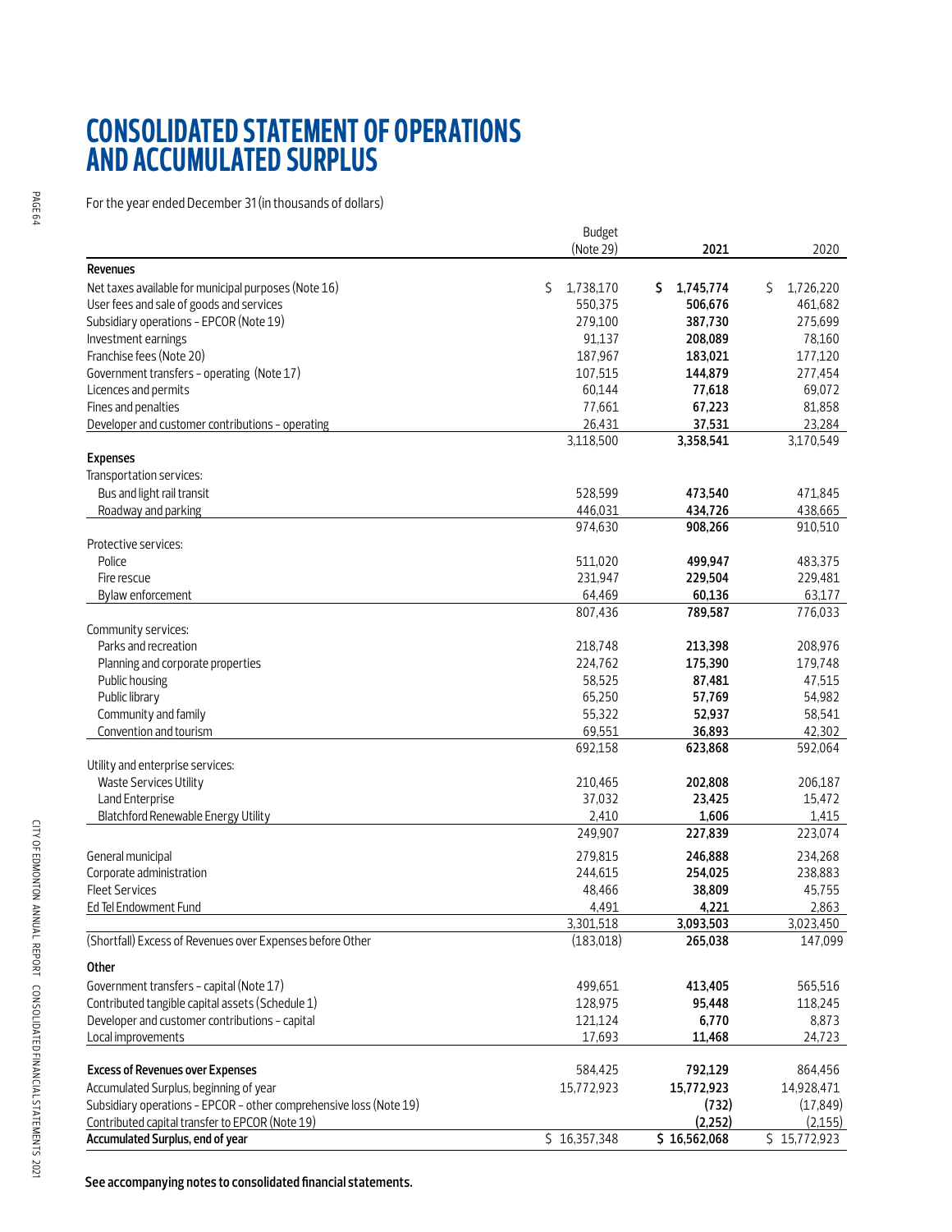# CONSOLIDATED STATEMENT OF OPERATIONS AND ACCUMULATED SURPLUS

For the year ended December 31 (in thousands of dollars)

| | Budget (Note 29) | **2021** | 2020 |
|---|---|---|---|
| **Revenues** | | | |
| Net taxes available for municipal purposes (Note 16) | $ 1,738,170 | **$ 1,745,774** | $ 1,726,220 |
| User fees and sale of goods and services | 550,375 | **506,676** | 461,682 |
| Subsidiary operations – EPCOR (Note 19) | 279,100 | **387,730** | 275,699 |
| Investment earnings | 91,137 | **208,089** | 78,160 |
| Franchise fees (Note 20) | 187,967 | **183,021** | 177,120 |
| Government transfers – operating (Note 17) | 107,515 | **144,879** | 277,454 |
| Licences and permits | 60,144 | **77,618** | 69,072 |
| Fines and penalties | 77,661 | **67,223** | 81,858 |
| Developer and customer contributions – operating | 26,431 | **37,531** | 23,284 |
| | 3,118,500 | **3,358,541** | 3,170,549 |
| **Expenses** | | | |
| Transportation services: | | | |
| Bus and light rail transit | 528,599 | **473,540** | 471,845 |
| Roadway and parking | 446,031 | **434,726** | 438,665 |
| | 974,630 | **908,266** | 910,510 |
| Protective services: | | | |
| Police | 511,020 | **499,947** | 483,375 |
| Fire rescue | 231,947 | **229,504** | 229,481 |
| Bylaw enforcement | 64,469 | **60,136** | 63,177 |
| | 807,436 | **789,587** | 776,033 |
| Community services: | | | |
| Parks and recreation | 218,748 | **213,398** | 208,976 |
| Planning and corporate properties | 224,762 | **175,390** | 179,748 |
| Public housing | 58,525 | **87,481** | 47,515 |
| Public library | 65,250 | **57,769** | 54,982 |
| Community and family | 55,322 | **52,937** | 58,541 |
| Convention and tourism | 69,551 | **36,893** | 42,302 |
| | 692,158 | **623,868** | 592,064 |
| Utility and enterprise services: | | | |
| Waste Services Utility | 210,465 | **202,808** | 206,187 |
| Land Enterprise | 37,032 | **23,425** | 15,472 |
| Blatchford Renewable Energy Utility | 2,410 | **1,606** | 1,415 |
| | 249,907 | **227,839** | 223,074 |
| General municipal | 279,815 | **246,888** | 234,268 |
| Corporate administration | 244,615 | **254,025** | 238,883 |
| Fleet Services | 48,466 | **38,809** | 45,755 |
| Ed Tel Endowment Fund | 4,491 | **4,221** | 2,863 |
| | 3,301,518 | **3,093,503** | 3,023,450 |
| (Shortfall) Excess of Revenues over Expenses before Other | (183,018) | **265,038** | 147,099 |
| **Other** | | | |
| Government transfers – capital (Note 17) | 499,651 | **413,405** | 565,516 |
| Contributed tangible capital assets (Schedule 1) | 128,975 | **95,448** | 118,245 |
| Developer and customer contributions – capital | 121,124 | **6,770** | 8,873 |
| Local improvements | 17,693 | **11,468** | 24,723 |
| **Excess of Revenues over Expenses** | 584,425 | **792,129** | 864,456 |
| Accumulated Surplus, beginning of year | 15,772,923 | **15,772,923** | 14,928,471 |
| Subsidiary operations – EPCOR – other comprehensive loss (Note 19) | | **(732)** | (17,849) |
| Contributed capital transfer to EPCOR (Note 19) | | **(2,252)** | (2,155) |
| **Accumulated Surplus, end of year** | $ 16,357,348 | **$ 16,562,068** | $ 15,772,923 |

**See accompanying notes to consolidated financial statements.**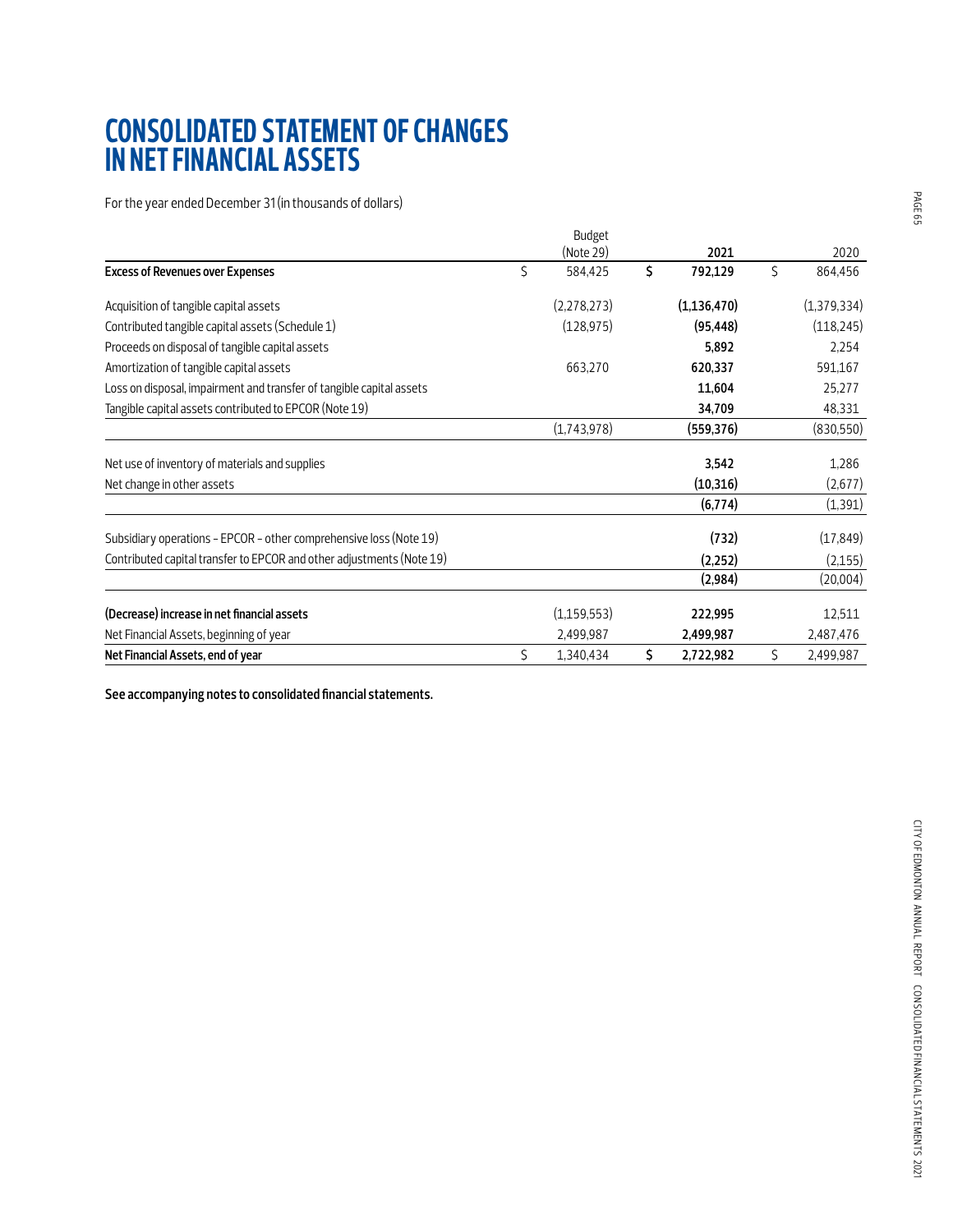# CONSOLIDATED STATEMENT OF CHANGES IN NET FINANCIAL ASSETS

For the year ended December 31 (in thousands of dollars)

| | Budget (Note 29) | 2021 | 2020 |
|---|---|---|---|
| **Excess of Revenues over Expenses** | $ 584,425 | **$ 792,129** | $ 864,456 |
| Acquisition of tangible capital assets | (2,278,273) | **(1,136,470)** | (1,379,334) |
| Contributed tangible capital assets (Schedule 1) | (128,975) | **(95,448)** | (118,245) |
| Proceeds on disposal of tangible capital assets | | **5,892** | 2,254 |
| Amortization of tangible capital assets | 663,270 | **620,337** | 591,167 |
| Loss on disposal, impairment and transfer of tangible capital assets | | **11,604** | 25,277 |
| Tangible capital assets contributed to EPCOR (Note 19) | | **34,709** | 48,331 |
| | (1,743,978) | **(559,376)** | (830,550) |
| Net use of inventory of materials and supplies | | **3,542** | 1,286 |
| Net change in other assets | | **(10,316)** | (2,677) |
| | | **(6,774)** | (1,391) |
| Subsidiary operations – EPCOR – other comprehensive loss (Note 19) | | **(732)** | (17,849) |
| Contributed capital transfer to EPCOR and other adjustments (Note 19) | | **(2,252)** | (2,155) |
| | | **(2,984)** | (20,004) |
| **(Decrease) increase in net financial assets** | (1,159,553) | **222,995** | 12,511 |
| Net Financial Assets, beginning of year | 2,499,987 | **2,499,987** | 2,487,476 |
| **Net Financial Assets, end of year** | $ 1,340,434 | **$ 2,722,982** | $ 2,499,987 |

**See accompanying notes to consolidated financial statements.**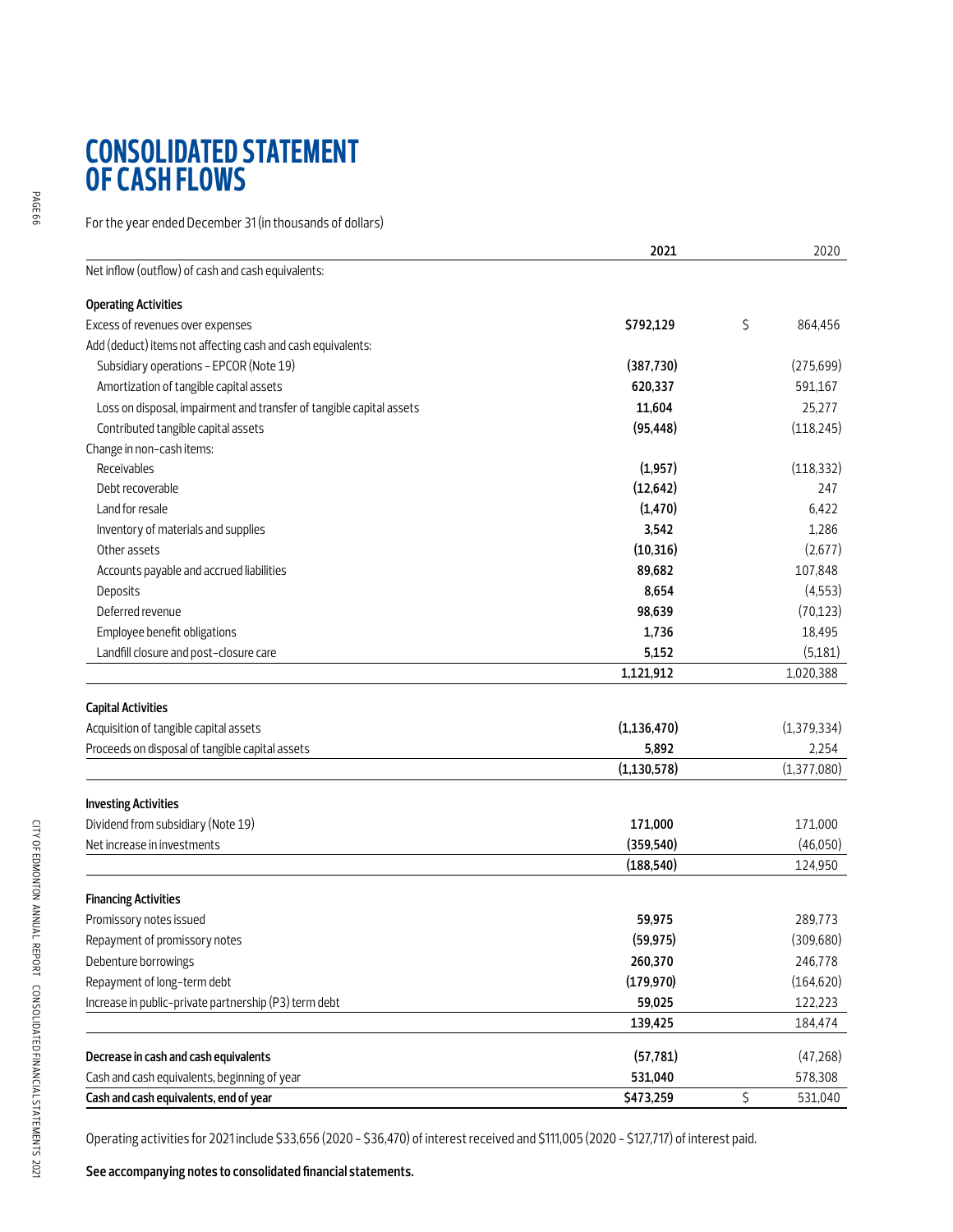# CONSOLIDATED STATEMENT OF CASH FLOWS

For the year ended December 31 (in thousands of dollars)

| | 2021 | 2020 |
|---|---|---|
| Net inflow (outflow) of cash and cash equivalents: | | |
| **Operating Activities** | | |
| Excess of revenues over expenses | **$792,129** | $ 864,456 |
| Add (deduct) items not affecting cash and cash equivalents: | | |
| Subsidiary operations - EPCOR (Note 19) | **(387,730)** | (275,699) |
| Amortization of tangible capital assets | **620,337** | 591,167 |
| Loss on disposal, impairment and transfer of tangible capital assets | **11,604** | 25,277 |
| Contributed tangible capital assets | **(95,448)** | (118,245) |
| Change in non-cash items: | | |
| Receivables | **(1,957)** | (118,332) |
| Debt recoverable | **(12,642)** | 247 |
| Land for resale | **(1,470)** | 6,422 |
| Inventory of materials and supplies | **3,542** | 1,286 |
| Other assets | **(10,316)** | (2,677) |
| Accounts payable and accrued liabilities | **89,682** | 107,848 |
| Deposits | **8,654** | (4,553) |
| Deferred revenue | **98,639** | (70,123) |
| Employee benefit obligations | **1,736** | 18,495 |
| Landfill closure and post-closure care | **5,152** | (5,181) |
| | **1,121,912** | 1,020,388 |
| **Capital Activities** | | |
| Acquisition of tangible capital assets | **(1,136,470)** | (1,379,334) |
| Proceeds on disposal of tangible capital assets | **5,892** | 2,254 |
| | **(1,130,578)** | (1,377,080) |
| **Investing Activities** | | |
| Dividend from subsidiary (Note 19) | **171,000** | 171,000 |
| Net increase in investments | **(359,540)** | (46,050) |
| | **(188,540)** | 124,950 |
| **Financing Activities** | | |
| Promissory notes issued | **59,975** | 289,773 |
| Repayment of promissory notes | **(59,975)** | (309,680) |
| Debenture borrowings | **260,370** | 246,778 |
| Repayment of long-term debt | **(179,970)** | (164,620) |
| Increase in public-private partnership (P3) term debt | **59,025** | 122,223 |
| | **139,425** | 184,474 |
| **Decrease in cash and cash equivalents** | **(57,781)** | (47,268) |
| Cash and cash equivalents, beginning of year | **531,040** | 578,308 |
| **Cash and cash equivalents, end of year** | **$473,259** | $ 531,040 |

Operating activities for 2021 include $33,656 (2020 - $36,470) of interest received and $111,005 (2020 - $127,717) of interest paid.

**See accompanying notes to consolidated financial statements.**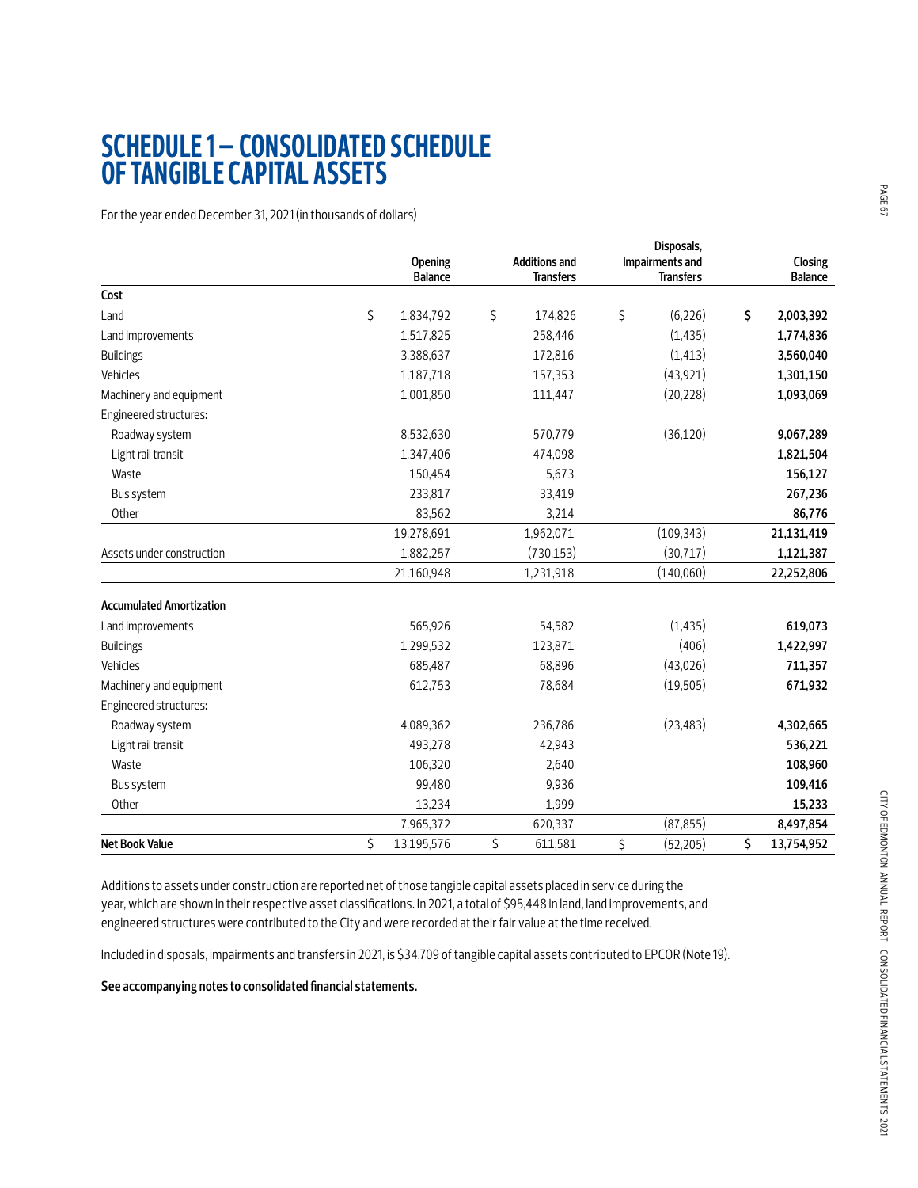# SCHEDULE 1 – CONSOLIDATED SCHEDULE OF TANGIBLE CAPITAL ASSETS

For the year ended December 31, 2021 (in thousands of dollars)

| | Opening Balance | Additions and Transfers | Disposals, Impairments and Transfers | Closing Balance |
|---|---|---|---|---|
| **Cost** | | | | |
| Land | $ 1,834,792 | $ 174,826 | $ (6,226) | **$ 2,003,392** |
| Land improvements | 1,517,825 | 258,446 | (1,435) | **1,774,836** |
| Buildings | 3,388,637 | 172,816 | (1,413) | **3,560,040** |
| Vehicles | 1,187,718 | 157,353 | (43,921) | **1,301,150** |
| Machinery and equipment | 1,001,850 | 111,447 | (20,228) | **1,093,069** |
| Engineered structures: | | | | |
| Roadway system | 8,532,630 | 570,779 | (36,120) | **9,067,289** |
| Light rail transit | 1,347,406 | 474,098 | | **1,821,504** |
| Waste | 150,454 | 5,673 | | **156,127** |
| Bus system | 233,817 | 33,419 | | **267,236** |
| Other | 83,562 | 3,214 | | **86,776** |
| | 19,278,691 | 1,962,071 | (109,343) | **21,131,419** |
| Assets under construction | 1,882,257 | (730,153) | (30,717) | **1,121,387** |
| | 21,160,948 | 1,231,918 | (140,060) | **22,252,806** |
| **Accumulated Amortization** | | | | |
| Land improvements | 565,926 | 54,582 | (1,435) | **619,073** |
| Buildings | 1,299,532 | 123,871 | (406) | **1,422,997** |
| Vehicles | 685,487 | 68,896 | (43,026) | **711,357** |
| Machinery and equipment | 612,753 | 78,684 | (19,505) | **671,932** |
| Engineered structures: | | | | |
| Roadway system | 4,089,362 | 236,786 | (23,483) | **4,302,665** |
| Light rail transit | 493,278 | 42,943 | | **536,221** |
| Waste | 106,320 | 2,640 | | **108,960** |
| Bus system | 99,480 | 9,936 | | **109,416** |
| Other | 13,234 | 1,999 | | **15,233** |
| | 7,965,372 | 620,337 | (87,855) | **8,497,854** |
| **Net Book Value** | $ 13,195,576 | $ 611,581 | $ (52,205) | **$ 13,754,952** |

Additions to assets under construction are reported net of those tangible capital assets placed in service during the year, which are shown in their respective asset classifications. In 2021, a total of $95,448 in land, land improvements, and engineered structures were contributed to the City and were recorded at their fair value at the time received.

Included in disposals, impairments and transfers in 2021, is $34,709 of tangible capital assets contributed to EPCOR (Note 19).

**See accompanying notes to consolidated financial statements.**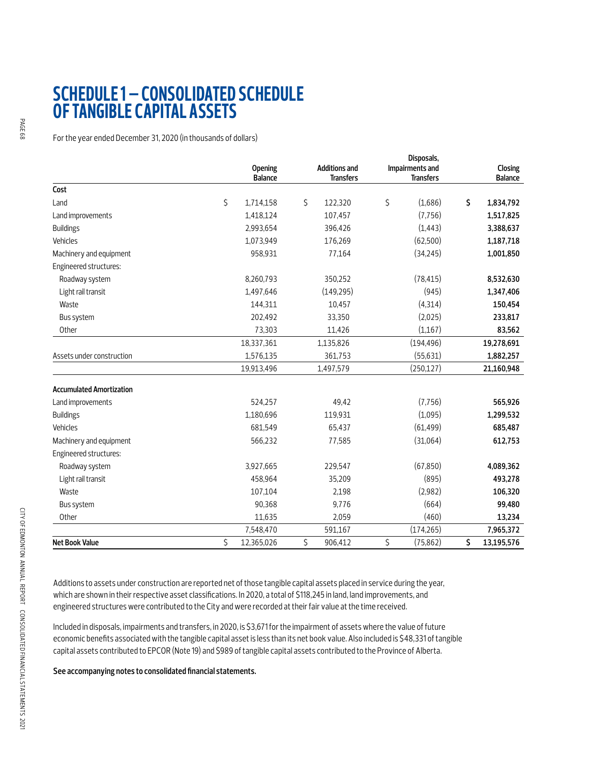# SCHEDULE 1 – CONSOLIDATED SCHEDULE OF TANGIBLE CAPITAL ASSETS

For the year ended December 31, 2020 (in thousands of dollars)

| | Opening Balance | Additions and Transfers | Disposals, Impairments and Transfers | Closing Balance |
|---|---|---|---|---|
| **Cost** | | | | |
| Land | $ 1,714,158 | $ 122,320 | $ (1,686) | **$ 1,834,792** |
| Land improvements | 1,418,124 | 107,457 | (7,756) | **1,517,825** |
| Buildings | 2,993,654 | 396,426 | (1,443) | **3,388,637** |
| Vehicles | 1,073,949 | 176,269 | (62,500) | **1,187,718** |
| Machinery and equipment | 958,931 | 77,164 | (34,245) | **1,001,850** |
| Engineered structures: | | | | |
| Roadway system | 8,260,793 | 350,252 | (78,415) | **8,532,630** |
| Light rail transit | 1,497,646 | (149,295) | (945) | **1,347,406** |
| Waste | 144,311 | 10,457 | (4,314) | **150,454** |
| Bus system | 202,492 | 33,350 | (2,025) | **233,817** |
| Other | 73,303 | 11,426 | (1,167) | **83,562** |
| | 18,337,361 | 1,135,826 | (194,496) | **19,278,691** |
| Assets under construction | 1,576,135 | 361,753 | (55,631) | **1,882,257** |
| | 19,913,496 | 1,497,579 | (250,127) | **21,160,948** |
| **Accumulated Amortization** | | | | |
| Land improvements | 524,257 | 49,42 | (7,756) | **565,926** |
| Buildings | 1,180,696 | 119,931 | (1,095) | **1,299,532** |
| Vehicles | 681,549 | 65,437 | (61,499) | **685,487** |
| Machinery and equipment | 566,232 | 77,585 | (31,064) | **612,753** |
| Engineered structures: | | | | |
| Roadway system | 3,927,665 | 229,547 | (67,850) | **4,089,362** |
| Light rail transit | 458,964 | 35,209 | (895) | **493,278** |
| Waste | 107,104 | 2,198 | (2,982) | **106,320** |
| Bus system | 90,368 | 9,776 | (664) | **99,480** |
| Other | 11,635 | 2,059 | (460) | **13,234** |
| | 7,548,470 | 591,167 | (174,265) | **7,965,372** |
| **Net Book Value** | $ 12,365,026 | $ 906,412 | $ (75,862) | **$ 13,195,576** |

Additions to assets under construction are reported net of those tangible capital assets placed in service during the year, which are shown in their respective asset classifications. In 2020, a total of $118,245 in land, land improvements, and engineered structures were contributed to the City and were recorded at their fair value at the time received.

Included in disposals, impairments and transfers, in 2020, is $3,671 for the impairment of assets where the value of future economic benefits associated with the tangible capital asset is less than its net book value. Also included is $48,331 of tangible capital assets contributed to EPCOR (Note 19) and $989 of tangible capital assets contributed to the Province of Alberta.

**See accompanying notes to consolidated financial statements.**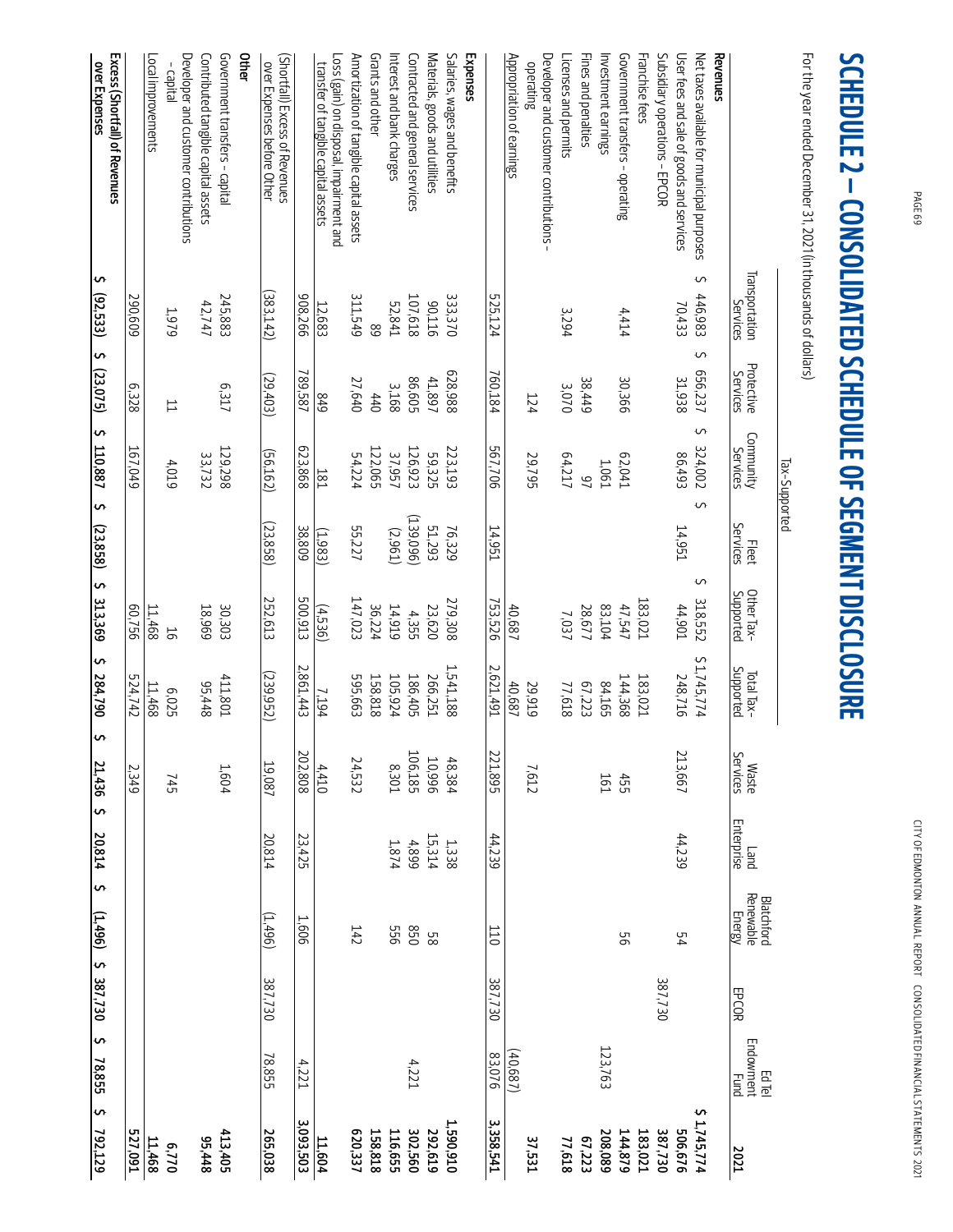# SCHEDULE 2 – CONSOLIDATED SCHEDULE OF SEGMENT DISCLOSURE

For the year ended December 31, 2021 (in thousands of dollars)

| | Tax-Supported | | | | | | | | | | | |
|---|---|---|---|---|---|---|---|---|---|---|---|---|
| | Transportation Services | Protective Services | Community Services | Fleet Services | Other Tax-Supported | Total Tax-Supported | Waste Services | Land Enterprise | Blatchford Renewable Energy | EPCOR | Ed Tel Endowment Fund | 2021 |
| **Revenues** | | | | | | | | | | | | |
| Net taxes available for municipal purposes | $ 446,983 | $ 656,237 | $ 324,002 | $ | $ 318,552 | $ 1,745,774 | | | | | | **$ 1,745,774** |
| User fees and sale of goods and services | 70,433 | 31,938 | 86,493 | 14,951 | 44,901 | 248,716 | 213,667 | 44,239 | 54 | | | **506,676** |
| Subsidiary operations – EPCOR | | | | | | | | | | 387,730 | | **387,730** |
| Franchise fees | | | | | 183,021 | 183,021 | | | | | | **183,021** |
| Government transfers – operating | 4,414 | 30,366 | 62,041 | | 47,547 | 144,368 | 455 | | 56 | | | **144,879** |
| Investment earnings | | | 1,061 | | 83,104 | 84,165 | 161 | | | | 123,763 | **208,089** |
| Fines and penalties | | 38,449 | 97 | | 28,677 | 67,223 | | | | | | **67,223** |
| Licenses and permits | 3,294 | 3,070 | 64,217 | | 7,037 | 77,618 | | | | | | **77,618** |
| Developer and customer contributions - operating | | 124 | 29,795 | | | 29,919 | 7,612 | | | | | **37,531** |
| Appropriation of earnings | | | | | 40,687 | 40,687 | | | | | (40,687) | |
| | 525,124 | 760,184 | 567,706 | 14,951 | 753,526 | 2,621,491 | 221,895 | 44,239 | 110 | 387,730 | 83,076 | **3,358,541** |
| **Expenses** | | | | | | | | | | | | |
| Salaries, wages and benefits | 333,370 | 628,988 | 223,193 | 76,329 | 279,308 | 1,541,188 | 48,384 | 1,338 | | | | **1,590,910** |
| Materials, goods and utilities | 90,116 | 41,897 | 59,325 | 51,293 | 23,620 | 266,251 | 10,996 | 15,314 | 58 | | | **292,619** |
| Contracted and general services | 107,618 | 86,605 | 126,923 | (139,096) | 4,355 | 186,405 | 106,185 | 4,899 | 850 | | 4,221 | **302,560** |
| Interest and bank charges | 52,841 | 3,168 | 37,957 | (2,961) | 14,919 | 105,924 | 8,301 | 1,874 | 556 | | | **116,655** |
| Grants and other | 89 | 440 | 122,065 | | 36,224 | 158,818 | | | | | | **158,818** |
| Amortization of tangible capital assets | 311,549 | 27,640 | 54,224 | 55,227 | 147,023 | 595,663 | 24,532 | | 142 | | | **620,337** |
| Loss (gain) on disposal, impairment and transfer of tangible capital assets | 12,683 | 849 | 181 | (1,983) | (4,536) | 7,194 | 4,410 | | | | | **11,604** |
| | 908,266 | 789,587 | 623,868 | 38,809 | 500,913 | 2,861,443 | 202,808 | 23,425 | 1,606 | | 4,221 | **3,093,503** |
| (Shortfall) Excess of Revenues over Expenses before Other | (383,142) | (29,403) | (56,162) | (23,858) | 252,613 | (239,952) | 19,087 | 20,814 | (1,496) | 387,730 | 78,855 | **265,038** |
| **Other** | | | | | | | | | | | | |
| Government transfers – capital | 245,883 | 6,317 | 129,298 | | 30,303 | 411,801 | 1,604 | | | | | **413,405** |
| Contributed tangible capital assets | 42,747 | | 33,732 | | 18,969 | 95,448 | | | | | | **95,448** |
| Developer and customer contributions – capital | 1,979 | 11 | 4,019 | | 16 | 6,025 | 745 | | | | | **6,770** |
| Local improvements | | | | | 11,468 | 11,468 | | | | | | **11,468** |
| | 290,609 | 6,328 | 167,049 | | 60,756 | 524,742 | 2,349 | | | | | **527,091** |
| **Excess (Shortfall) of Revenues over Expenses** | **$ (92,533)** | **$ (23,075)** | **$ 110,887** | **$ (23,858)** | **$ 313,369** | **$ 284,790** | **$ 21,436** | **$ 20,814** | **$ (1,496)** | **$ 387,730** | **$ 78,855** | **$ 792,129** |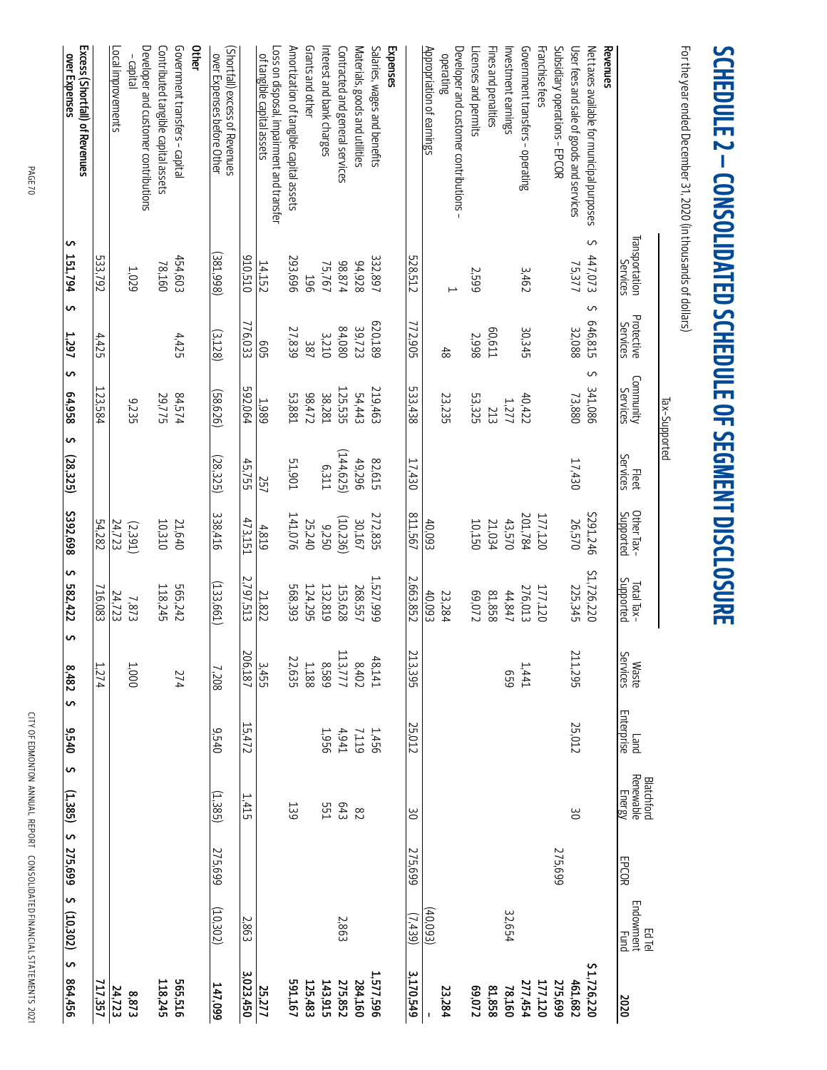# SCHEDULE 2 – CONSOLIDATED SCHEDULE OF SEGMENT DISCLOSURE

For the year ended December 31, 2020 (in thousands of dollars)

| | Tax-Supported | | | | | | | | | | | |
|---|---|---|---|---|---|---|---|---|---|---|---|---|
| | Transportation Services | Protective Services | Community Services | Fleet Services | Other Tax-Supported | Total Tax-Supported | Waste Services | Land Enterprise | Blatchford Renewable Energy | EPCOR | Ed Tel Endowment Fund | 2020 |
| **Revenues** | | | | | | | | | | | | |
| Net taxes available for municipal purposes | $ 447,073 | $ 646,815 | $ 341,086 | | $291,246 | $1,726,220 | | | | | | **$ 1,726,220** |
| User fees and sale of goods and services | 75,377 | 32,088 | 73,880 | 17,430 | 26,570 | 225,345 | 211,295 | 25,012 | 30 | | | **461,682** |
| Subsidiary operations – EPCOR | | | | | | | | | | 275,699 | | **275,699** |
| Franchise fees | | | | | 177,120 | 177,120 | | | | | | **177,120** |
| Government transfers – operating | 3,462 | 30,345 | 40,422 | | 201,784 | 276,013 | 1,441 | | | | | **277,454** |
| Investment earnings | | | 1,277 | | 43,570 | 44,847 | 659 | | | | 32,654 | **78,160** |
| Fines and penalties | | 60,611 | 213 | | 21,034 | 81,858 | | | | | | **81,858** |
| Licenses and permits | 2,599 | 2,998 | 53,325 | | 10,150 | 69,072 | | | | | | **69,072** |
| Developer and customer contributions - operating | 1 | 48 | 23,235 | | | 23,284 | | | | | | **23,284** |
| Appropriation of earnings | | | | | 40,093 | 40,093 | | | | | (40,093) | **-** |
| | 528,512 | 772,905 | 533,438 | 17,430 | 811,567 | 2,663,852 | 213,395 | 25,012 | 30 | 275,699 | (7,439) | **3,170,549** |
| **Expenses** | | | | | | | | | | | | |
| Salaries, wages and benefits | 332,897 | 620,189 | 219,463 | 82,615 | 272,835 | 1,527,999 | 48,141 | 1,456 | | | | **1,577,596** |
| Materials, goods and utilities | 94,928 | 39,723 | 54,443 | 49,296 | 30,167 | 268,557 | 8,402 | 7,119 | 82 | | | **284,160** |
| Contracted and general services | 98,874 | 84,080 | 125,535 | (144,625) | (10,236) | 153,628 | 113,777 | 4,941 | 643 | | 2,863 | **275,852** |
| Interest and bank charges | 75,767 | 3,210 | 38,281 | 6,311 | 9,250 | 132,819 | 8,589 | 1,956 | 551 | | | **143,915** |
| Grants and other | 196 | 387 | 98,472 | | 25,240 | 124,295 | 1,188 | | | | | **125,483** |
| Amortization of tangible capital assets | 293,696 | 27,839 | 53,881 | 51,901 | 141,076 | 568,393 | 22,635 | | 139 | | | **591,167** |
| Loss on disposal, impairment and transfer of tangible capital assets | 14,152 | 605 | 1,989 | 257 | 4,819 | 21,822 | 3,455 | | | | | **25,277** |
| | 910,510 | 776,033 | 592,064 | 45,755 | 473,151 | 2,797,513 | 206,187 | 15,472 | 1,415 | | 2,863 | **3,023,450** |
| (Shortfall) excess of Revenues over Expenses before Other | (381,998) | (3,128) | (58,626) | (28,325) | 338,416 | (133,661) | 7,208 | 9,540 | (1,385) | 275,699 | (10,302) | **147,099** |
| **Other** | | | | | | | | | | | | |
| Government transfers – capital | 454,603 | 4,425 | 84,574 | | 21,640 | 565,242 | 274 | | | | | **565,516** |
| Contributed tangible capital assets | 78,160 | | 29,775 | | 10,310 | 118,245 | | | | | | **118,245** |
| Developer and customer contributions – capital | 1,029 | | 9,235 | | (2,391) | 7,873 | 1,000 | | | | | **8,873** |
| Local improvements | | | | | 24,723 | 24,723 | | | | | | **24,723** |
| | 533,792 | 4,425 | 123,584 | | 54,282 | 716,083 | 1,274 | | | | | **717,357** |
| **Excess (Shortfall) of Revenues over Expenses** | **$ 151,794** | **$ 1,297** | **$ 64,958** | **$ (28,325)** | **$392,698** | **$ 582,422** | **$ 8,482** | **$ 9,540** | **$ (1,385)** | **$ 275,699** | **$ (10,302)** | **$ 864,456** |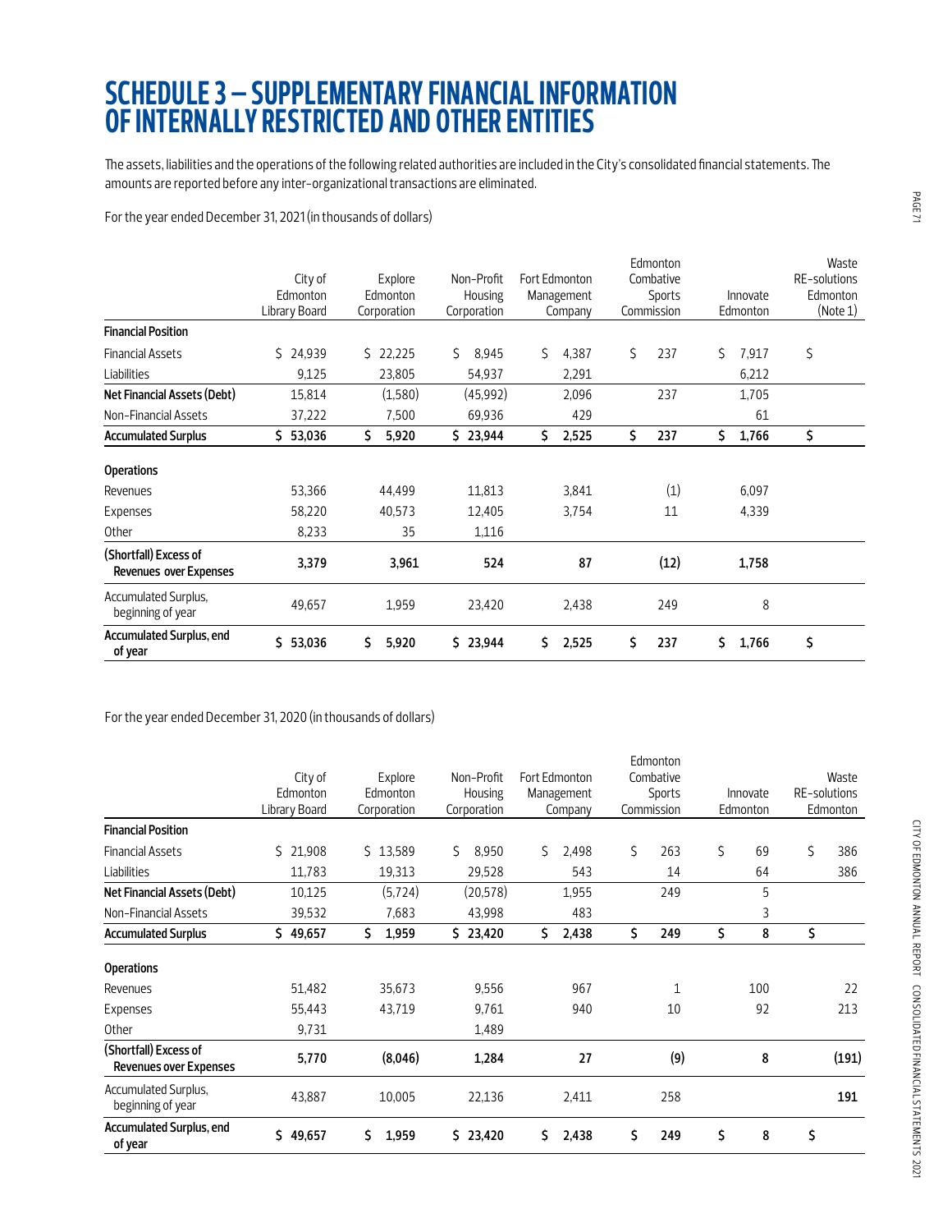# SCHEDULE 3 – SUPPLEMENTARY FINANCIAL INFORMATION OF INTERNALLY RESTRICTED AND OTHER ENTITIES

The assets, liabilities and the operations of the following related authorities are included in the City's consolidated financial statements. The amounts are reported before any inter-organizational transactions are eliminated.

For the year ended December 31, 2021 (in thousands of dollars)

| | City of Edmonton Library Board | Explore Edmonton Corporation | Non-Profit Housing Corporation | Fort Edmonton Management Company | Edmonton Combative Sports Commission | Innovate Edmonton | Waste RE-solutions Edmonton (Note 1) |
|---|---|---|---|---|---|---|---|
| **Financial Position** | | | | | | | |
| Financial Assets | $ 24,939 | $ 22,225 | $ 8,945 | $ 4,387 | $ 237 | $ 7,917 | $ |
| Liabilities | 9,125 | 23,805 | 54,937 | 2,291 | | 6,212 | |
| **Net Financial Assets (Debt)** | 15,814 | (1,580) | (45,992) | 2,096 | 237 | 1,705 | |
| Non-Financial Assets | 37,222 | 7,500 | 69,936 | 429 | | 61 | |
| **Accumulated Surplus** | **$ 53,036** | **$ 5,920** | **$ 23,944** | **$ 2,525** | **$ 237** | **$ 1,766** | **$** |
| **Operations** | | | | | | | |
| Revenues | 53,366 | 44,499 | 11,813 | 3,841 | (1) | 6,097 | |
| Expenses | 58,220 | 40,573 | 12,405 | 3,754 | 11 | 4,339 | |
| Other | 8,233 | 35 | 1,116 | | | | |
| **(Shortfall) Excess of Revenues over Expenses** | **3,379** | **3,961** | **524** | **87** | **(12)** | **1,758** | |
| Accumulated Surplus, beginning of year | 49,657 | 1,959 | 23,420 | 2,438 | 249 | 8 | |
| **Accumulated Surplus, end of year** | **$ 53,036** | **$ 5,920** | **$ 23,944** | **$ 2,525** | **$ 237** | **$ 1,766** | **$** |

For the year ended December 31, 2020 (in thousands of dollars)

| | City of Edmonton Library Board | Explore Edmonton Corporation | Non-Profit Housing Corporation | Fort Edmonton Management Company | Edmonton Combative Sports Commission | Innovate Edmonton | Waste RE-solutions Edmonton |
|---|---|---|---|---|---|---|---|
| **Financial Position** | | | | | | | |
| Financial Assets | $ 21,908 | $ 13,589 | $ 8,950 | $ 2,498 | $ 263 | $ 69 | $ 386 |
| Liabilities | 11,783 | 19,313 | 29,528 | 543 | 14 | 64 | 386 |
| **Net Financial Assets (Debt)** | 10,125 | (5,724) | (20,578) | 1,955 | 249 | 5 | |
| Non-Financial Assets | 39,532 | 7,683 | 43,998 | 483 | | 3 | |
| **Accumulated Surplus** | **$ 49,657** | **$ 1,959** | **$ 23,420** | **$ 2,438** | **$ 249** | **$ 8** | **$** |
| **Operations** | | | | | | | |
| Revenues | 51,482 | 35,673 | 9,556 | 967 | 1 | 100 | 22 |
| Expenses | 55,443 | 43,719 | 9,761 | 940 | 10 | 92 | 213 |
| Other | 9,731 | | 1,489 | | | | |
| **(Shortfall) Excess of Revenues over Expenses** | **5,770** | **(8,046)** | **1,284** | **27** | **(9)** | **8** | **(191)** |
| Accumulated Surplus, beginning of year | 43,887 | 10,005 | 22,136 | 2,411 | 258 | | **191** |
| **Accumulated Surplus, end of year** | **$ 49,657** | **$ 1,959** | **$ 23,420** | **$ 2,438** | **$ 249** | **$ 8** | **$** |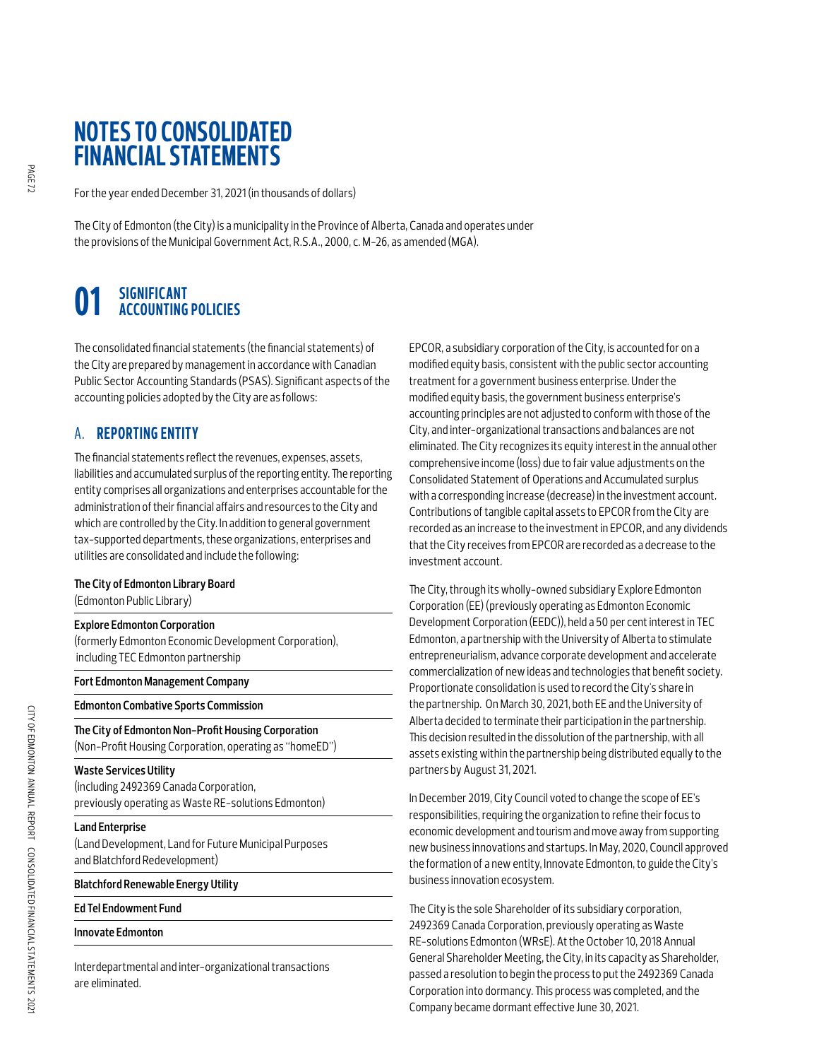# NOTES TO CONSOLIDATED FINANCIAL STATEMENTS

For the year ended December 31, 2021 (in thousands of dollars)

The City of Edmonton (the City) is a municipality in the Province of Alberta, Canada and operates under the provisions of the Municipal Government Act, R.S.A., 2000, c. M-26, as amended (MGA).

## 01 SIGNIFICANT ACCOUNTING POLICIES

The consolidated financial statements (the financial statements) of the City are prepared by management in accordance with Canadian Public Sector Accounting Standards (PSAS). Significant aspects of the accounting policies adopted by the City are as follows:

### A. REPORTING ENTITY

The financial statements reflect the revenues, expenses, assets, liabilities and accumulated surplus of the reporting entity. The reporting entity comprises all organizations and enterprises accountable for the administration of their financial affairs and resources to the City and which are controlled by the City. In addition to general government tax-supported departments, these organizations, enterprises and utilities are consolidated and include the following:

**The City of Edmonton Library Board**
(Edmonton Public Library)

**Explore Edmonton Corporation**
(formerly Edmonton Economic Development Corporation), including TEC Edmonton partnership

**Fort Edmonton Management Company**

**Edmonton Combative Sports Commission**

**The City of Edmonton Non-Profit Housing Corporation**
(Non-Profit Housing Corporation, operating as "homeED")

**Waste Services Utility**
(including 2492369 Canada Corporation, previously operating as Waste RE-solutions Edmonton)

**Land Enterprise**
(Land Development, Land for Future Municipal Purposes and Blatchford Redevelopment)

**Blatchford Renewable Energy Utility**

**Ed Tel Endowment Fund**

**Innovate Edmonton**

Interdepartmental and inter-organizational transactions are eliminated.

EPCOR, a subsidiary corporation of the City, is accounted for on a modified equity basis, consistent with the public sector accounting treatment for a government business enterprise. Under the modified equity basis, the government business enterprise's accounting principles are not adjusted to conform with those of the City, and inter-organizational transactions and balances are not eliminated. The City recognizes its equity interest in the annual other comprehensive income (loss) due to fair value adjustments on the Consolidated Statement of Operations and Accumulated surplus with a corresponding increase (decrease) in the investment account. Contributions of tangible capital assets to EPCOR from the City are recorded as an increase to the investment in EPCOR, and any dividends that the City receives from EPCOR are recorded as a decrease to the investment account.

The City, through its wholly-owned subsidiary Explore Edmonton Corporation (EE) (previously operating as Edmonton Economic Development Corporation (EEDC)), held a 50 per cent interest in TEC Edmonton, a partnership with the University of Alberta to stimulate entrepreneurialism, advance corporate development and accelerate commercialization of new ideas and technologies that benefit society. Proportionate consolidation is used to record the City's share in the partnership. On March 30, 2021, both EE and the University of Alberta decided to terminate their participation in the partnership. This decision resulted in the dissolution of the partnership, with all assets existing within the partnership being distributed equally to the partners by August 31, 2021.

In December 2019, City Council voted to change the scope of EE's responsibilities, requiring the organization to refine their focus to economic development and tourism and move away from supporting new business innovations and startups. In May, 2020, Council approved the formation of a new entity, Innovate Edmonton, to guide the City's business innovation ecosystem.

The City is the sole Shareholder of its subsidiary corporation, 2492369 Canada Corporation, previously operating as Waste RE-solutions Edmonton (WRsE). At the October 10, 2018 Annual General Shareholder Meeting, the City, in its capacity as Shareholder, passed a resolution to begin the process to put the 2492369 Canada Corporation into dormancy. This process was completed, and the Company became dormant effective June 30, 2021.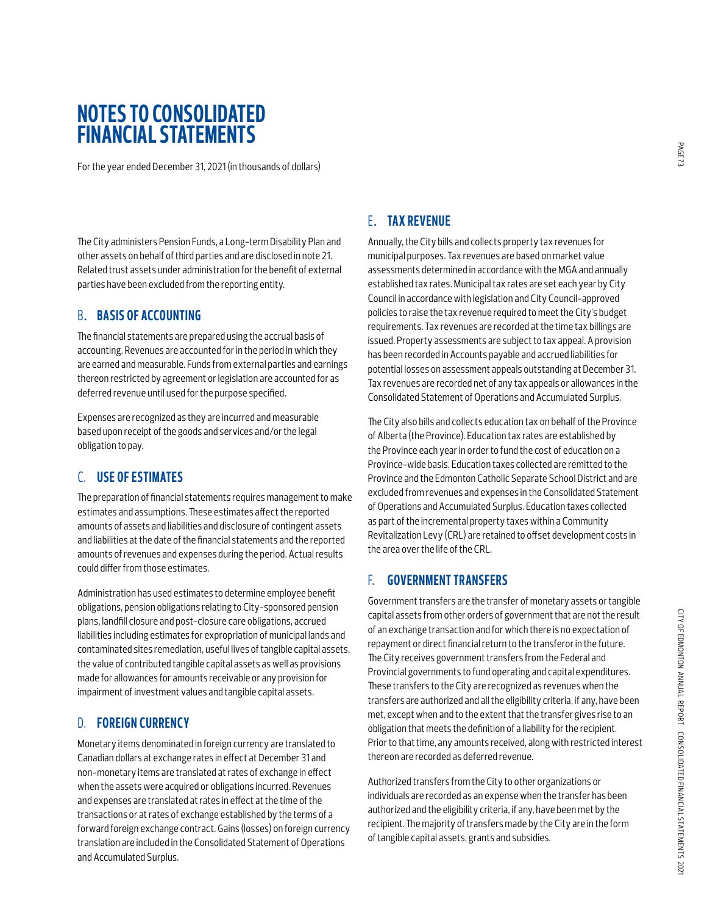# NOTES TO CONSOLIDATED FINANCIAL STATEMENTS

For the year ended December 31, 2021 (in thousands of dollars)

The City administers Pension Funds, a Long-term Disability Plan and other assets on behalf of third parties and are disclosed in note 21. Related trust assets under administration for the benefit of external parties have been excluded from the reporting entity.

## B. BASIS OF ACCOUNTING

The financial statements are prepared using the accrual basis of accounting. Revenues are accounted for in the period in which they are earned and measurable. Funds from external parties and earnings thereon restricted by agreement or legislation are accounted for as deferred revenue until used for the purpose specified.

Expenses are recognized as they are incurred and measurable based upon receipt of the goods and services and/or the legal obligation to pay.

## C. USE OF ESTIMATES

The preparation of financial statements requires management to make estimates and assumptions. These estimates affect the reported amounts of assets and liabilities and disclosure of contingent assets and liabilities at the date of the financial statements and the reported amounts of revenues and expenses during the period. Actual results could differ from those estimates.

Administration has used estimates to determine employee benefit obligations, pension obligations relating to City-sponsored pension plans, landfill closure and post-closure care obligations, accrued liabilities including estimates for expropriation of municipal lands and contaminated sites remediation, useful lives of tangible capital assets, the value of contributed tangible capital assets as well as provisions made for allowances for amounts receivable or any provision for impairment of investment values and tangible capital assets.

## D. FOREIGN CURRENCY

Monetary items denominated in foreign currency are translated to Canadian dollars at exchange rates in effect at December 31 and non-monetary items are translated at rates of exchange in effect when the assets were acquired or obligations incurred. Revenues and expenses are translated at rates in effect at the time of the transactions or at rates of exchange established by the terms of a forward foreign exchange contract. Gains (losses) on foreign currency translation are included in the Consolidated Statement of Operations and Accumulated Surplus.

## E. TAX REVENUE

Annually, the City bills and collects property tax revenues for municipal purposes. Tax revenues are based on market value assessments determined in accordance with the MGA and annually established tax rates. Municipal tax rates are set each year by City Council in accordance with legislation and City Council-approved policies to raise the tax revenue required to meet the City's budget requirements. Tax revenues are recorded at the time tax billings are issued. Property assessments are subject to tax appeal. A provision has been recorded in Accounts payable and accrued liabilities for potential losses on assessment appeals outstanding at December 31. Tax revenues are recorded net of any tax appeals or allowances in the Consolidated Statement of Operations and Accumulated Surplus.

The City also bills and collects education tax on behalf of the Province of Alberta (the Province). Education tax rates are established by the Province each year in order to fund the cost of education on a Province-wide basis. Education taxes collected are remitted to the Province and the Edmonton Catholic Separate School District and are excluded from revenues and expenses in the Consolidated Statement of Operations and Accumulated Surplus. Education taxes collected as part of the incremental property taxes within a Community Revitalization Levy (CRL) are retained to offset development costs in the area over the life of the CRL.

## F. GOVERNMENT TRANSFERS

Government transfers are the transfer of monetary assets or tangible capital assets from other orders of government that are not the result of an exchange transaction and for which there is no expectation of repayment or direct financial return to the transferor in the future. The City receives government transfers from the Federal and Provincial governments to fund operating and capital expenditures. These transfers to the City are recognized as revenues when the transfers are authorized and all the eligibility criteria, if any, have been met, except when and to the extent that the transfer gives rise to an obligation that meets the definition of a liability for the recipient. Prior to that time, any amounts received, along with restricted interest thereon are recorded as deferred revenue.

Authorized transfers from the City to other organizations or individuals are recorded as an expense when the transfer has been authorized and the eligibility criteria, if any, have been met by the recipient. The majority of transfers made by the City are in the form of tangible capital assets, grants and subsidies.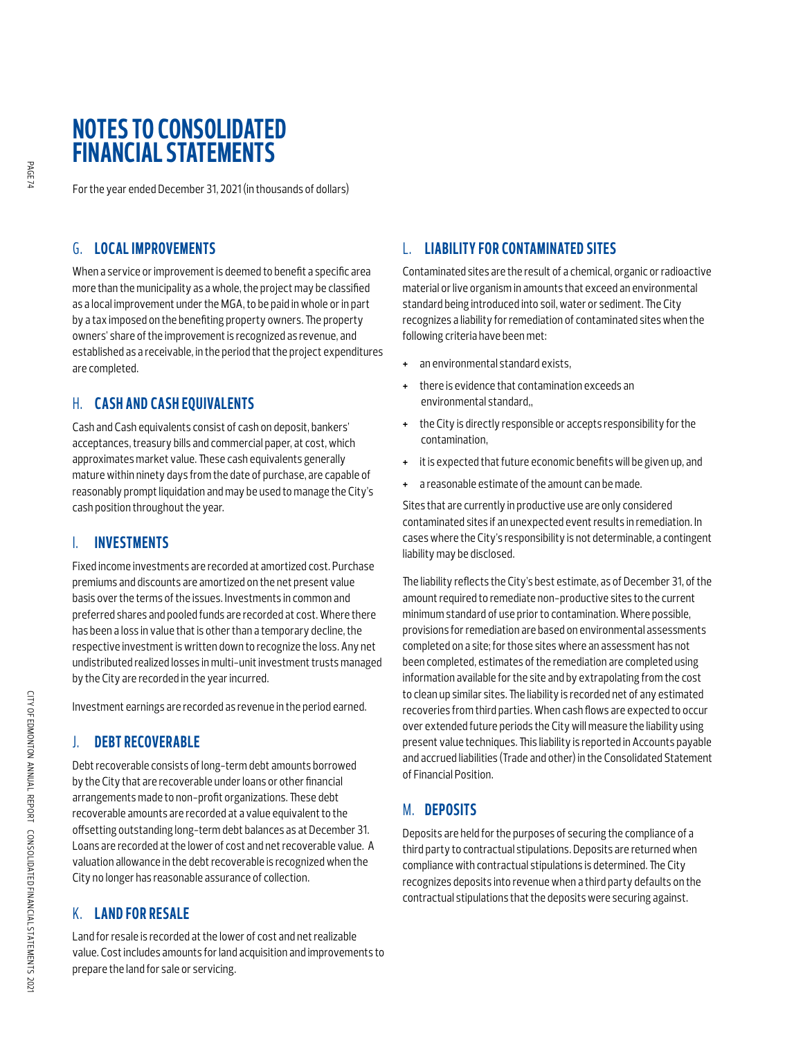# NOTES TO CONSOLIDATED FINANCIAL STATEMENTS

For the year ended December 31, 2021 (in thousands of dollars)

## G. LOCAL IMPROVEMENTS

When a service or improvement is deemed to benefit a specific area more than the municipality as a whole, the project may be classified as a local improvement under the MGA, to be paid in whole or in part by a tax imposed on the benefiting property owners. The property owners' share of the improvement is recognized as revenue, and established as a receivable, in the period that the project expenditures are completed.

## H. CASH AND CASH EQUIVALENTS

Cash and Cash equivalents consist of cash on deposit, bankers' acceptances, treasury bills and commercial paper, at cost, which approximates market value. These cash equivalents generally mature within ninety days from the date of purchase, are capable of reasonably prompt liquidation and may be used to manage the City's cash position throughout the year.

## I. INVESTMENTS

Fixed income investments are recorded at amortized cost. Purchase premiums and discounts are amortized on the net present value basis over the terms of the issues. Investments in common and preferred shares and pooled funds are recorded at cost. Where there has been a loss in value that is other than a temporary decline, the respective investment is written down to recognize the loss. Any net undistributed realized losses in multi-unit investment trusts managed by the City are recorded in the year incurred.

Investment earnings are recorded as revenue in the period earned.

## J. DEBT RECOVERABLE

Debt recoverable consists of long-term debt amounts borrowed by the City that are recoverable under loans or other financial arrangements made to non-profit organizations. These debt recoverable amounts are recorded at a value equivalent to the offsetting outstanding long-term debt balances as at December 31. Loans are recorded at the lower of cost and net recoverable value. A valuation allowance in the debt recoverable is recognized when the City no longer has reasonable assurance of collection.

## K. LAND FOR RESALE

Land for resale is recorded at the lower of cost and net realizable value. Cost includes amounts for land acquisition and improvements to prepare the land for sale or servicing.

## L. LIABILITY FOR CONTAMINATED SITES

Contaminated sites are the result of a chemical, organic or radioactive material or live organism in amounts that exceed an environmental standard being introduced into soil, water or sediment. The City recognizes a liability for remediation of contaminated sites when the following criteria have been met:

- an environmental standard exists,
- there is evidence that contamination exceeds an environmental standard,,
- the City is directly responsible or accepts responsibility for the contamination,
- it is expected that future economic benefits will be given up, and
- a reasonable estimate of the amount can be made.

Sites that are currently in productive use are only considered contaminated sites if an unexpected event results in remediation. In cases where the City's responsibility is not determinable, a contingent liability may be disclosed.

The liability reflects the City's best estimate, as of December 31, of the amount required to remediate non-productive sites to the current minimum standard of use prior to contamination. Where possible, provisions for remediation are based on environmental assessments completed on a site; for those sites where an assessment has not been completed, estimates of the remediation are completed using information available for the site and by extrapolating from the cost to clean up similar sites. The liability is recorded net of any estimated recoveries from third parties. When cash flows are expected to occur over extended future periods the City will measure the liability using present value techniques. This liability is reported in Accounts payable and accrued liabilities (Trade and other) in the Consolidated Statement of Financial Position.

## M. DEPOSITS

Deposits are held for the purposes of securing the compliance of a third party to contractual stipulations. Deposits are returned when compliance with contractual stipulations is determined. The City recognizes deposits into revenue when a third party defaults on the contractual stipulations that the deposits were securing against.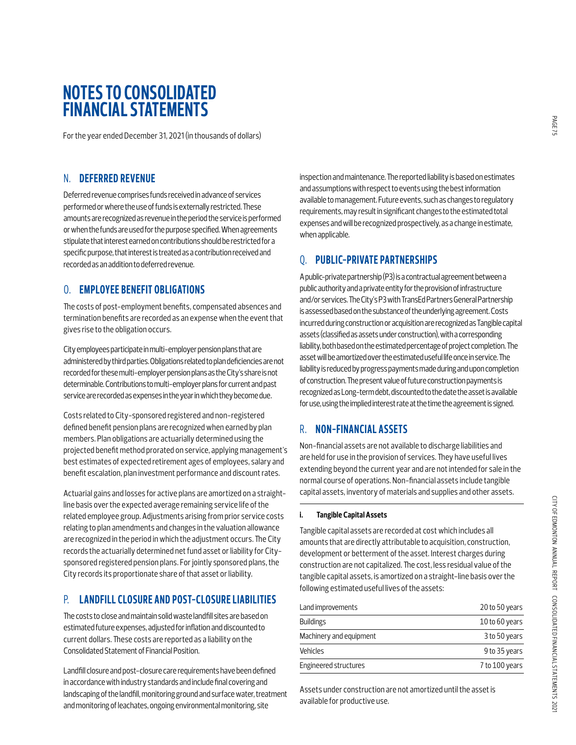# NOTES TO CONSOLIDATED FINANCIAL STATEMENTS

For the year ended December 31, 2021 (in thousands of dollars)

## N. DEFERRED REVENUE

Deferred revenue comprises funds received in advance of services performed or where the use of funds is externally restricted. These amounts are recognized as revenue in the period the service is performed or when the funds are used for the purpose specified. When agreements stipulate that interest earned on contributions should be restricted for a specific purpose, that interest is treated as a contribution received and recorded as an addition to deferred revenue.

## O. EMPLOYEE BENEFIT OBLIGATIONS

The costs of post-employment benefits, compensated absences and termination benefits are recorded as an expense when the event that gives rise to the obligation occurs.

City employees participate in multi-employer pension plans that are administered by third parties. Obligations related to plan deficiencies are not recorded for these multi-employer pension plans as the City's share is not determinable. Contributions to multi-employer plans for current and past service are recorded as expenses in the year in which they become due.

Costs related to City-sponsored registered and non-registered defined benefit pension plans are recognized when earned by plan members. Plan obligations are actuarially determined using the projected benefit method prorated on service, applying management's best estimates of expected retirement ages of employees, salary and benefit escalation, plan investment performance and discount rates.

Actuarial gains and losses for active plans are amortized on a straight-line basis over the expected average remaining service life of the related employee group. Adjustments arising from prior service costs relating to plan amendments and changes in the valuation allowance are recognized in the period in which the adjustment occurs. The City records the actuarially determined net fund asset or liability for City-sponsored registered pension plans. For jointly sponsored plans, the City records its proportionate share of that asset or liability.

## P. LANDFILL CLOSURE AND POST-CLOSURE LIABILITIES

The costs to close and maintain solid waste landfill sites are based on estimated future expenses, adjusted for inflation and discounted to current dollars. These costs are reported as a liability on the Consolidated Statement of Financial Position.

Landfill closure and post-closure care requirements have been defined in accordance with industry standards and include final covering and landscaping of the landfill, monitoring ground and surface water, treatment and monitoring of leachates, ongoing environmental monitoring, site inspection and maintenance. The reported liability is based on estimates and assumptions with respect to events using the best information available to management. Future events, such as changes to regulatory requirements, may result in significant changes to the estimated total expenses and will be recognized prospectively, as a change in estimate, when applicable.

## Q. PUBLIC-PRIVATE PARTNERSHIPS

A public-private partnership (P3) is a contractual agreement between a public authority and a private entity for the provision of infrastructure and/or services. The City's P3 with TransEd Partners General Partnership is assessed based on the substance of the underlying agreement. Costs incurred during construction or acquisition are recognized as Tangible capital assets (classified as assets under construction), with a corresponding liability, both based on the estimated percentage of project completion. The asset will be amortized over the estimated useful life once in service. The liability is reduced by progress payments made during and upon completion of construction. The present value of future construction payments is recognized as Long-term debt, discounted to the date the asset is available for use, using the implied interest rate at the time the agreement is signed.

## R. NON-FINANCIAL ASSETS

Non-financial assets are not available to discharge liabilities and are held for use in the provision of services. They have useful lives extending beyond the current year and are not intended for sale in the normal course of operations. Non-financial assets include tangible capital assets, inventory of materials and supplies and other assets.

### i. Tangible Capital Assets

Tangible capital assets are recorded at cost which includes all amounts that are directly attributable to acquisition, construction, development or betterment of the asset. Interest charges during construction are not capitalized. The cost, less residual value of the tangible capital assets, is amortized on a straight-line basis over the following estimated useful lives of the assets:

| | |
|---|---|
| Land improvements | 20 to 50 years |
| Buildings | 10 to 60 years |
| Machinery and equipment | 3 to 50 years |
| Vehicles | 9 to 35 years |
| Engineered structures | 7 to 100 years |

Assets under construction are not amortized until the asset is available for productive use.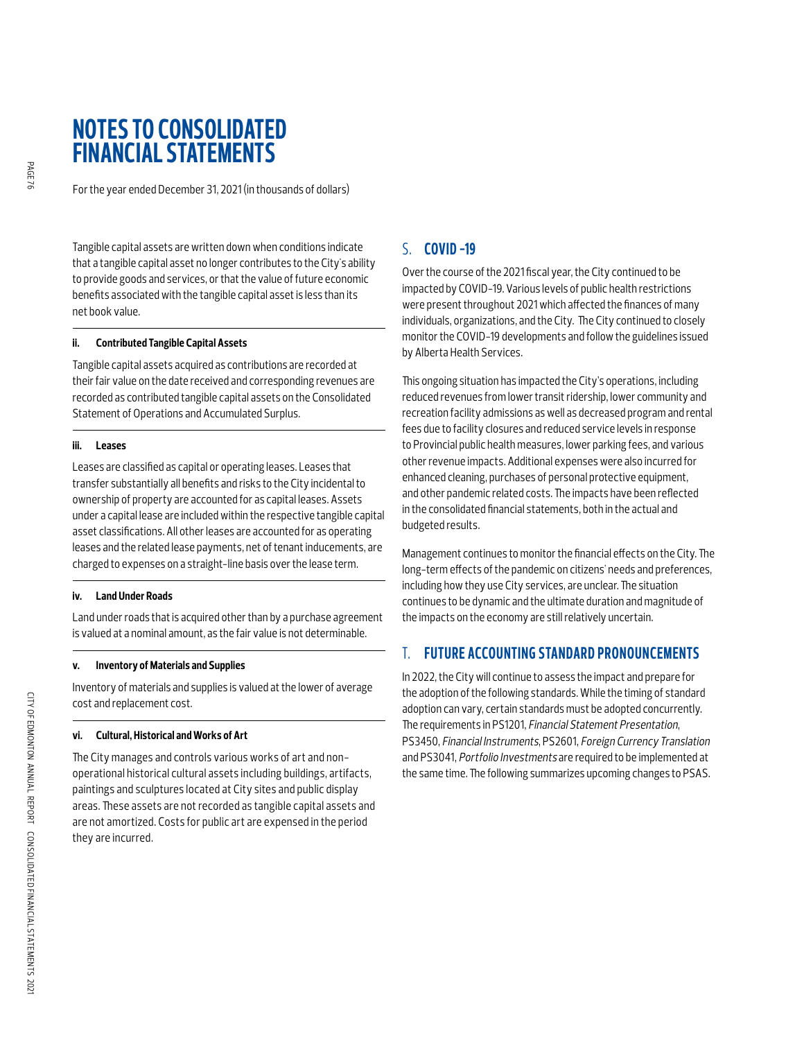# NOTES TO CONSOLIDATED FINANCIAL STATEMENTS

For the year ended December 31, 2021 (in thousands of dollars)

Tangible capital assets are written down when conditions indicate that a tangible capital asset no longer contributes to the City's ability to provide goods and services, or that the value of future economic benefits associated with the tangible capital asset is less than its net book value.

#### ii. Contributed Tangible Capital Assets

Tangible capital assets acquired as contributions are recorded at their fair value on the date received and corresponding revenues are recorded as contributed tangible capital assets on the Consolidated Statement of Operations and Accumulated Surplus.

#### iii. Leases

Leases are classified as capital or operating leases. Leases that transfer substantially all benefits and risks to the City incidental to ownership of property are accounted for as capital leases. Assets under a capital lease are included within the respective tangible capital asset classifications. All other leases are accounted for as operating leases and the related lease payments, net of tenant inducements, are charged to expenses on a straight-line basis over the lease term.

#### iv. Land Under Roads

Land under roads that is acquired other than by a purchase agreement is valued at a nominal amount, as the fair value is not determinable.

#### v. Inventory of Materials and Supplies

Inventory of materials and supplies is valued at the lower of average cost and replacement cost.

#### vi. Cultural, Historical and Works of Art

The City manages and controls various works of art and non-operational historical cultural assets including buildings, artifacts, paintings and sculptures located at City sites and public display areas. These assets are not recorded as tangible capital assets and are not amortized. Costs for public art are expensed in the period they are incurred.

## S. COVID-19

Over the course of the 2021 fiscal year, the City continued to be impacted by COVID-19. Various levels of public health restrictions were present throughout 2021 which affected the finances of many individuals, organizations, and the City. The City continued to closely monitor the COVID-19 developments and follow the guidelines issued by Alberta Health Services.

This ongoing situation has impacted the City's operations, including reduced revenues from lower transit ridership, lower community and recreation facility admissions as well as decreased program and rental fees due to facility closures and reduced service levels in response to Provincial public health measures, lower parking fees, and various other revenue impacts. Additional expenses were also incurred for enhanced cleaning, purchases of personal protective equipment, and other pandemic related costs. The impacts have been reflected in the consolidated financial statements, both in the actual and budgeted results.

Management continues to monitor the financial effects on the City. The long-term effects of the pandemic on citizens' needs and preferences, including how they use City services, are unclear. The situation continues to be dynamic and the ultimate duration and magnitude of the impacts on the economy are still relatively uncertain.

## T. FUTURE ACCOUNTING STANDARD PRONOUNCEMENTS

In 2022, the City will continue to assess the impact and prepare for the adoption of the following standards. While the timing of standard adoption can vary, certain standards must be adopted concurrently. The requirements in PS1201, *Financial Statement Presentation*, PS3450, *Financial Instruments*, PS2601, *Foreign Currency Translation* and PS3041, *Portfolio Investments* are required to be implemented at the same time. The following summarizes upcoming changes to PSAS.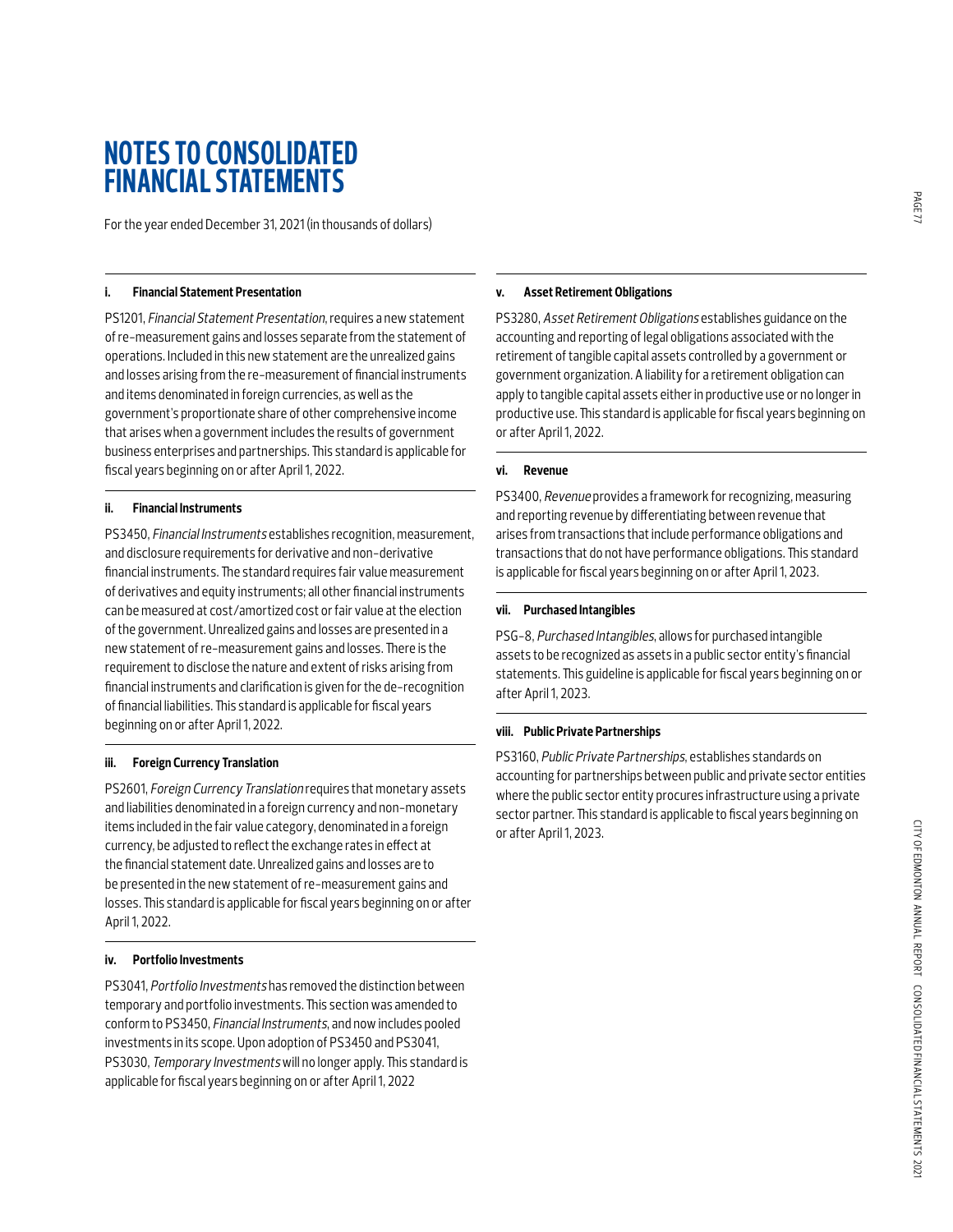# NOTES TO CONSOLIDATED FINANCIAL STATEMENTS

For the year ended December 31, 2021 (in thousands of dollars)

**i. Financial Statement Presentation**

PS1201, *Financial Statement Presentation*, requires a new statement of re-measurement gains and losses separate from the statement of operations. Included in this new statement are the unrealized gains and losses arising from the re-measurement of financial instruments and items denominated in foreign currencies, as well as the government's proportionate share of other comprehensive income that arises when a government includes the results of government business enterprises and partnerships. This standard is applicable for fiscal years beginning on or after April 1, 2022.

**ii. Financial Instruments**

PS3450, *Financial Instruments* establishes recognition, measurement, and disclosure requirements for derivative and non-derivative financial instruments. The standard requires fair value measurement of derivatives and equity instruments; all other financial instruments can be measured at cost/amortized cost or fair value at the election of the government. Unrealized gains and losses are presented in a new statement of re-measurement gains and losses. There is the requirement to disclose the nature and extent of risks arising from financial instruments and clarification is given for the de-recognition of financial liabilities. This standard is applicable for fiscal years beginning on or after April 1, 2022.

**iii. Foreign Currency Translation**

PS2601, *Foreign Currency Translation* requires that monetary assets and liabilities denominated in a foreign currency and non-monetary items included in the fair value category, denominated in a foreign currency, be adjusted to reflect the exchange rates in effect at the financial statement date. Unrealized gains and losses are to be presented in the new statement of re-measurement gains and losses. This standard is applicable for fiscal years beginning on or after April 1, 2022.

**iv. Portfolio Investments**

PS3041, *Portfolio Investments* has removed the distinction between temporary and portfolio investments. This section was amended to conform to PS3450, *Financial Instruments*, and now includes pooled investments in its scope. Upon adoption of PS3450 and PS3041, PS3030, *Temporary Investments* will no longer apply. This standard is applicable for fiscal years beginning on or after April 1, 2022

**v. Asset Retirement Obligations**

PS3280, *Asset Retirement Obligations* establishes guidance on the accounting and reporting of legal obligations associated with the retirement of tangible capital assets controlled by a government or government organization. A liability for a retirement obligation can apply to tangible capital assets either in productive use or no longer in productive use. This standard is applicable for fiscal years beginning on or after April 1, 2022.

**vi. Revenue**

PS3400, *Revenue* provides a framework for recognizing, measuring and reporting revenue by differentiating between revenue that arises from transactions that include performance obligations and transactions that do not have performance obligations. This standard is applicable for fiscal years beginning on or after April 1, 2023.

**vii. Purchased Intangibles**

PSG-8, *Purchased Intangibles*, allows for purchased intangible assets to be recognized as assets in a public sector entity's financial statements. This guideline is applicable for fiscal years beginning on or after April 1, 2023.

**viii. Public Private Partnerships**

PS3160, *Public Private Partnerships*, establishes standards on accounting for partnerships between public and private sector entities where the public sector entity procures infrastructure using a private sector partner. This standard is applicable to fiscal years beginning on or after April 1, 2023.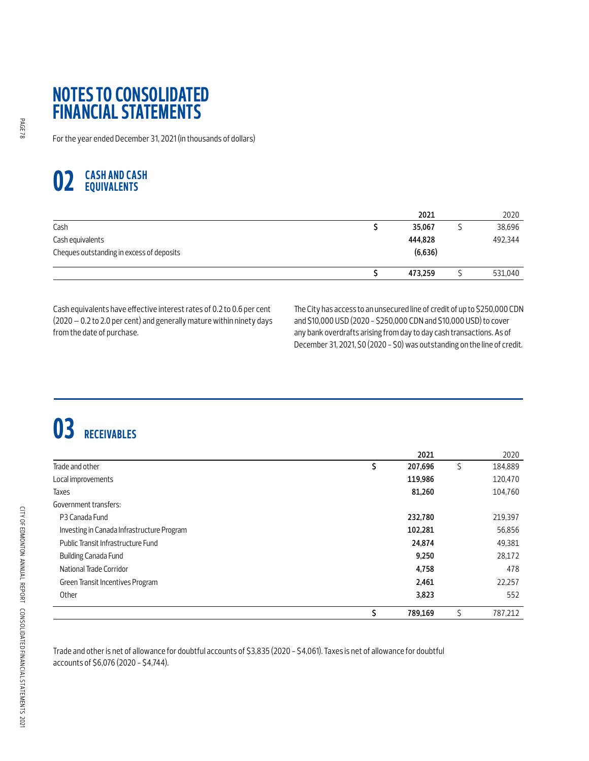# NOTES TO CONSOLIDATED FINANCIAL STATEMENTS

For the year ended December 31, 2021 (in thousands of dollars)

## 02 CASH AND CASH EQUIVALENTS

| | | 2021 | | 2020 |
|---|---|---|---|---|
| Cash | $ | **35,067** | $ | 38,696 |
| Cash equivalents | | **444,828** | | 492,344 |
| Cheques outstanding in excess of deposits | | **(6,636)** | | |
| | $ | **473,259** | $ | 531,040 |

Cash equivalents have effective interest rates of 0.2 to 0.6 per cent (2020 – 0.2 to 2.0 per cent) and generally mature within ninety days from the date of purchase.

The City has access to an unsecured line of credit of up to $250,000 CDN and $10,000 USD (2020 – $250,000 CDN and $10,000 USD) to cover any bank overdrafts arising from day to day cash transactions. As of December 31, 2021, $0 (2020 – $0) was outstanding on the line of credit.

## 03 RECEIVABLES

| | | 2021 | | 2020 |
|---|---|---|---|---|
| Trade and other | $ | **207,696** | $ | 184,889 |
| Local improvements | | **119,986** | | 120,470 |
| Taxes | | **81,260** | | 104,760 |
| Government transfers: | | | | |
| P3 Canada Fund | | **232,780** | | 219,397 |
| Investing in Canada Infrastructure Program | | **102,281** | | 56,856 |
| Public Transit Infrastructure Fund | | **24,874** | | 49,381 |
| Building Canada Fund | | **9,250** | | 28,172 |
| National Trade Corridor | | **4,758** | | 478 |
| Green Transit Incentives Program | | **2,461** | | 22,257 |
| Other | | **3,823** | | 552 |
| | $ | **789,169** | $ | 787,212 |

Trade and other is net of allowance for doubtful accounts of $3,835 (2020 – $4,061). Taxes is net of allowance for doubtful accounts of $6,076 (2020 – $4,744).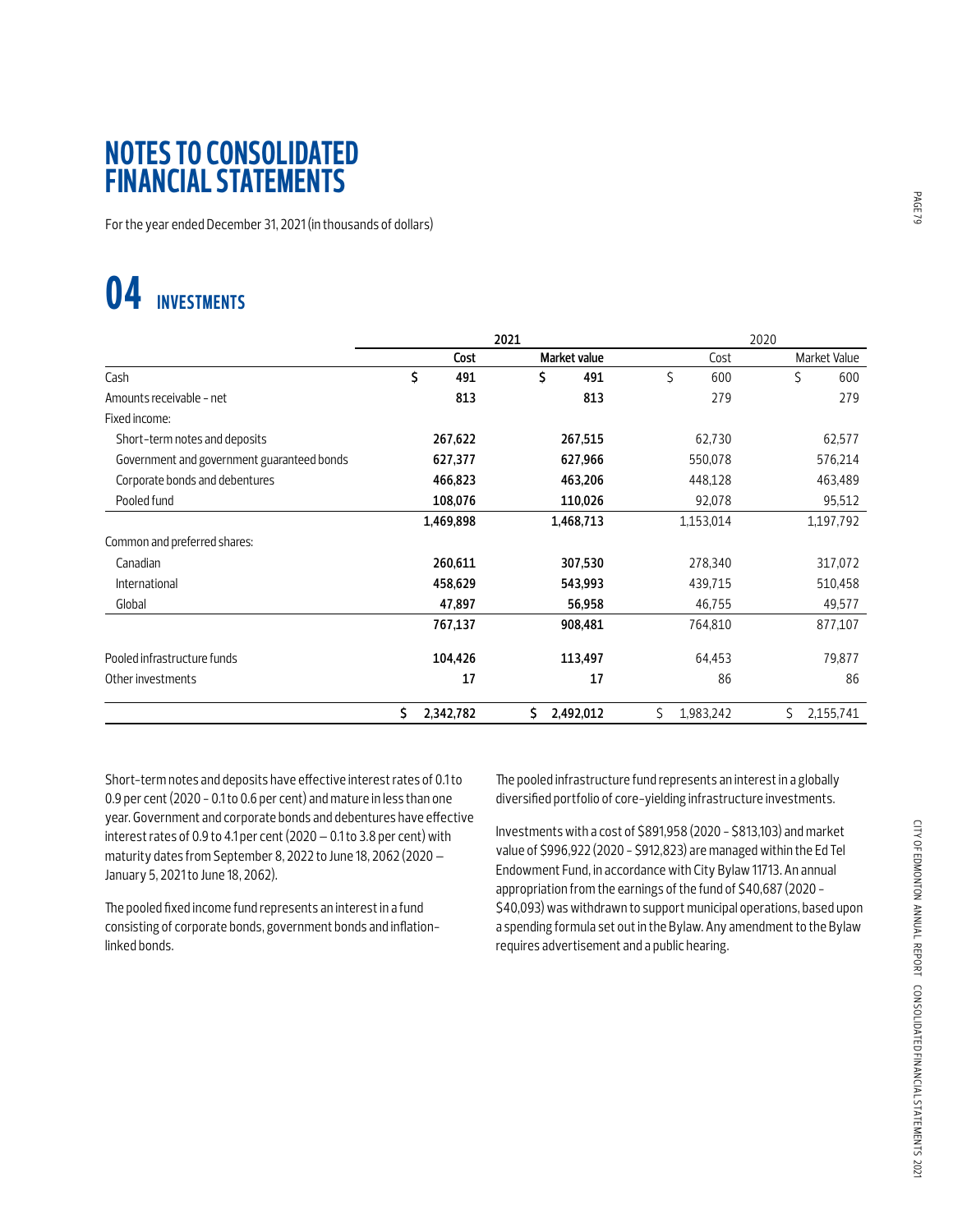# NOTES TO CONSOLIDATED FINANCIAL STATEMENTS

For the year ended December 31, 2021 (in thousands of dollars)

## 04 INVESTMENTS

| | 2021 | | 2020 | |
|---|---|---|---|---|
| | **Cost** | **Market value** | Cost | Market Value |
| Cash | $ **491** | $ **491** | $ 600 | $ 600 |
| Amounts receivable - net | **813** | **813** | 279 | 279 |
| Fixed income: | | | | |
| Short-term notes and deposits | **267,622** | **267,515** | 62,730 | 62,577 |
| Government and government guaranteed bonds | **627,377** | **627,966** | 550,078 | 576,214 |
| Corporate bonds and debentures | **466,823** | **463,206** | 448,128 | 463,489 |
| Pooled fund | **108,076** | **110,026** | 92,078 | 95,512 |
| | **1,469,898** | **1,468,713** | 1,153,014 | 1,197,792 |
| Common and preferred shares: | | | | |
| Canadian | **260,611** | **307,530** | 278,340 | 317,072 |
| International | **458,629** | **543,993** | 439,715 | 510,458 |
| Global | **47,897** | **56,958** | 46,755 | 49,577 |
| | **767,137** | **908,481** | 764,810 | 877,107 |
| Pooled infrastructure funds | **104,426** | **113,497** | 64,453 | 79,877 |
| Other investments | **17** | **17** | 86 | 86 |
| | $ **2,342,782** | $ **2,492,012** | $ 1,983,242 | $ 2,155,741 |

Short-term notes and deposits have effective interest rates of 0.1 to 0.9 per cent (2020 - 0.1 to 0.6 per cent) and mature in less than one year. Government and corporate bonds and debentures have effective interest rates of 0.9 to 4.1 per cent (2020 – 0.1 to 3.8 per cent) with maturity dates from September 8, 2022 to June 18, 2062 (2020 – January 5, 2021 to June 18, 2062).

The pooled fixed income fund represents an interest in a fund consisting of corporate bonds, government bonds and inflation-linked bonds.

The pooled infrastructure fund represents an interest in a globally diversified portfolio of core-yielding infrastructure investments.

Investments with a cost of $891,958 (2020 - $813,103) and market value of $996,922 (2020 - $912,823) are managed within the Ed Tel Endowment Fund, in accordance with City Bylaw 11713. An annual appropriation from the earnings of the fund of $40,687 (2020 - $40,093) was withdrawn to support municipal operations, based upon a spending formula set out in the Bylaw. Any amendment to the Bylaw requires advertisement and a public hearing.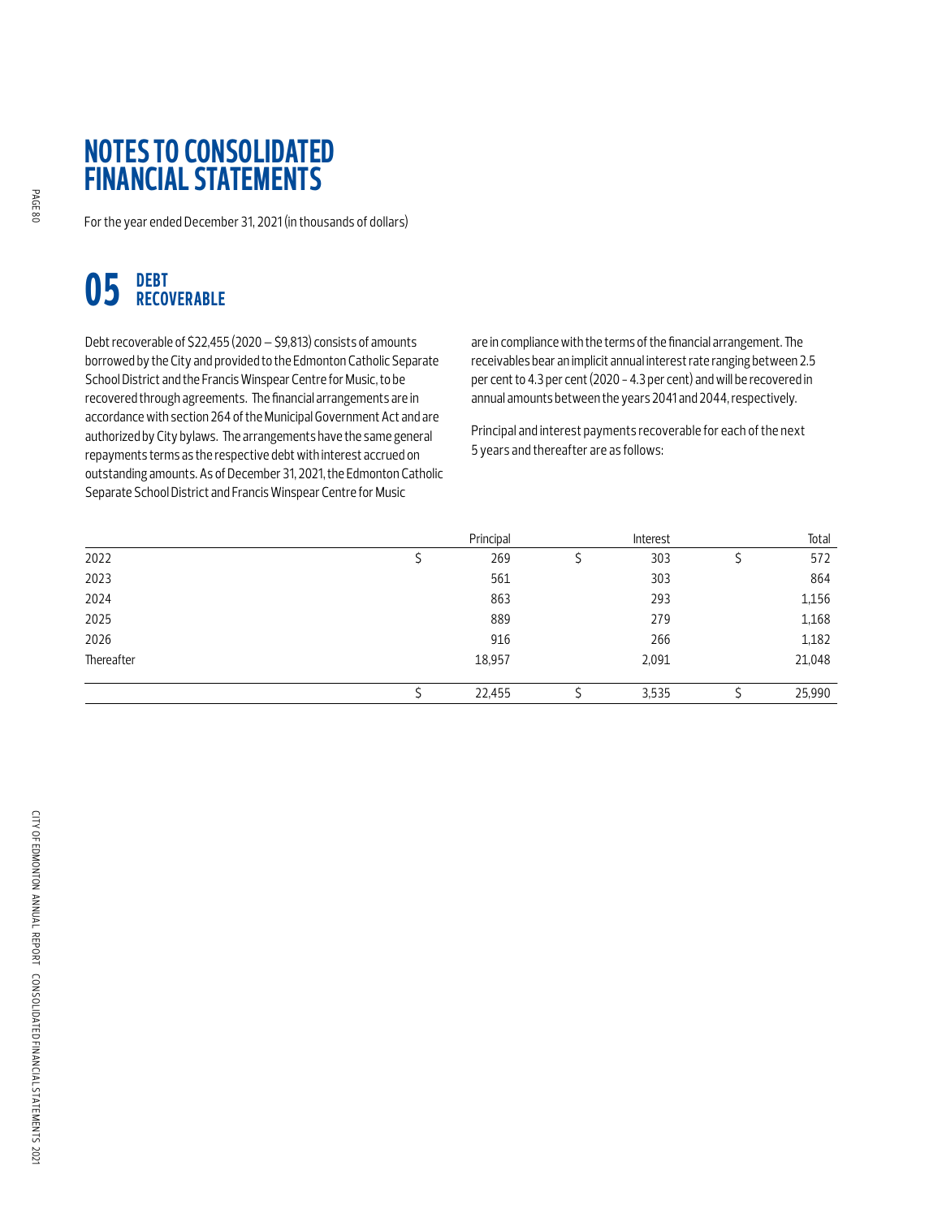# NOTES TO CONSOLIDATED FINANCIAL STATEMENTS

For the year ended December 31, 2021 (in thousands of dollars)

## 05 DEBT RECOVERABLE

Debt recoverable of $22,455 (2020 – $9,813) consists of amounts borrowed by the City and provided to the Edmonton Catholic Separate School District and the Francis Winspear Centre for Music, to be recovered through agreements. The financial arrangements are in accordance with section 264 of the Municipal Government Act and are authorized by City bylaws. The arrangements have the same general repayments terms as the respective debt with interest accrued on outstanding amounts. As of December 31, 2021, the Edmonton Catholic Separate School District and Francis Winspear Centre for Music are in compliance with the terms of the financial arrangement. The receivables bear an implicit annual interest rate ranging between 2.5 per cent to 4.3 per cent (2020 – 4.3 per cent) and will be recovered in annual amounts between the years 2041 and 2044, respectively.

Principal and interest payments recoverable for each of the next 5 years and thereafter are as follows:

| | Principal | Interest | Total |
|---|---|---|---|
| 2022 | $ 269 | $ 303 | $ 572 |
| 2023 | 561 | 303 | 864 |
| 2024 | 863 | 293 | 1,156 |
| 2025 | 889 | 279 | 1,168 |
| 2026 | 916 | 266 | 1,182 |
| Thereafter | 18,957 | 2,091 | 21,048 |
| | $ 22,455 | $ 3,535 | $ 25,990 |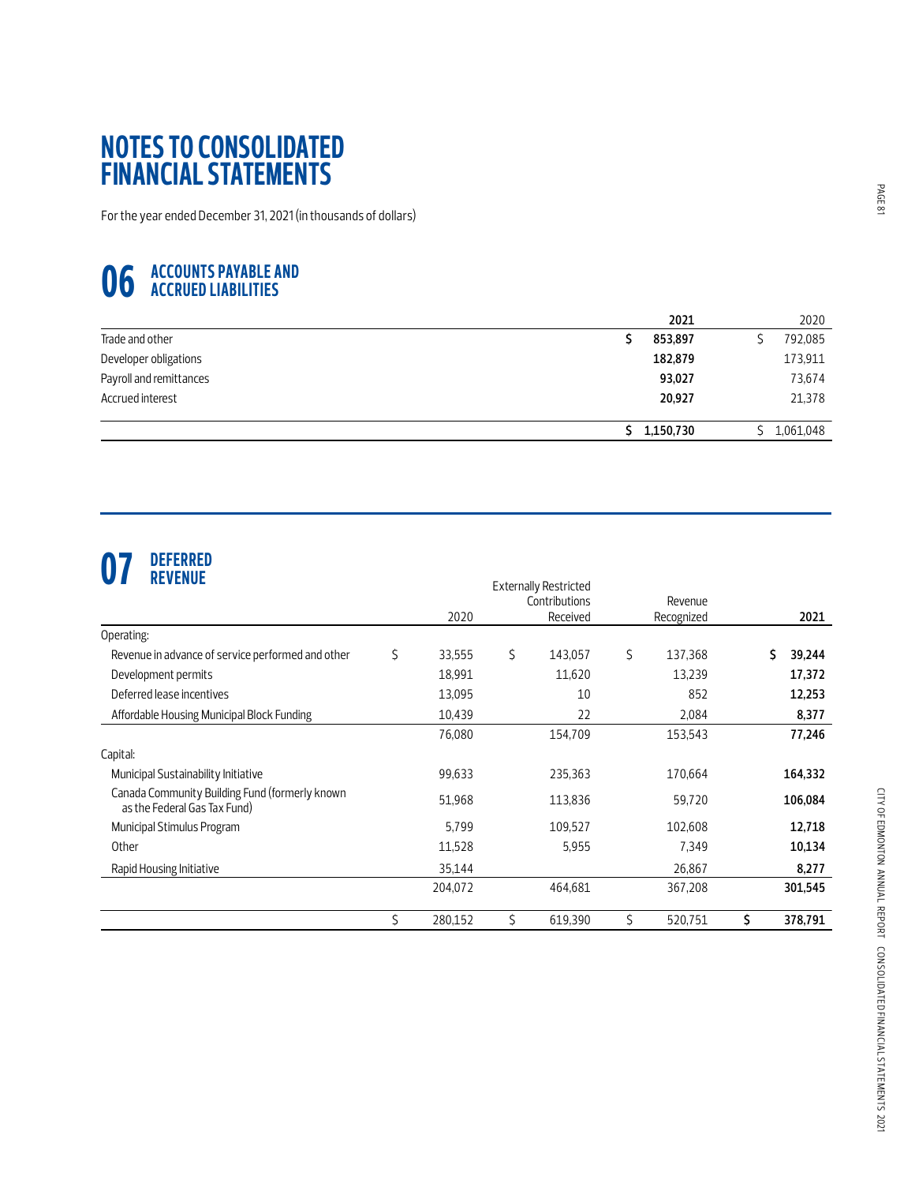# NOTES TO CONSOLIDATED FINANCIAL STATEMENTS

For the year ended December 31, 2021 (in thousands of dollars)

## 06 ACCOUNTS PAYABLE AND ACCRUED LIABILITIES

| | 2021 | 2020 |
|---|---|---|
| Trade and other | $ 853,897 | $ 792,085 |
| Developer obligations | 182,879 | 173,911 |
| Payroll and remittances | 93,027 | 73,674 |
| Accrued interest | 20,927 | 21,378 |
| | $ 1,150,730 | $ 1,061,048 |

## 07 DEFERRED REVENUE

| | 2020 | Externally Restricted Contributions Received | Revenue Recognized | 2021 |
|---|---|---|---|---|
| Operating: | | | | |
| Revenue in advance of service performed and other | $ 33,555 | $ 143,057 | $ 137,368 | $ 39,244 |
| Development permits | 18,991 | 11,620 | 13,239 | 17,372 |
| Deferred lease incentives | 13,095 | 10 | 852 | 12,253 |
| Affordable Housing Municipal Block Funding | 10,439 | 22 | 2,084 | 8,377 |
| | 76,080 | 154,709 | 153,543 | 77,246 |
| Capital: | | | | |
| Municipal Sustainability Initiative | 99,633 | 235,363 | 170,664 | 164,332 |
| Canada Community Building Fund (formerly known as the Federal Gas Tax Fund) | 51,968 | 113,836 | 59,720 | 106,084 |
| Municipal Stimulus Program | 5,799 | 109,527 | 102,608 | 12,718 |
| Other | 11,528 | 5,955 | 7,349 | 10,134 |
| Rapid Housing Initiative | 35,144 | | 26,867 | 8,277 |
| | 204,072 | 464,681 | 367,208 | 301,545 |
| | $ 280,152 | $ 619,390 | $ 520,751 | $ 378,791 |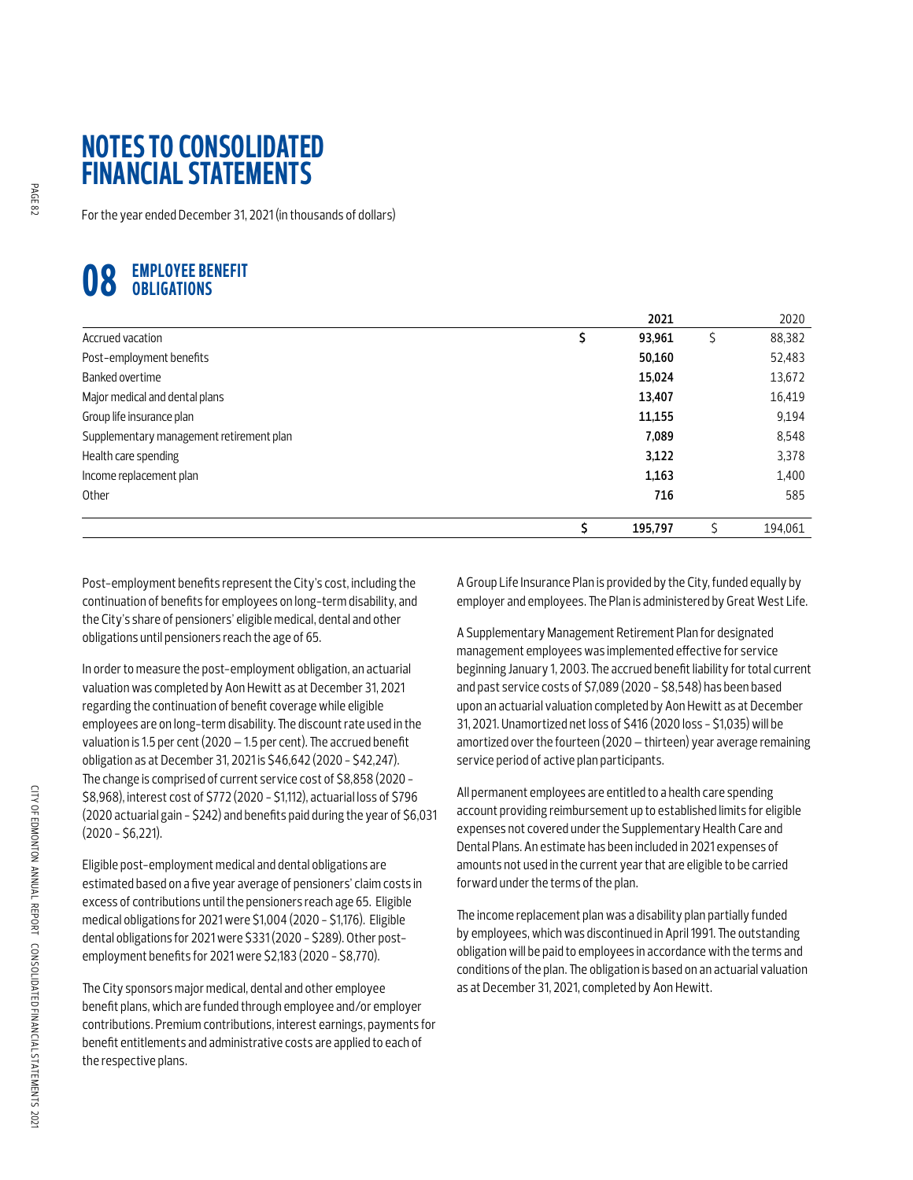# NOTES TO CONSOLIDATED FINANCIAL STATEMENTS

For the year ended December 31, 2021 (in thousands of dollars)

## 08 EMPLOYEE BENEFIT OBLIGATIONS

| | 2021 | 2020 |
|---|---|---|
| Accrued vacation | $ **93,961** | $ 88,382 |
| Post-employment benefits | **50,160** | 52,483 |
| Banked overtime | **15,024** | 13,672 |
| Major medical and dental plans | **13,407** | 16,419 |
| Group life insurance plan | **11,155** | 9,194 |
| Supplementary management retirement plan | **7,089** | 8,548 |
| Health care spending | **3,122** | 3,378 |
| Income replacement plan | **1,163** | 1,400 |
| Other | **716** | 585 |
| | $ **195,797** | $ 194,061 |

Post-employment benefits represent the City's cost, including the continuation of benefits for employees on long-term disability, and the City's share of pensioners' eligible medical, dental and other obligations until pensioners reach the age of 65.

In order to measure the post-employment obligation, an actuarial valuation was completed by Aon Hewitt as at December 31, 2021 regarding the continuation of benefit coverage while eligible employees are on long-term disability. The discount rate used in the valuation is 1.5 per cent (2020 – 1.5 per cent). The accrued benefit obligation as at December 31, 2021 is $46,642 (2020 - $42,247). The change is comprised of current service cost of $8,858 (2020 - $8,968), interest cost of $772 (2020 - $1,112), actuarial loss of $796 (2020 actuarial gain - $242) and benefits paid during the year of $6,031 (2020 - $6,221).

Eligible post-employment medical and dental obligations are estimated based on a five year average of pensioners' claim costs in excess of contributions until the pensioners reach age 65. Eligible medical obligations for 2021 were $1,004 (2020 - $1,176). Eligible dental obligations for 2021 were $331 (2020 - $289). Other post-employment benefits for 2021 were $2,183 (2020 - $8,770).

The City sponsors major medical, dental and other employee benefit plans, which are funded through employee and/or employer contributions. Premium contributions, interest earnings, payments for benefit entitlements and administrative costs are applied to each of the respective plans.

A Group Life Insurance Plan is provided by the City, funded equally by employer and employees. The Plan is administered by Great West Life.

A Supplementary Management Retirement Plan for designated management employees was implemented effective for service beginning January 1, 2003. The accrued benefit liability for total current and past service costs of $7,089 (2020 - $8,548) has been based upon an actuarial valuation completed by Aon Hewitt as at December 31, 2021. Unamortized net loss of $416 (2020 loss - $1,035) will be amortized over the fourteen (2020 – thirteen) year average remaining service period of active plan participants.

All permanent employees are entitled to a health care spending account providing reimbursement up to established limits for eligible expenses not covered under the Supplementary Health Care and Dental Plans. An estimate has been included in 2021 expenses of amounts not used in the current year that are eligible to be carried forward under the terms of the plan.

The income replacement plan was a disability plan partially funded by employees, which was discontinued in April 1991. The outstanding obligation will be paid to employees in accordance with the terms and conditions of the plan. The obligation is based on an actuarial valuation as at December 31, 2021, completed by Aon Hewitt.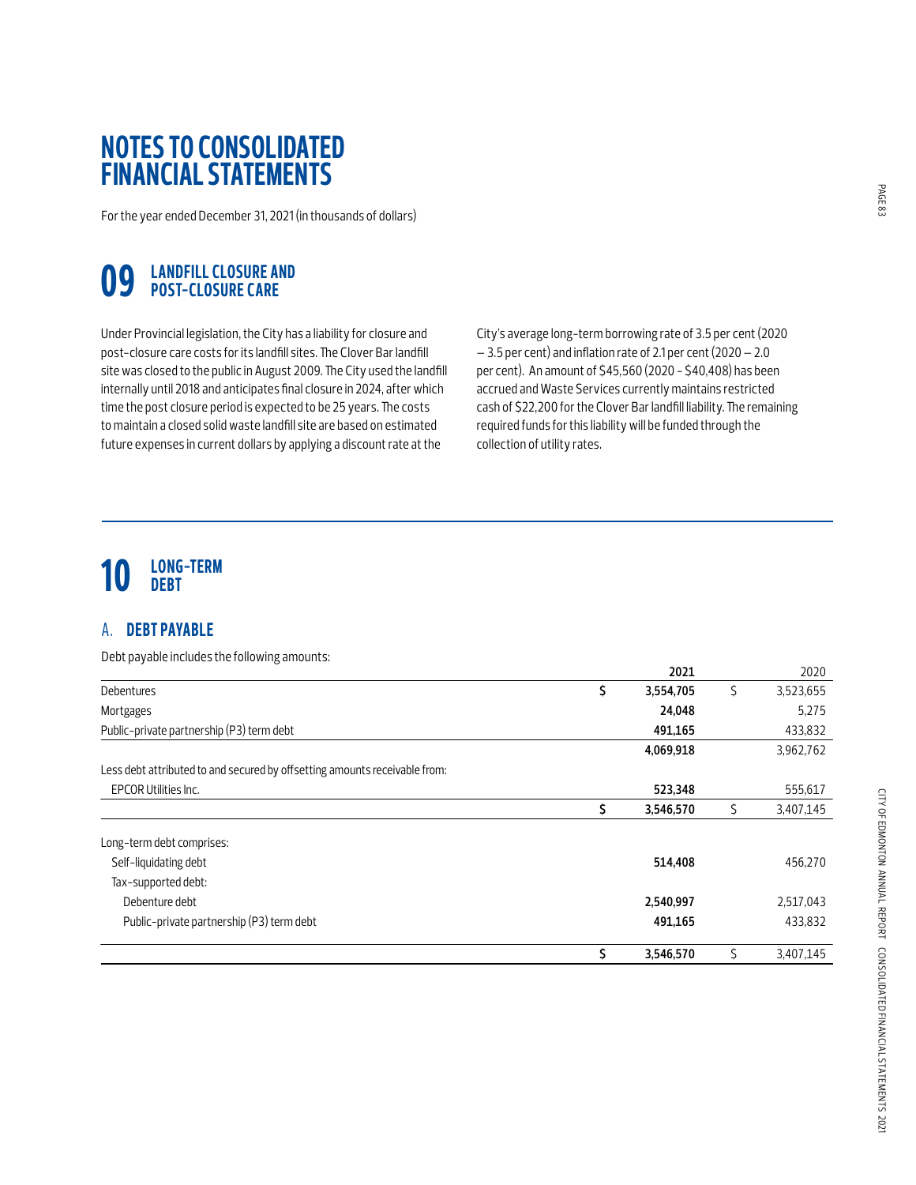# NOTES TO CONSOLIDATED FINANCIAL STATEMENTS

For the year ended December 31, 2021 (in thousands of dollars)

## 09 LANDFILL CLOSURE AND POST-CLOSURE CARE

Under Provincial legislation, the City has a liability for closure and post-closure care costs for its landfill sites. The Clover Bar landfill site was closed to the public in August 2009. The City used the landfill internally until 2018 and anticipates final closure in 2024, after which time the post closure period is expected to be 25 years. The costs to maintain a closed solid waste landfill site are based on estimated future expenses in current dollars by applying a discount rate at the City's average long-term borrowing rate of 3.5 per cent (2020 – 3.5 per cent) and inflation rate of 2.1 per cent (2020 – 2.0 per cent). An amount of $45,560 (2020 - $40,408) has been accrued and Waste Services currently maintains restricted cash of $22,200 for the Clover Bar landfill liability. The remaining required funds for this liability will be funded through the collection of utility rates.

## 10 LONG-TERM DEBT

### A. DEBT PAYABLE

Debt payable includes the following amounts:

| | 2021 | 2020 |
|---|---|---|
| Debentures | $ 3,554,705 | $ 3,523,655 |
| Mortgages | 24,048 | 5,275 |
| Public-private partnership (P3) term debt | 491,165 | 433,832 |
| | 4,069,918 | 3,962,762 |
| Less debt attributed to and secured by offsetting amounts receivable from: | | |
| EPCOR Utilities Inc. | 523,348 | 555,617 |
| | $ 3,546,570 | $ 3,407,145 |
| Long-term debt comprises: | | |
| Self-liquidating debt | 514,408 | 456,270 |
| Tax-supported debt: | | |
| Debenture debt | 2,540,997 | 2,517,043 |
| Public-private partnership (P3) term debt | 491,165 | 433,832 |
| | $ 3,546,570 | $ 3,407,145 |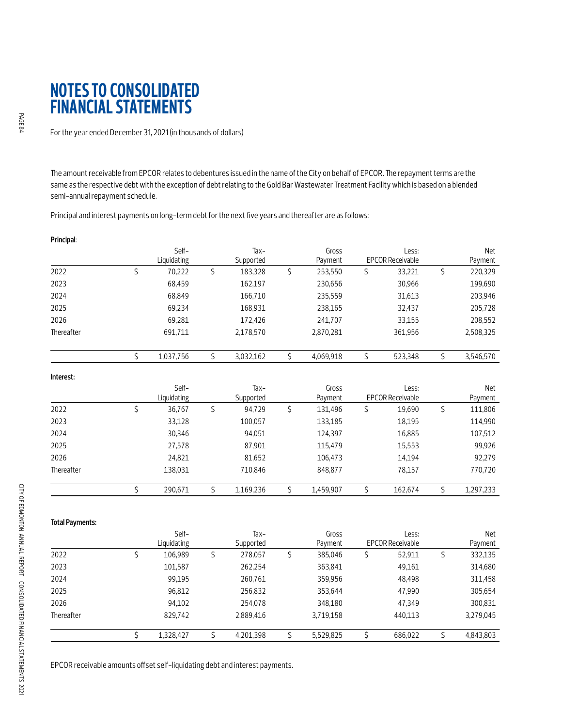# NOTES TO CONSOLIDATED FINANCIAL STATEMENTS

For the year ended December 31, 2021 (in thousands of dollars)

The amount receivable from EPCOR relates to debentures issued in the name of the City on behalf of EPCOR. The repayment terms are the same as the respective debt with the exception of debt relating to the Gold Bar Wastewater Treatment Facility which is based on a blended semi-annual repayment schedule.

Principal and interest payments on long-term debt for the next five years and thereafter are as follows:

**Principal**:

| | Self-Liquidating | Tax-Supported | Gross Payment | Less: EPCOR Receivable | Net Payment |
|---|---|---|---|---|---|
| 2022 | $ 70,222 | $ 183,328 | $ 253,550 | $ 33,221 | $ 220,329 |
| 2023 | 68,459 | 162,197 | 230,656 | 30,966 | 199,690 |
| 2024 | 68,849 | 166,710 | 235,559 | 31,613 | 203,946 |
| 2025 | 69,234 | 168,931 | 238,165 | 32,437 | 205,728 |
| 2026 | 69,281 | 172,426 | 241,707 | 33,155 | 208,552 |
| Thereafter | 691,711 | 2,178,570 | 2,870,281 | 361,956 | 2,508,325 |
| | $ 1,037,756 | $ 3,032,162 | $ 4,069,918 | $ 523,348 | $ 3,546,570 |

**Interest:**

| | Self-Liquidating | Tax-Supported | Gross Payment | Less: EPCOR Receivable | Net Payment |
|---|---|---|---|---|---|
| 2022 | $ 36,767 | $ 94,729 | $ 131,496 | $ 19,690 | $ 111,806 |
| 2023 | 33,128 | 100,057 | 133,185 | 18,195 | 114,990 |
| 2024 | 30,346 | 94,051 | 124,397 | 16,885 | 107,512 |
| 2025 | 27,578 | 87,901 | 115,479 | 15,553 | 99,926 |
| 2026 | 24,821 | 81,652 | 106,473 | 14,194 | 92,279 |
| Thereafter | 138,031 | 710,846 | 848,877 | 78,157 | 770,720 |
| | $ 290,671 | $ 1,169,236 | $ 1,459,907 | $ 162,674 | $ 1,297,233 |

**Total Payments:**

| | Self-Liquidating | Tax-Supported | Gross Payment | Less: EPCOR Receivable | Net Payment |
|---|---|---|---|---|---|
| 2022 | $ 106,989 | $ 278,057 | $ 385,046 | $ 52,911 | $ 332,135 |
| 2023 | 101,587 | 262,254 | 363,841 | 49,161 | 314,680 |
| 2024 | 99,195 | 260,761 | 359,956 | 48,498 | 311,458 |
| 2025 | 96,812 | 256,832 | 353,644 | 47,990 | 305,654 |
| 2026 | 94,102 | 254,078 | 348,180 | 47,349 | 300,831 |
| Thereafter | 829,742 | 2,889,416 | 3,719,158 | 440,113 | 3,279,045 |
| | $ 1,328,427 | $ 4,201,398 | $ 5,529,825 | $ 686,022 | $ 4,843,803 |

EPCOR receivable amounts offset self-liquidating debt and interest payments.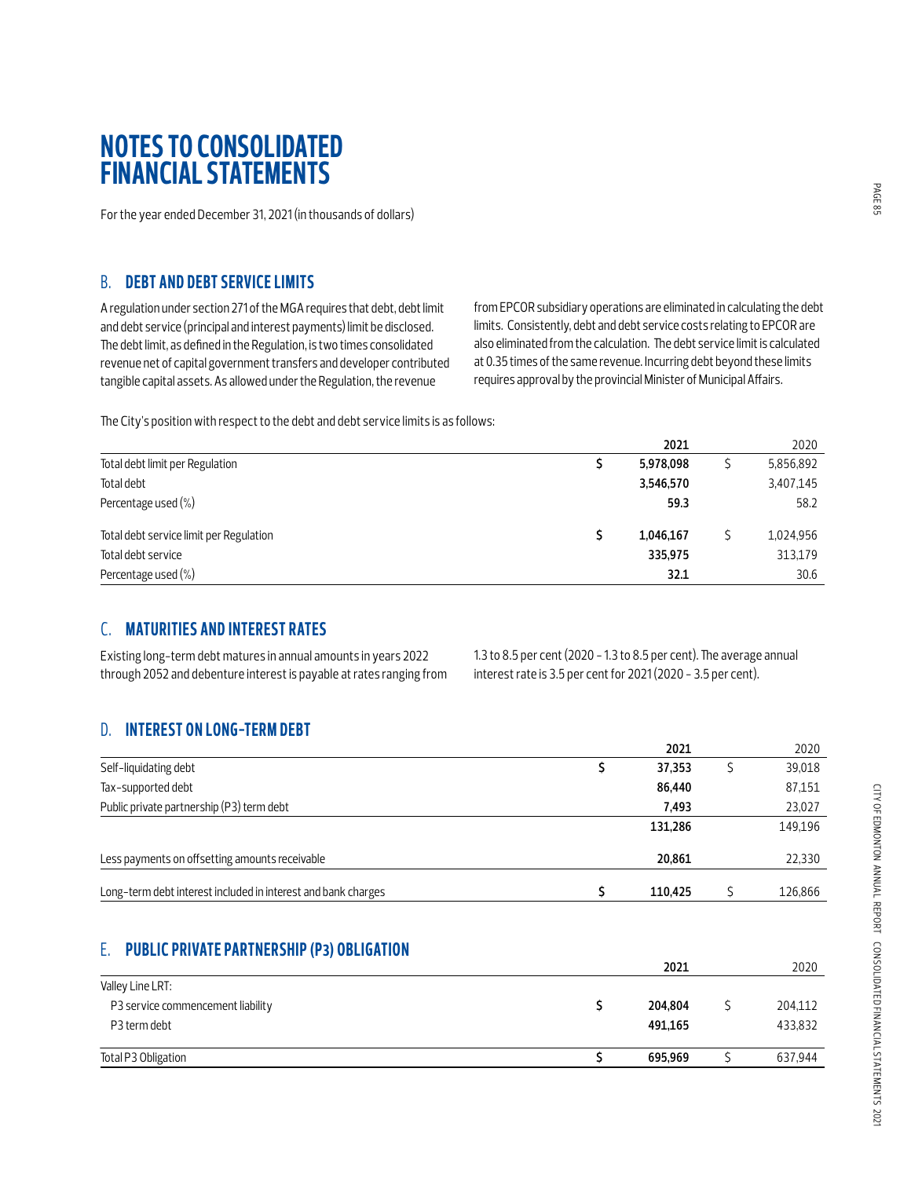# NOTES TO CONSOLIDATED FINANCIAL STATEMENTS

For the year ended December 31, 2021 (in thousands of dollars)

## B. DEBT AND DEBT SERVICE LIMITS

A regulation under section 271 of the MGA requires that debt, debt limit and debt service (principal and interest payments) limit be disclosed. The debt limit, as defined in the Regulation, is two times consolidated revenue net of capital government transfers and developer contributed tangible capital assets. As allowed under the Regulation, the revenue from EPCOR subsidiary operations are eliminated in calculating the debt limits. Consistently, debt and debt service costs relating to EPCOR are also eliminated from the calculation. The debt service limit is calculated at 0.35 times of the same revenue. Incurring debt beyond these limits requires approval by the provincial Minister of Municipal Affairs.

The City's position with respect to the debt and debt service limits is as follows:

| | 2021 | 2020 |
|---|---|---|
| Total debt limit per Regulation | $ 5,978,098 | $ 5,856,892 |
| Total debt | 3,546,570 | 3,407,145 |
| Percentage used (%) | 59.3 | 58.2 |
| Total debt service limit per Regulation | $ 1,046,167 | $ 1,024,956 |
| Total debt service | 335,975 | 313,179 |
| Percentage used (%) | 32.1 | 30.6 |

## C. MATURITIES AND INTEREST RATES

Existing long-term debt matures in annual amounts in years 2022 through 2052 and debenture interest is payable at rates ranging from 1.3 to 8.5 per cent (2020 – 1.3 to 8.5 per cent). The average annual interest rate is 3.5 per cent for 2021 (2020 – 3.5 per cent).

## D. INTEREST ON LONG-TERM DEBT

| | 2021 | 2020 |
|---|---|---|
| Self-liquidating debt | $ 37,353 | $ 39,018 |
| Tax-supported debt | 86,440 | 87,151 |
| Public private partnership (P3) term debt | 7,493 | 23,027 |
| | 131,286 | 149,196 |
| Less payments on offsetting amounts receivable | 20,861 | 22,330 |
| Long-term debt interest included in interest and bank charges | $ 110,425 | $ 126,866 |

## E. PUBLIC PRIVATE PARTNERSHIP (P3) OBLIGATION

| | 2021 | 2020 |
|---|---|---|
| Valley Line LRT: | | |
| P3 service commencement liability | $ 204,804 | $ 204,112 |
| P3 term debt | 491,165 | 433,832 |
| Total P3 Obligation | $ 695,969 | $ 637,944 |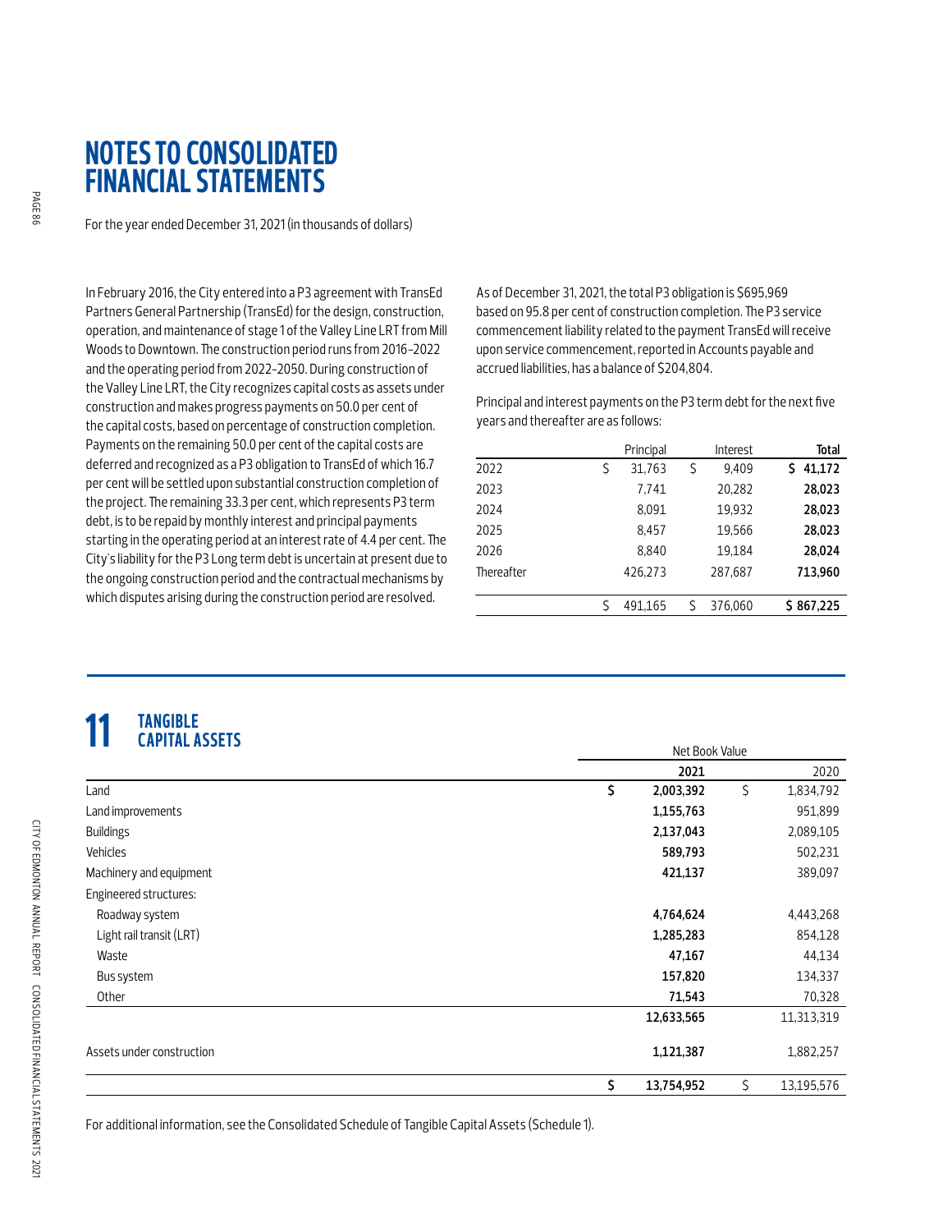# NOTES TO CONSOLIDATED FINANCIAL STATEMENTS

For the year ended December 31, 2021 (in thousands of dollars)

In February 2016, the City entered into a P3 agreement with TransEd Partners General Partnership (TransEd) for the design, construction, operation, and maintenance of stage 1 of the Valley Line LRT from Mill Woods to Downtown. The construction period runs from 2016–2022 and the operating period from 2022–2050. During construction of the Valley Line LRT, the City recognizes capital costs as assets under construction and makes progress payments on 50.0 per cent of the capital costs, based on percentage of construction completion. Payments on the remaining 50.0 per cent of the capital costs are deferred and recognized as a P3 obligation to TransEd of which 16.7 per cent will be settled upon substantial construction completion of the project. The remaining 33.3 per cent, which represents P3 term debt, is to be repaid by monthly interest and principal payments starting in the operating period at an interest rate of 4.4 per cent. The City's liability for the P3 Long term debt is uncertain at present due to the ongoing construction period and the contractual mechanisms by which disputes arising during the construction period are resolved.

As of December 31, 2021, the total P3 obligation is $695,969 based on 95.8 per cent of construction completion. The P3 service commencement liability related to the payment TransEd will receive upon service commencement, reported in Accounts payable and accrued liabilities, has a balance of $204,804.

Principal and interest payments on the P3 term debt for the next five years and thereafter are as follows:

| | Principal | Interest | **Total** |
|---|---|---|---|
| 2022 | $ 31,763 | $ 9,409 | **$ 41,172** |
| 2023 | 7,741 | 20,282 | **28,023** |
| 2024 | 8,091 | 19,932 | **28,023** |
| 2025 | 8,457 | 19,566 | **28,023** |
| 2026 | 8,840 | 19,184 | **28,024** |
| Thereafter | 426,273 | 287,687 | **713,960** |
| | $ 491,165 | $ 376,060 | **$ 867,225** |

## 11 TANGIBLE CAPITAL ASSETS

| | Net Book Value | |
|---|---|---|
| | **2021** | 2020 |
| Land | **$ 2,003,392** | $ 1,834,792 |
| Land improvements | **1,155,763** | 951,899 |
| Buildings | **2,137,043** | 2,089,105 |
| Vehicles | **589,793** | 502,231 |
| Machinery and equipment | **421,137** | 389,097 |
| Engineered structures: | | |
| Roadway system | **4,764,624** | 4,443,268 |
| Light rail transit (LRT) | **1,285,283** | 854,128 |
| Waste | **47,167** | 44,134 |
| Bus system | **157,820** | 134,337 |
| Other | **71,543** | 70,328 |
| | **12,633,565** | 11,313,319 |
| Assets under construction | **1,121,387** | 1,882,257 |
| | **$ 13,754,952** | $ 13,195,576 |

For additional information, see the Consolidated Schedule of Tangible Capital Assets (Schedule 1).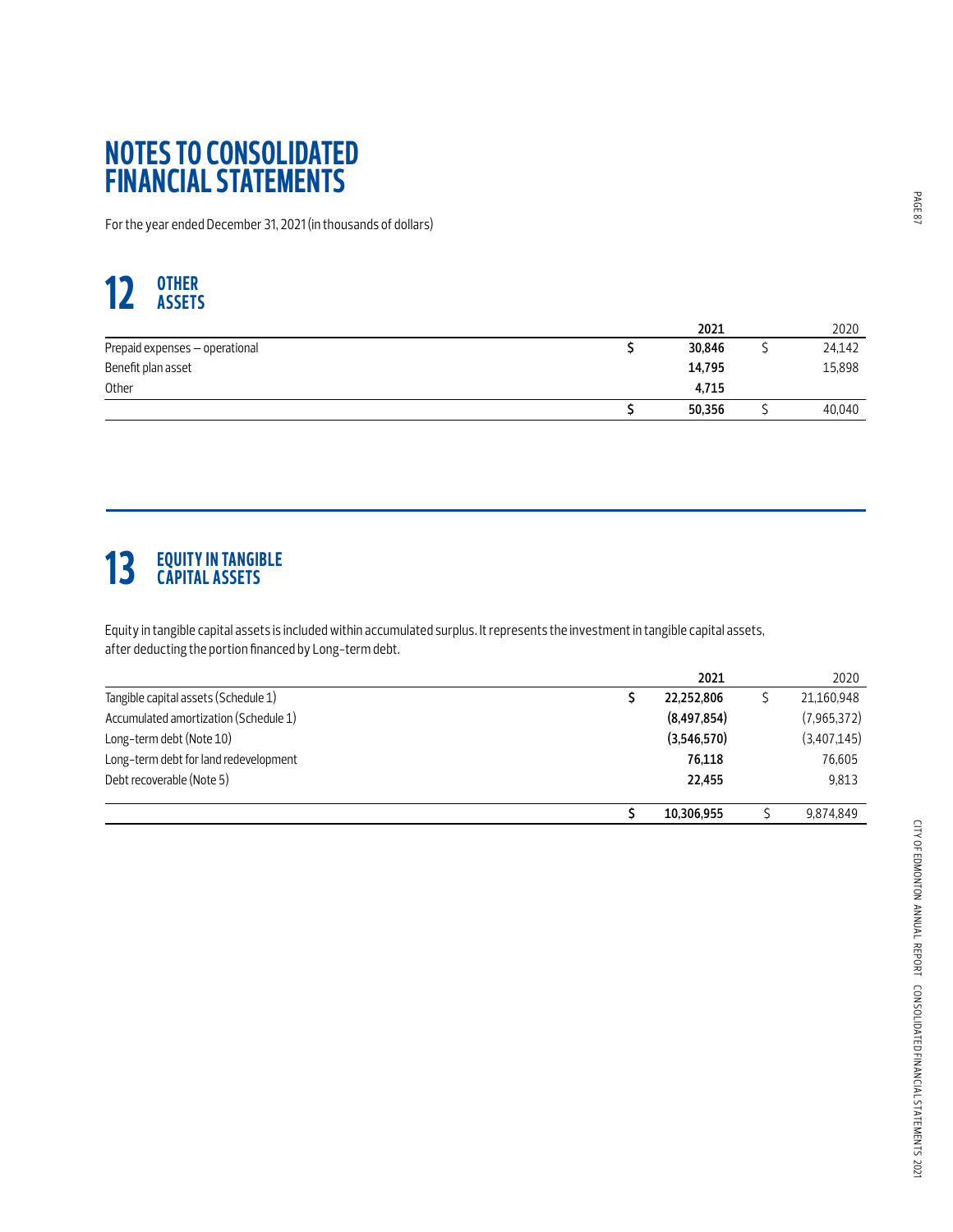# NOTES TO CONSOLIDATED FINANCIAL STATEMENTS

For the year ended December 31, 2021 (in thousands of dollars)

## 12 OTHER ASSETS

| | 2021 | 2020 |
|---|---|---|
| Prepaid expenses – operational | $ **30,846** | $ 24,142 |
| Benefit plan asset | **14,795** | 15,898 |
| Other | **4,715** | |
| | $ **50,356** | $ 40,040 |

## 13 EQUITY IN TANGIBLE CAPITAL ASSETS

Equity in tangible capital assets is included within accumulated surplus. It represents the investment in tangible capital assets, after deducting the portion financed by Long-term debt.

| | 2021 | 2020 |
|---|---|---|
| Tangible capital assets (Schedule 1) | $ **22,252,806** | $ 21,160,948 |
| Accumulated amortization (Schedule 1) | **(8,497,854)** | (7,965,372) |
| Long-term debt (Note 10) | **(3,546,570)** | (3,407,145) |
| Long-term debt for land redevelopment | **76,118** | 76,605 |
| Debt recoverable (Note 5) | **22,455** | 9,813 |
| | $ **10,306,955** | $ 9,874,849 |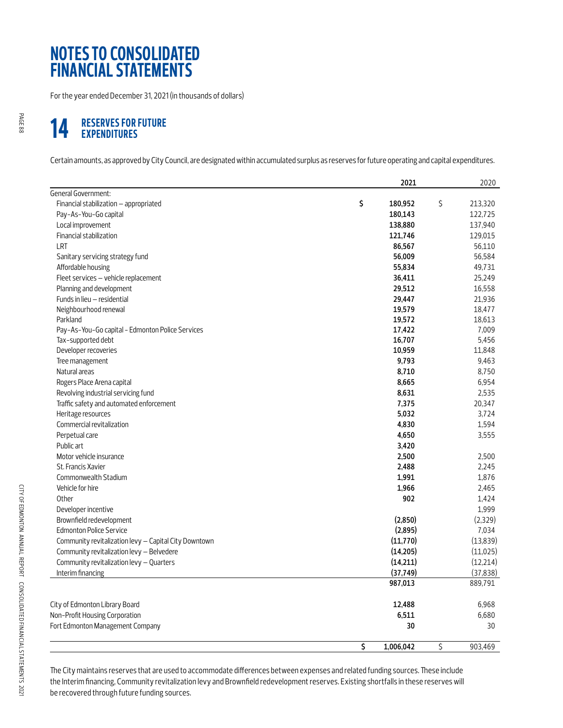# NOTES TO CONSOLIDATED FINANCIAL STATEMENTS

For the year ended December 31, 2021 (in thousands of dollars)

## 14 RESERVES FOR FUTURE EXPENDITURES

Certain amounts, as approved by City Council, are designated within accumulated surplus as reserves for future operating and capital expenditures.

| | 2021 | 2020 |
|---|---|---|
| General Government: | | |
| Financial stabilization – appropriated | $ 180,952 | $ 213,320 |
| Pay-As-You-Go capital | 180,143 | 122,725 |
| Local improvement | 138,880 | 137,940 |
| Financial stabilization | 121,746 | 129,015 |
| LRT | 86,567 | 56,110 |
| Sanitary servicing strategy fund | 56,009 | 56,584 |
| Affordable housing | 55,834 | 49,731 |
| Fleet services – vehicle replacement | 36,411 | 25,249 |
| Planning and development | 29,512 | 16,558 |
| Funds in lieu – residential | 29,447 | 21,936 |
| Neighbourhood renewal | 19,579 | 18,477 |
| Parkland | 19,572 | 18,613 |
| Pay-As-You-Go capital - Edmonton Police Services | 17,422 | 7,009 |
| Tax-supported debt | 16,707 | 5,456 |
| Developer recoveries | 10,959 | 11,848 |
| Tree management | 9,793 | 9,463 |
| Natural areas | 8,710 | 8,750 |
| Rogers Place Arena capital | 8,665 | 6,954 |
| Revolving industrial servicing fund | 8,631 | 2,535 |
| Traffic safety and automated enforcement | 7,375 | 20,347 |
| Heritage resources | 5,032 | 3,724 |
| Commercial revitalization | 4,830 | 1,594 |
| Perpetual care | 4,650 | 3,555 |
| Public art | 3,420 | |
| Motor vehicle insurance | 2,500 | 2,500 |
| St. Francis Xavier | 2,488 | 2,245 |
| Commonwealth Stadium | 1,991 | 1,876 |
| Vehicle for hire | 1,966 | 2,465 |
| Other | 902 | 1,424 |
| Developer incentive | | 1,999 |
| Brownfield redevelopment | (2,850) | (2,329) |
| Edmonton Police Service | (2,895) | 7,034 |
| Community revitalization levy – Capital City Downtown | (11,770) | (13,839) |
| Community revitalization levy – Belvedere | (14,205) | (11,025) |
| Community revitalization levy – Quarters | (14,211) | (12,214) |
| Interim financing | (37,749) | (37,838) |
| | 987,013 | 889,791 |
| City of Edmonton Library Board | 12,488 | 6,968 |
| Non-Profit Housing Corporation | 6,511 | 6,680 |
| Fort Edmonton Management Company | 30 | 30 |
| | $ 1,006,042 | $ 903,469 |

The City maintains reserves that are used to accommodate differences between expenses and related funding sources. These include the Interim financing, Community revitalization levy and Brownfield redevelopment reserves. Existing shortfalls in these reserves will be recovered through future funding sources.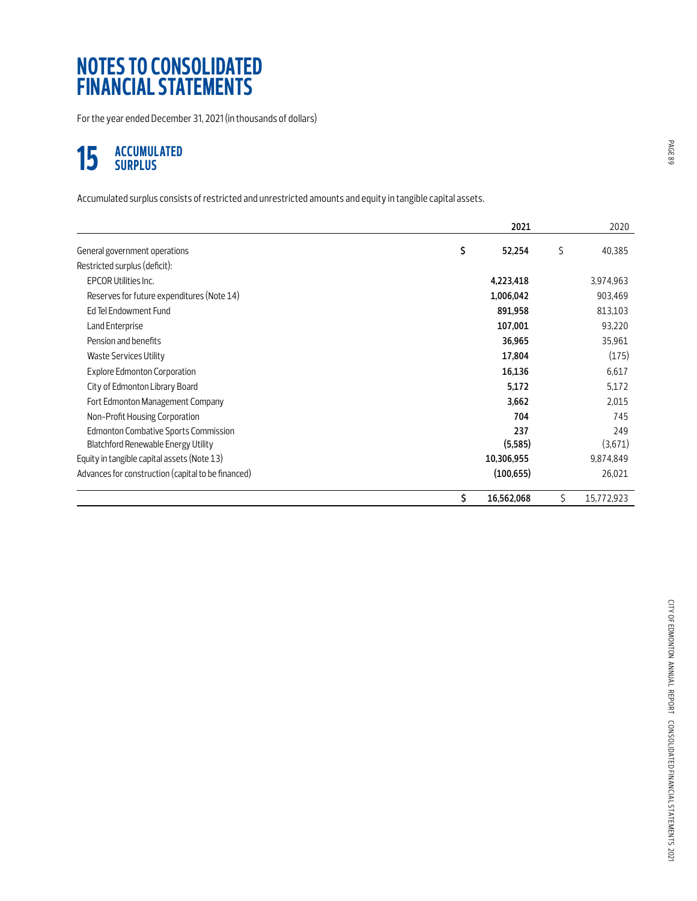# NOTES TO CONSOLIDATED FINANCIAL STATEMENTS

For the year ended December 31, 2021 (in thousands of dollars)

## 15 ACCUMULATED SURPLUS

Accumulated surplus consists of restricted and unrestricted amounts and equity in tangible capital assets.

| | 2021 | 2020 |
|---|---|---|
| General government operations | $ 52,254 | $ 40,385 |
| Restricted surplus (deficit): | | |
| EPCOR Utilities Inc. | 4,223,418 | 3,974,963 |
| Reserves for future expenditures (Note 14) | 1,006,042 | 903,469 |
| Ed Tel Endowment Fund | 891,958 | 813,103 |
| Land Enterprise | 107,001 | 93,220 |
| Pension and benefits | 36,965 | 35,961 |
| Waste Services Utility | 17,804 | (175) |
| Explore Edmonton Corporation | 16,136 | 6,617 |
| City of Edmonton Library Board | 5,172 | 5,172 |
| Fort Edmonton Management Company | 3,662 | 2,015 |
| Non-Profit Housing Corporation | 704 | 745 |
| Edmonton Combative Sports Commission | 237 | 249 |
| Blatchford Renewable Energy Utility | (5,585) | (3,671) |
| Equity in tangible capital assets (Note 13) | 10,306,955 | 9,874,849 |
| Advances for construction (capital to be financed) | (100,655) | 26,021 |
| | $ 16,562,068 | $ 15,772,923 |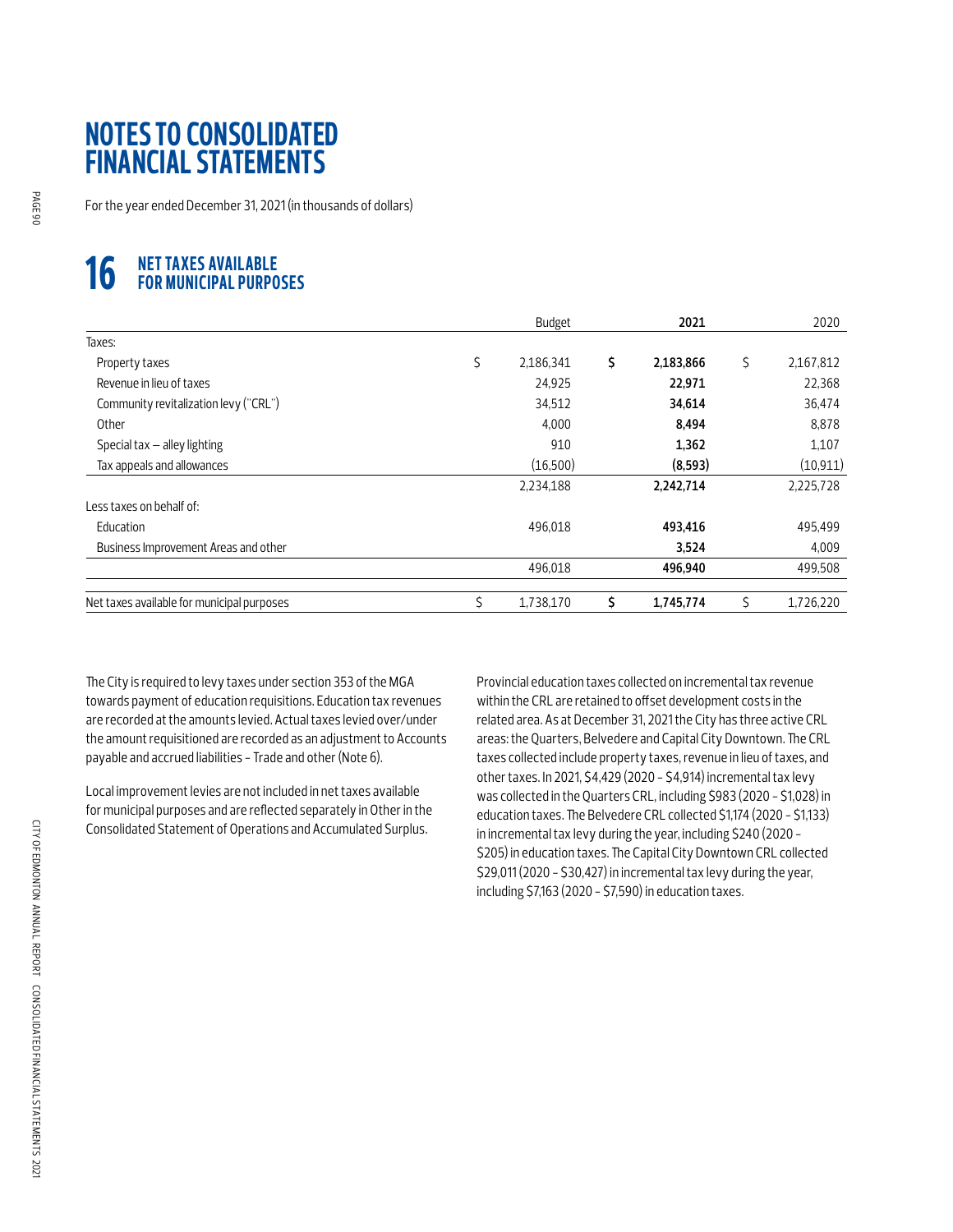# NOTES TO CONSOLIDATED FINANCIAL STATEMENTS

For the year ended December 31, 2021 (in thousands of dollars)

## 16 NET TAXES AVAILABLE FOR MUNICIPAL PURPOSES

| | Budget | 2021 | 2020 |
|---|---|---|---|
| Taxes: | | | |
| Property taxes | $ 2,186,341 | **$ 2,183,866** | $ 2,167,812 |
| Revenue in lieu of taxes | 24,925 | **22,971** | 22,368 |
| Community revitalization levy ("CRL") | 34,512 | **34,614** | 36,474 |
| Other | 4,000 | **8,494** | 8,878 |
| Special tax – alley lighting | 910 | **1,362** | 1,107 |
| Tax appeals and allowances | (16,500) | **(8,593)** | (10,911) |
| | 2,234,188 | **2,242,714** | 2,225,728 |
| Less taxes on behalf of: | | | |
| Education | 496,018 | **493,416** | 495,499 |
| Business Improvement Areas and other | | **3,524** | 4,009 |
| | 496,018 | **496,940** | 499,508 |
| Net taxes available for municipal purposes | $ 1,738,170 | **$ 1,745,774** | $ 1,726,220 |

The City is required to levy taxes under section 353 of the MGA towards payment of education requisitions. Education tax revenues are recorded at the amounts levied. Actual taxes levied over/under the amount requisitioned are recorded as an adjustment to Accounts payable and accrued liabilities – Trade and other (Note 6).

Local improvement levies are not included in net taxes available for municipal purposes and are reflected separately in Other in the Consolidated Statement of Operations and Accumulated Surplus.

Provincial education taxes collected on incremental tax revenue within the CRL are retained to offset development costs in the related area. As at December 31, 2021 the City has three active CRL areas: the Quarters, Belvedere and Capital City Downtown. The CRL taxes collected include property taxes, revenue in lieu of taxes, and other taxes. In 2021, $4,429 (2020 – $4,914) incremental tax levy was collected in the Quarters CRL, including $983 (2020 – $1,028) in education taxes. The Belvedere CRL collected $1,174 (2020 – $1,133) in incremental tax levy during the year, including $240 (2020 – $205) in education taxes. The Capital City Downtown CRL collected $29,011 (2020 – $30,427) in incremental tax levy during the year, including $7,163 (2020 – $7,590) in education taxes.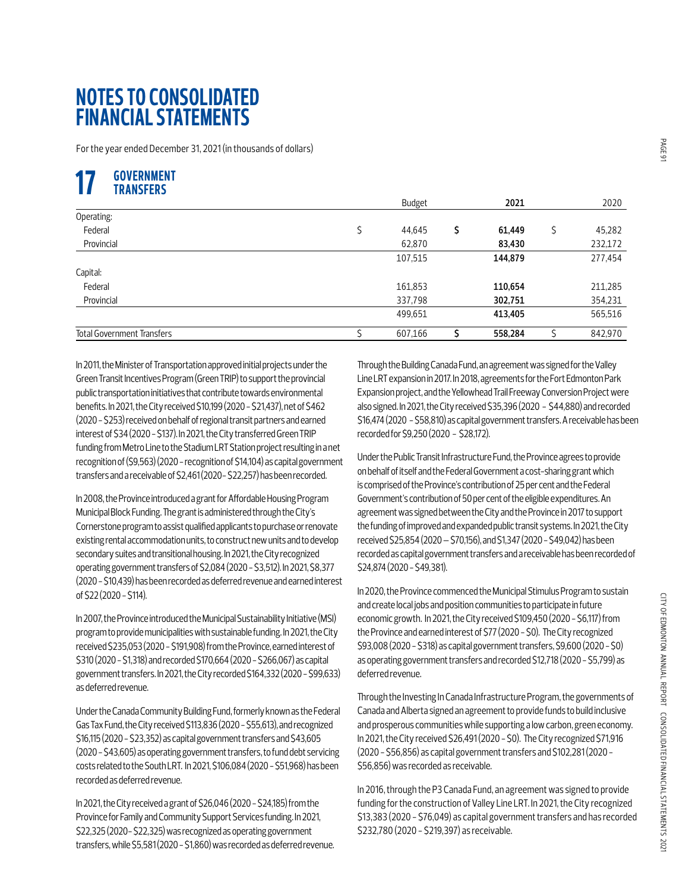# NOTES TO CONSOLIDATED FINANCIAL STATEMENTS

For the year ended December 31, 2021 (in thousands of dollars)

## 17 GOVERNMENT TRANSFERS

| | Budget | 2021 | 2020 |
|---|---|---|---|
| Operating: | | | |
| Federal | $ 44,645 | **$ 61,449** | $ 45,282 |
| Provincial | 62,870 | **83,430** | 232,172 |
| | 107,515 | **144,879** | 277,454 |
| Capital: | | | |
| Federal | 161,853 | **110,654** | 211,285 |
| Provincial | 337,798 | **302,751** | 354,231 |
| | 499,651 | **413,405** | 565,516 |
| Total Government Transfers | $ 607,166 | **$ 558,284** | $ 842,970 |

In 2011, the Minister of Transportation approved initial projects under the Green Transit Incentives Program (Green TRIP) to support the provincial public transportation initiatives that contribute towards environmental benefits. In 2021, the City received $10,199 (2020 – $21,437), net of $462 (2020 – $253) received on behalf of regional transit partners and earned interest of $34 (2020 – $137). In 2021, the City transferred Green TRIP funding from Metro Line to the Stadium LRT Station project resulting in a net recognition of ($9,563) (2020 – recognition of $14,104) as capital government transfers and a receivable of $2,461 (2020 – $22,257) has been recorded.

In 2008, the Province introduced a grant for Affordable Housing Program Municipal Block Funding. The grant is administered through the City's Cornerstone program to assist qualified applicants to purchase or renovate existing rental accommodation units, to construct new units and to develop secondary suites and transitional housing. In 2021, the City recognized operating government transfers of $2,084 (2020 – $3,512). In 2021, $8,377 (2020 – $10,439) has been recorded as deferred revenue and earned interest of $22 (2020 – $114).

In 2007, the Province introduced the Municipal Sustainability Initiative (MSI) program to provide municipalities with sustainable funding. In 2021, the City received $235,053 (2020 – $191,908) from the Province, earned interest of $310 (2020 – $1,318) and recorded $170,664 (2020 – $266,067) as capital government transfers. In 2021, the City recorded $164,332 (2020 – $99,633) as deferred revenue.

Under the Canada Community Building Fund, formerly known as the Federal Gas Tax Fund, the City received $113,836 (2020 – $55,613), and recognized $16,115 (2020 – $23,352) as capital government transfers and $43,605 (2020 – $43,605) as operating government transfers, to fund debt servicing costs related to the South LRT. In 2021, $106,084 (2020 – $51,968) has been recorded as deferred revenue.

In 2021, the City received a grant of $26,046 (2020 – $24,185) from the Province for Family and Community Support Services funding. In 2021, $22,325 (2020 – $22,325) was recognized as operating government transfers, while $5,581 (2020 – $1,860) was recorded as deferred revenue.

Through the Building Canada Fund, an agreement was signed for the Valley Line LRT expansion in 2017. In 2018, agreements for the Fort Edmonton Park Expansion project, and the Yellowhead Trail Freeway Conversion Project were also signed. In 2021, the City received $35,396 (2020 – $44,880) and recorded $16,474 (2020 – $58,810) as capital government transfers. A receivable has been recorded for $9,250 (2020 – $28,172).

Under the Public Transit Infrastructure Fund, the Province agrees to provide on behalf of itself and the Federal Government a cost-sharing grant which is comprised of the Province's contribution of 25 per cent and the Federal Government's contribution of 50 per cent of the eligible expenditures. An agreement was signed between the City and the Province in 2017 to support the funding of improved and expanded public transit systems. In 2021, the City received $25,854 (2020 – $70,156), and $1,347 (2020 – $49,042) has been recorded as capital government transfers and a receivable has been recorded of $24,874 (2020 – $49,381).

In 2020, the Province commenced the Municipal Stimulus Program to sustain and create local jobs and position communities to participate in future economic growth. In 2021, the City received $109,450 (2020 – $6,117) from the Province and earned interest of $77 (2020 – $0). The City recognized $93,008 (2020 – $318) as capital government transfers, $9,600 (2020 – $0) as operating government transfers and recorded $12,718 (2020 – $5,799) as deferred revenue.

Through the Investing In Canada Infrastructure Program, the governments of Canada and Alberta signed an agreement to provide funds to build inclusive and prosperous communities while supporting a low carbon, green economy. In 2021, the City received $26,491 (2020 – $0). The City recognized $71,916 (2020 – $56,856) as capital government transfers and $102,281 (2020 – $56,856) was recorded as receivable.

In 2016, through the P3 Canada Fund, an agreement was signed to provide funding for the construction of Valley Line LRT. In 2021, the City recognized $13,383 (2020 – $76,049) as capital government transfers and has recorded $232,780 (2020 – $219,397) as receivable.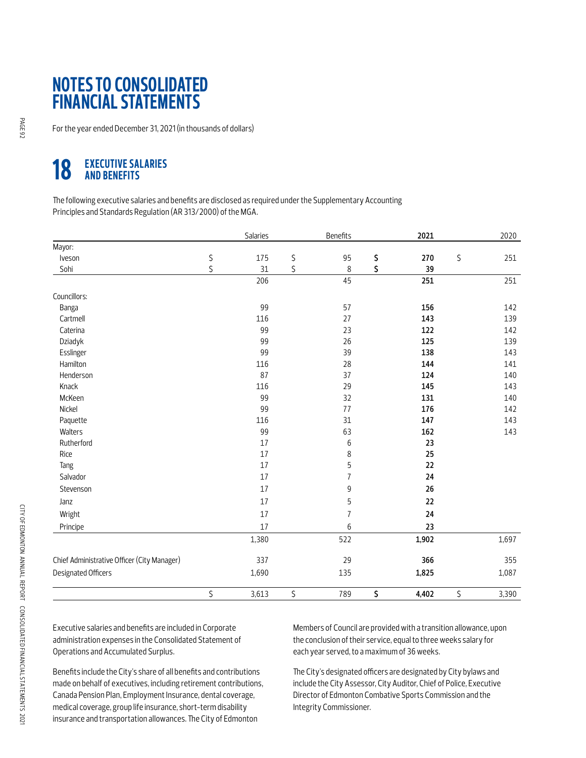# NOTES TO CONSOLIDATED FINANCIAL STATEMENTS

For the year ended December 31, 2021 (in thousands of dollars)

## 18 EXECUTIVE SALARIES AND BENEFITS

The following executive salaries and benefits are disclosed as required under the Supplementary Accounting Principles and Standards Regulation (AR 313/2000) of the MGA.

| | Salaries | Benefits | **2021** | 2020 |
|---|---|---|---|---|
| Mayor: | | | | |
| Iveson | $ 175 | $ 95 | **$ 270** | $ 251 |
| Sohi | $ 31 | $ 8 | **$ 39** | |
| | 206 | 45 | **251** | 251 |
| Councillors: | | | | |
| Banga | 99 | 57 | **156** | 142 |
| Cartmell | 116 | 27 | **143** | 139 |
| Caterina | 99 | 23 | **122** | 142 |
| Dziadyk | 99 | 26 | **125** | 139 |
| Esslinger | 99 | 39 | **138** | 143 |
| Hamilton | 116 | 28 | **144** | 141 |
| Henderson | 87 | 37 | **124** | 140 |
| Knack | 116 | 29 | **145** | 143 |
| McKeen | 99 | 32 | **131** | 140 |
| Nickel | 99 | 77 | **176** | 142 |
| Paquette | 116 | 31 | **147** | 143 |
| Walters | 99 | 63 | **162** | 143 |
| Rutherford | 17 | 6 | **23** | |
| Rice | 17 | 8 | **25** | |
| Tang | 17 | 5 | **22** | |
| Salvador | 17 | 7 | **24** | |
| Stevenson | 17 | 9 | **26** | |
| Janz | 17 | 5 | **22** | |
| Wright | 17 | 7 | **24** | |
| Principe | 17 | 6 | **23** | |
| | 1,380 | 522 | **1,902** | 1,697 |
| Chief Administrative Officer (City Manager) | 337 | 29 | **366** | 355 |
| Designated Officers | 1,690 | 135 | **1,825** | 1,087 |
| | $ 3,613 | $ 789 | **$ 4,402** | $ 3,390 |

Executive salaries and benefits are included in Corporate administration expenses in the Consolidated Statement of Operations and Accumulated Surplus.

Benefits include the City's share of all benefits and contributions made on behalf of executives, including retirement contributions, Canada Pension Plan, Employment Insurance, dental coverage, medical coverage, group life insurance, short-term disability insurance and transportation allowances. The City of Edmonton Members of Council are provided with a transition allowance, upon the conclusion of their service, equal to three weeks salary for each year served, to a maximum of 36 weeks.

The City's designated officers are designated by City bylaws and include the City Assessor, City Auditor, Chief of Police, Executive Director of Edmonton Combative Sports Commission and the Integrity Commissioner.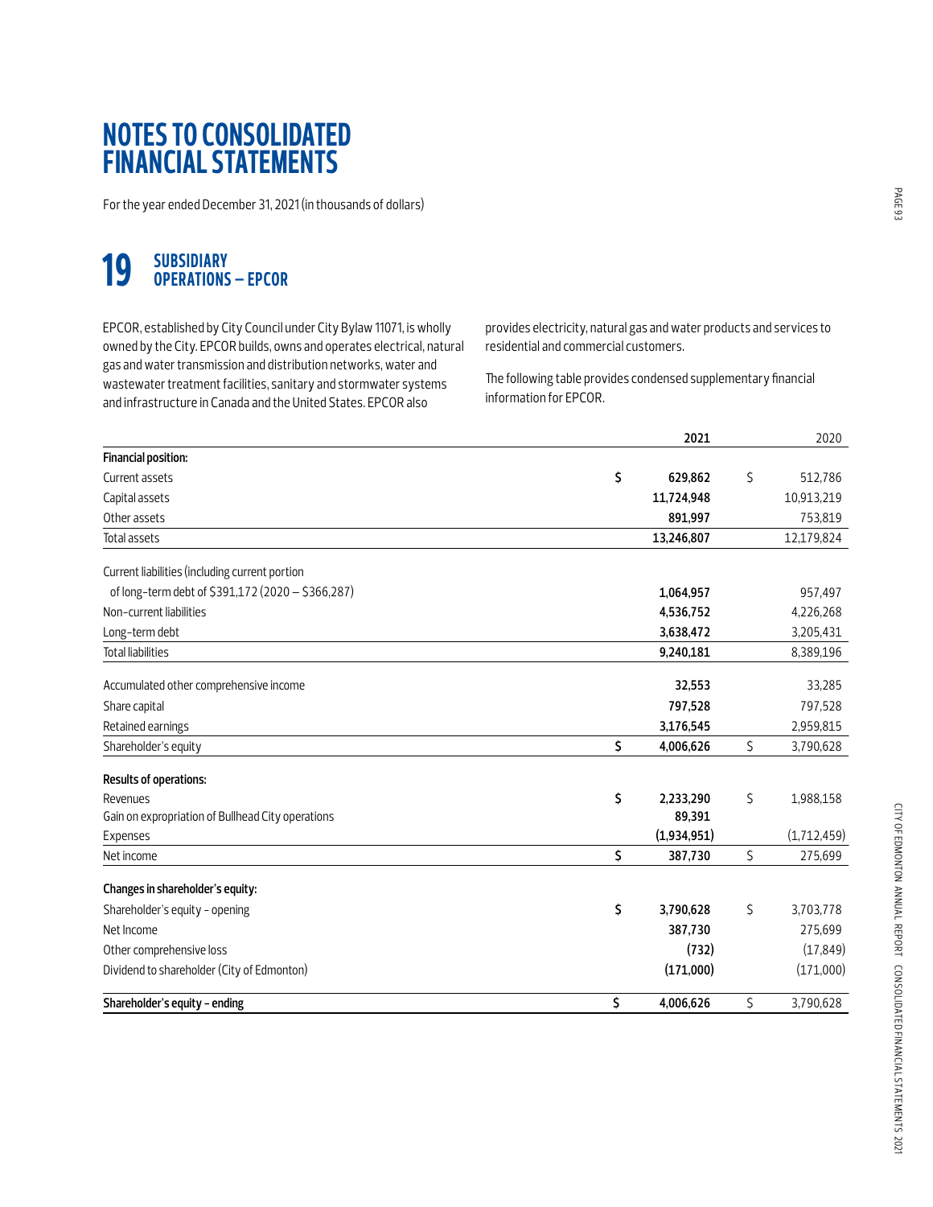# NOTES TO CONSOLIDATED FINANCIAL STATEMENTS

For the year ended December 31, 2021 (in thousands of dollars)

## 19 SUBSIDIARY OPERATIONS – EPCOR

EPCOR, established by City Council under City Bylaw 11071, is wholly owned by the City. EPCOR builds, owns and operates electrical, natural gas and water transmission and distribution networks, water and wastewater treatment facilities, sanitary and stormwater systems and infrastructure in Canada and the United States. EPCOR also provides electricity, natural gas and water products and services to residential and commercial customers.

The following table provides condensed supplementary financial information for EPCOR.

| | 2021 | 2020 |
|---|---|---|
| **Financial position:** | | |
| Current assets | $ 629,862 | $ 512,786 |
| Capital assets | 11,724,948 | 10,913,219 |
| Other assets | 891,997 | 753,819 |
| Total assets | 13,246,807 | 12,179,824 |
| Current liabilities (including current portion of long-term debt of $391,172 (2020 – $366,287) | 1,064,957 | 957,497 |
| Non-current liabilities | 4,536,752 | 4,226,268 |
| Long-term debt | 3,638,472 | 3,205,431 |
| Total liabilities | 9,240,181 | 8,389,196 |
| Accumulated other comprehensive income | 32,553 | 33,285 |
| Share capital | 797,528 | 797,528 |
| Retained earnings | 3,176,545 | 2,959,815 |
| Shareholder's equity | $ 4,006,626 | $ 3,790,628 |
| **Results of operations:** | | |
| Revenues | $ 2,233,290 | $ 1,988,158 |
| Gain on expropriation of Bullhead City operations | 89,391 | |
| Expenses | (1,934,951) | (1,712,459) |
| Net income | $ 387,730 | $ 275,699 |
| **Changes in shareholder's equity:** | | |
| Shareholder's equity - opening | $ 3,790,628 | $ 3,703,778 |
| Net Income | 387,730 | 275,699 |
| Other comprehensive loss | (732) | (17,849) |
| Dividend to shareholder (City of Edmonton) | (171,000) | (171,000) |
| **Shareholder's equity - ending** | $ 4,006,626 | $ 3,790,628 |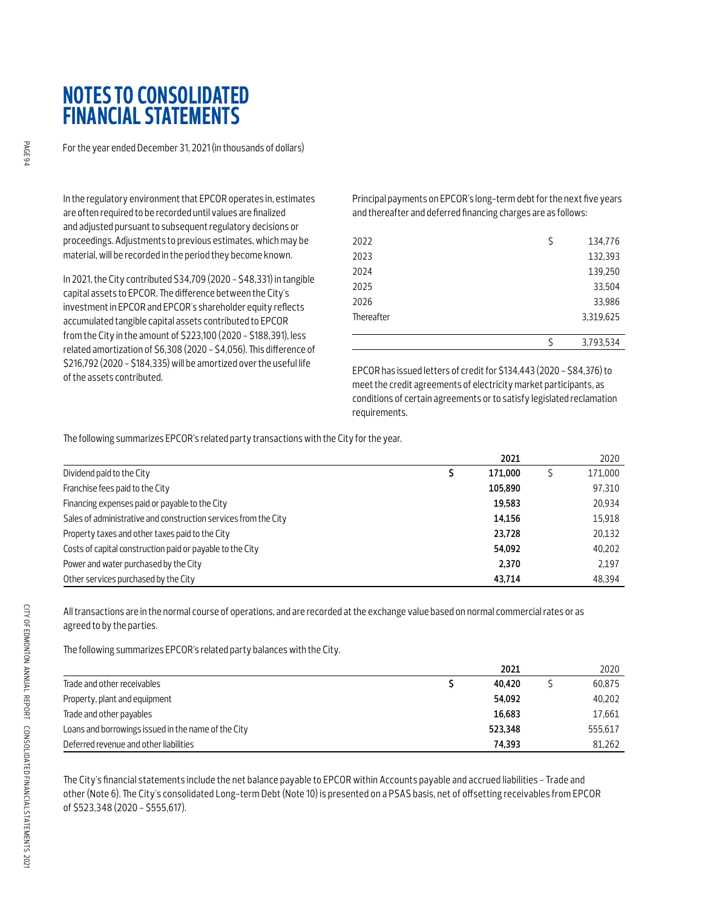# NOTES TO CONSOLIDATED FINANCIAL STATEMENTS

For the year ended December 31, 2021 (in thousands of dollars)

In the regulatory environment that EPCOR operates in, estimates are often required to be recorded until values are finalized and adjusted pursuant to subsequent regulatory decisions or proceedings. Adjustments to previous estimates, which may be material, will be recorded in the period they become known.

In 2021, the City contributed $34,709 (2020 - $48,331) in tangible capital assets to EPCOR. The difference between the City's investment in EPCOR and EPCOR's shareholder equity reflects accumulated tangible capital assets contributed to EPCOR from the City in the amount of $223,100 (2020 - $188,391), less related amortization of $6,308 (2020 - $4,056). This difference of $216,792 (2020 - $184,335) will be amortized over the useful life of the assets contributed.

Principal payments on EPCOR's long-term debt for the next five years and thereafter and deferred financing charges are as follows:

| | | |
|---|---|---|
| 2022 | $ | 134,776 |
| 2023 | | 132,393 |
| 2024 | | 139,250 |
| 2025 | | 33,504 |
| 2026 | | 33,986 |
| Thereafter | | 3,319,625 |
| | $ | 3,793,534 |

EPCOR has issued letters of credit for $134,443 (2020 - $84,376) to meet the credit agreements of electricity market participants, as conditions of certain agreements or to satisfy legislated reclamation requirements.

The following summarizes EPCOR's related party transactions with the City for the year.

| | | **2021** | | 2020 |
|---|---|---|---|---|
| Dividend paid to the City | $ | **171,000** | $ | 171,000 |
| Franchise fees paid to the City | | **105,890** | | 97,310 |
| Financing expenses paid or payable to the City | | **19,583** | | 20,934 |
| Sales of administrative and construction services from the City | | **14,156** | | 15,918 |
| Property taxes and other taxes paid to the City | | **23,728** | | 20,132 |
| Costs of capital construction paid or payable to the City | | **54,092** | | 40,202 |
| Power and water purchased by the City | | **2,370** | | 2,197 |
| Other services purchased by the City | | **43,714** | | 48,394 |

All transactions are in the normal course of operations, and are recorded at the exchange value based on normal commercial rates or as agreed to by the parties.

The following summarizes EPCOR's related party balances with the City.

| | | **2021** | | 2020 |
|---|---|---|---|---|
| Trade and other receivables | $ | **40,420** | $ | 60,875 |
| Property, plant and equipment | | **54,092** | | 40,202 |
| Trade and other payables | | **16,683** | | 17,661 |
| Loans and borrowings issued in the name of the City | | **523,348** | | 555,617 |
| Deferred revenue and other liabilities | | **74,393** | | 81,262 |

The City's financial statements include the net balance payable to EPCOR within Accounts payable and accrued liabilities - Trade and other (Note 6). The City's consolidated Long-term Debt (Note 10) is presented on a PSAS basis, net of offsetting receivables from EPCOR of $523,348 (2020 - $555,617).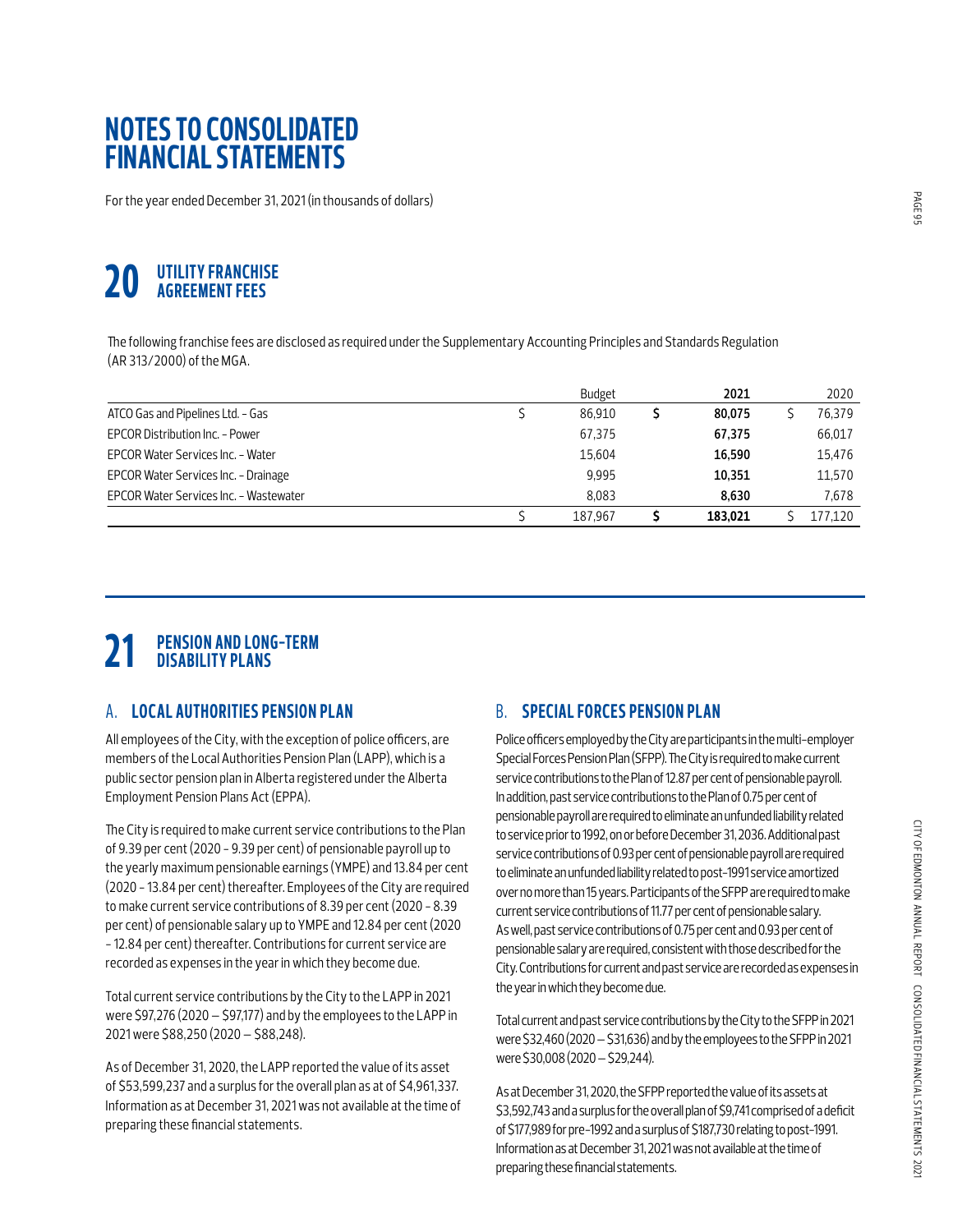# NOTES TO CONSOLIDATED FINANCIAL STATEMENTS

For the year ended December 31, 2021 (in thousands of dollars)

## 20 UTILITY FRANCHISE AGREEMENT FEES

The following franchise fees are disclosed as required under the Supplementary Accounting Principles and Standards Regulation (AR 313/2000) of the MGA.

| | Budget | 2021 | 2020 |
|---|---|---|---|
| ATCO Gas and Pipelines Ltd. - Gas | $ 86,910 | **$ 80,075** | $ 76,379 |
| EPCOR Distribution Inc. - Power | 67,375 | **67,375** | 66,017 |
| EPCOR Water Services Inc. - Water | 15,604 | **16,590** | 15,476 |
| EPCOR Water Services Inc. - Drainage | 9,995 | **10,351** | 11,570 |
| EPCOR Water Services Inc. - Wastewater | 8,083 | **8,630** | 7,678 |
| | $ 187,967 | **$ 183,021** | $ 177,120 |

## 21 PENSION AND LONG-TERM DISABILITY PLANS

### A. LOCAL AUTHORITIES PENSION PLAN

All employees of the City, with the exception of police officers, are members of the Local Authorities Pension Plan (LAPP), which is a public sector pension plan in Alberta registered under the Alberta Employment Pension Plans Act (EPPA).

The City is required to make current service contributions to the Plan of 9.39 per cent (2020 - 9.39 per cent) of pensionable payroll up to the yearly maximum pensionable earnings (YMPE) and 13.84 per cent (2020 - 13.84 per cent) thereafter. Employees of the City are required to make current service contributions of 8.39 per cent (2020 - 8.39 per cent) of pensionable salary up to YMPE and 12.84 per cent (2020 - 12.84 per cent) thereafter. Contributions for current service are recorded as expenses in the year in which they become due.

Total current service contributions by the City to the LAPP in 2021 were $97,276 (2020 — $97,177) and by the employees to the LAPP in 2021 were $88,250 (2020 — $88,248).

As of December 31, 2020, the LAPP reported the value of its asset of $53,599,237 and a surplus for the overall plan as at of $4,961,337. Information as at December 31, 2021 was not available at the time of preparing these financial statements.

### B. SPECIAL FORCES PENSION PLAN

Police officers employed by the City are participants in the multi-employer Special Forces Pension Plan (SFPP). The City is required to make current service contributions to the Plan of 12.87 per cent of pensionable payroll. In addition, past service contributions to the Plan of 0.75 per cent of pensionable payroll are required to eliminate an unfunded liability related to service prior to 1992, on or before December 31, 2036. Additional past service contributions of 0.93 per cent of pensionable payroll are required to eliminate an unfunded liability related to post-1991 service amortized over no more than 15 years. Participants of the SFPP are required to make current service contributions of 11.77 per cent of pensionable salary. As well, past service contributions of 0.75 per cent and 0.93 per cent of pensionable salary are required, consistent with those described for the City. Contributions for current and past service are recorded as expenses in the year in which they become due.

Total current and past service contributions by the City to the SFPP in 2021 were $32,460 (2020 — $31,636) and by the employees to the SFPP in 2021 were $30,008 (2020 — $29,244).

As at December 31, 2020, the SFPP reported the value of its assets at $3,592,743 and a surplus for the overall plan of $9,741 comprised of a deficit of $177,989 for pre-1992 and a surplus of $187,730 relating to post-1991. Information as at December 31, 2021 was not available at the time of preparing these financial statements.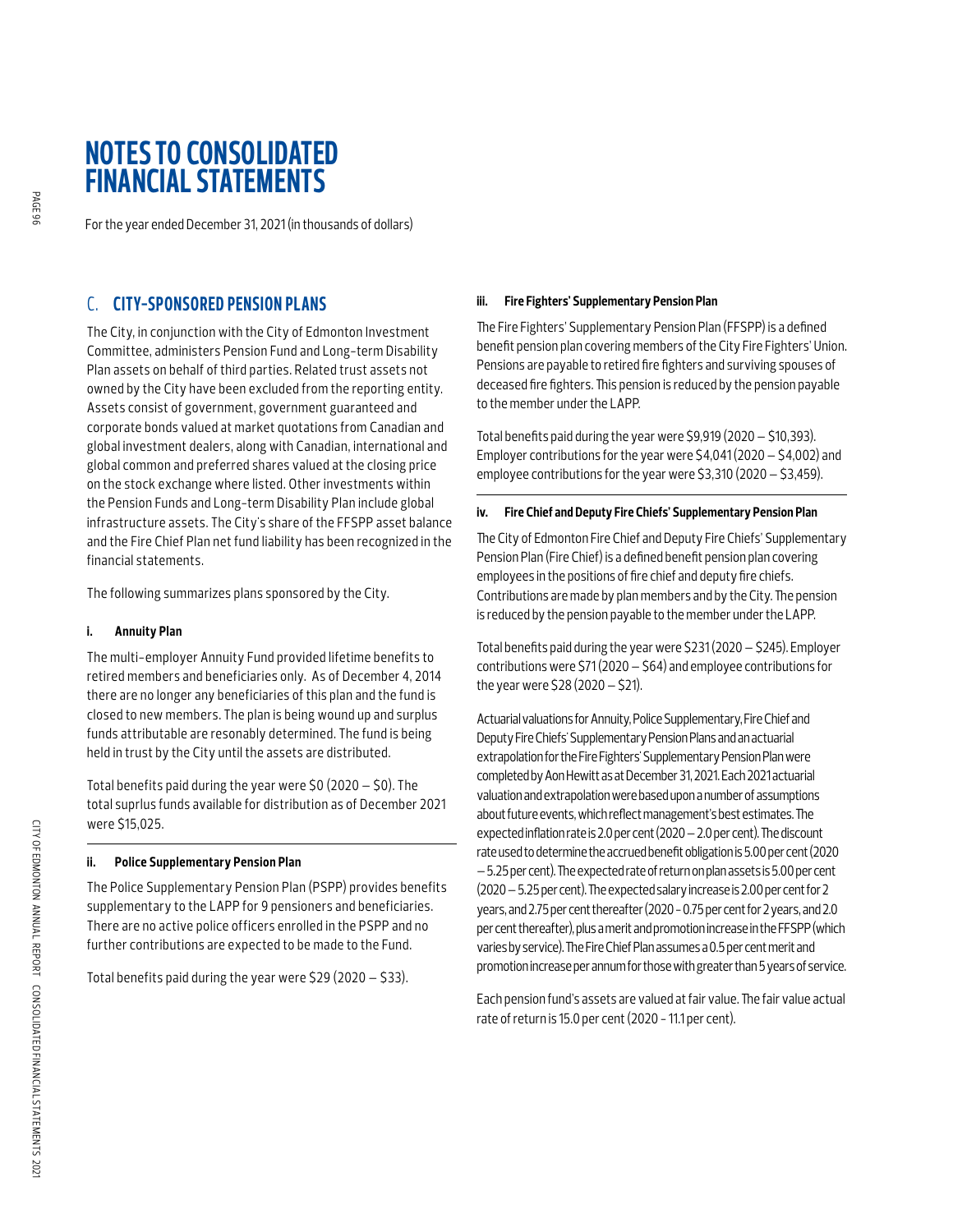# NOTES TO CONSOLIDATED FINANCIAL STATEMENTS

For the year ended December 31, 2021 (in thousands of dollars)

## C. CITY-SPONSORED PENSION PLANS

The City, in conjunction with the City of Edmonton Investment Committee, administers Pension Fund and Long-term Disability Plan assets on behalf of third parties. Related trust assets not owned by the City have been excluded from the reporting entity. Assets consist of government, government guaranteed and corporate bonds valued at market quotations from Canadian and global investment dealers, along with Canadian, international and global common and preferred shares valued at the closing price on the stock exchange where listed. Other investments within the Pension Funds and Long-term Disability Plan include global infrastructure assets. The City's share of the FFSPP asset balance and the Fire Chief Plan net fund liability has been recognized in the financial statements.

The following summarizes plans sponsored by the City.

### i. Annuity Plan

The multi-employer Annuity Fund provided lifetime benefits to retired members and beneficiaries only. As of December 4, 2014 there are no longer any beneficiaries of this plan and the fund is closed to new members. The plan is being wound up and surplus funds attributable are resonably determined. The fund is being held in trust by the City until the assets are distributed.

Total benefits paid during the year were $0 (2020 – $0). The total suprlus funds available for distribution as of December 2021 were $15,025.

### ii. Police Supplementary Pension Plan

The Police Supplementary Pension Plan (PSPP) provides benefits supplementary to the LAPP for 9 pensioners and beneficiaries. There are no active police officers enrolled in the PSPP and no further contributions are expected to be made to the Fund.

Total benefits paid during the year were $29 (2020 – $33).

### iii. Fire Fighters' Supplementary Pension Plan

The Fire Fighters' Supplementary Pension Plan (FFSPP) is a defined benefit pension plan covering members of the City Fire Fighters' Union. Pensions are payable to retired fire fighters and surviving spouses of deceased fire fighters. This pension is reduced by the pension payable to the member under the LAPP.

Total benefits paid during the year were $9,919 (2020 – $10,393). Employer contributions for the year were $4,041 (2020 – $4,002) and employee contributions for the year were $3,310 (2020 – $3,459).

### iv. Fire Chief and Deputy Fire Chiefs' Supplementary Pension Plan

The City of Edmonton Fire Chief and Deputy Fire Chiefs' Supplementary Pension Plan (Fire Chief) is a defined benefit pension plan covering employees in the positions of fire chief and deputy fire chiefs. Contributions are made by plan members and by the City. The pension is reduced by the pension payable to the member under the LAPP.

Total benefits paid during the year were $231 (2020 – $245). Employer contributions were $71 (2020 – $64) and employee contributions for the year were $28 (2020 – $21).

Actuarial valuations for Annuity, Police Supplementary, Fire Chief and Deputy Fire Chiefs' Supplementary Pension Plans and an actuarial extrapolation for the Fire Fighters' Supplementary Pension Plan were completed by Aon Hewitt as at December 31, 2021. Each 2021 actuarial valuation and extrapolation were based upon a number of assumptions about future events, which reflect management's best estimates. The expected inflation rate is 2.0 per cent (2020 – 2.0 per cent). The discount rate used to determine the accrued benefit obligation is 5.00 per cent (2020 – 5.25 per cent). The expected rate of return on plan assets is 5.00 per cent (2020 – 5.25 per cent). The expected salary increase is 2.00 per cent for 2 years, and 2.75 per cent thereafter (2020 - 0.75 per cent for 2 years, and 2.0 per cent thereafter), plus a merit and promotion increase in the FFSPP (which varies by service). The Fire Chief Plan assumes a 0.5 per cent merit and promotion increase per annum for those with greater than 5 years of service.

Each pension fund's assets are valued at fair value. The fair value actual rate of return is 15.0 per cent (2020 - 11.1 per cent).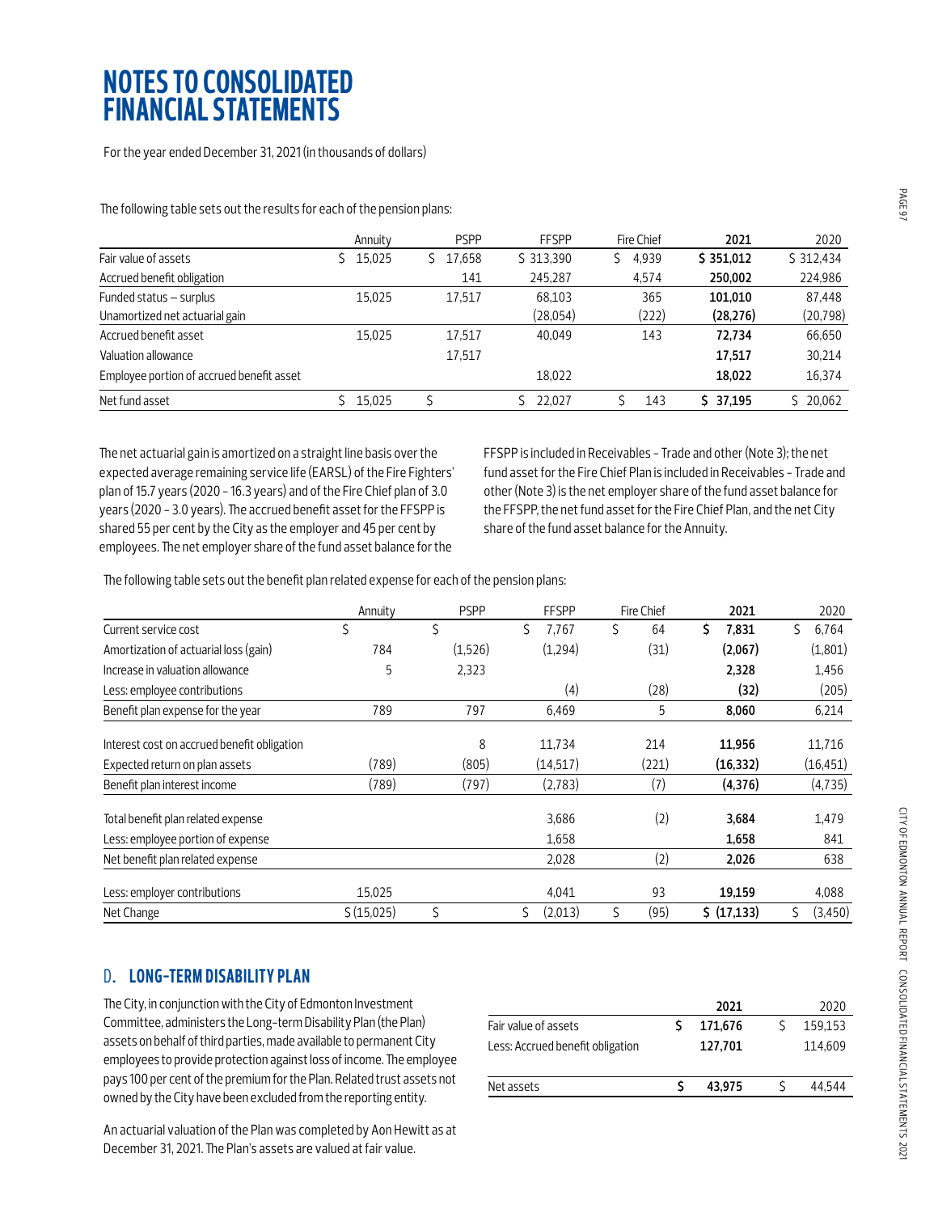# NOTES TO CONSOLIDATED FINANCIAL STATEMENTS

For the year ended December 31, 2021 (in thousands of dollars)

The following table sets out the results for each of the pension plans:

| | Annuity | PSPP | FFSPP | Fire Chief | 2021 | 2020 |
|---|---|---|---|---|---|---|
| Fair value of assets | $ 15,025 | $ 17,658 | $ 313,390 | $ 4,939 | **$ 351,012** | $ 312,434 |
| Accrued benefit obligation | | 141 | 245,287 | 4,574 | **250,002** | 224,986 |
| Funded status – surplus | 15,025 | 17,517 | 68,103 | 365 | **101,010** | 87,448 |
| Unamortized net actuarial gain | | | (28,054) | (222) | **(28,276)** | (20,798) |
| Accrued benefit asset | 15,025 | 17,517 | 40,049 | 143 | **72,734** | 66,650 |
| Valuation allowance | | 17,517 | | | **17,517** | 30,214 |
| Employee portion of accrued benefit asset | | | 18,022 | | **18,022** | 16,374 |
| Net fund asset | $ 15,025 | $ | $ 22,027 | $ 143 | **$ 37,195** | $ 20,062 |

The net actuarial gain is amortized on a straight line basis over the expected average remaining service life (EARSL) of the Fire Fighters' plan of 15.7 years (2020 – 16.3 years) and of the Fire Chief plan of 3.0 years (2020 – 3.0 years). The accrued benefit asset for the FFSPP is shared 55 per cent by the City as the employer and 45 per cent by employees. The net employer share of the fund asset balance for the FFSPP is included in Receivables – Trade and other (Note 3); the net fund asset for the Fire Chief Plan is included in Receivables – Trade and other (Note 3) is the net employer share of the fund asset balance for the FFSPP, the net fund asset for the Fire Chief Plan, and the net City share of the fund asset balance for the Annuity.

The following table sets out the benefit plan related expense for each of the pension plans:

| | Annuity | PSPP | FFSPP | Fire Chief | 2021 | 2020 |
|---|---|---|---|---|---|---|
| Current service cost | $ | $ | $ 7,767 | $ 64 | **$ 7,831** | $ 6,764 |
| Amortization of actuarial loss (gain) | 784 | (1,526) | (1,294) | (31) | **(2,067)** | (1,801) |
| Increase in valuation allowance | 5 | 2,323 | | | **2,328** | 1,456 |
| Less: employee contributions | | | (4) | (28) | **(32)** | (205) |
| Benefit plan expense for the year | 789 | 797 | 6,469 | 5 | **8,060** | 6,214 |
| Interest cost on accrued benefit obligation | | 8 | 11,734 | 214 | **11,956** | 11,716 |
| Expected return on plan assets | (789) | (805) | (14,517) | (221) | **(16,332)** | (16,451) |
| Benefit plan interest income | (789) | (797) | (2,783) | (7) | **(4,376)** | (4,735) |
| Total benefit plan related expense | | | 3,686 | (2) | **3,684** | 1,479 |
| Less: employee portion of expense | | | 1,658 | | **1,658** | 841 |
| Net benefit plan related expense | | | 2,028 | (2) | **2,026** | 638 |
| Less: employer contributions | 15,025 | | 4,041 | 93 | **19,159** | 4,088 |
| Net Change | $ (15,025) | $ | $ (2,013) | $ (95) | **$ (17,133)** | $ (3,450) |

## D. LONG-TERM DISABILITY PLAN

The City, in conjunction with the City of Edmonton Investment Committee, administers the Long-term Disability Plan (the Plan) assets on behalf of third parties, made available to permanent City employees to provide protection against loss of income. The employee pays 100 per cent of the premium for the Plan. Related trust assets not owned by the City have been excluded from the reporting entity.

An actuarial valuation of the Plan was completed by Aon Hewitt as at December 31, 2021. The Plan's assets are valued at fair value.

| | 2021 | 2020 |
|---|---|---|
| Fair value of assets | **$ 171,676** | $ 159,153 |
| Less: Accrued benefit obligation | **127,701** | 114,609 |
| Net assets | **$ 43,975** | $ 44,544 |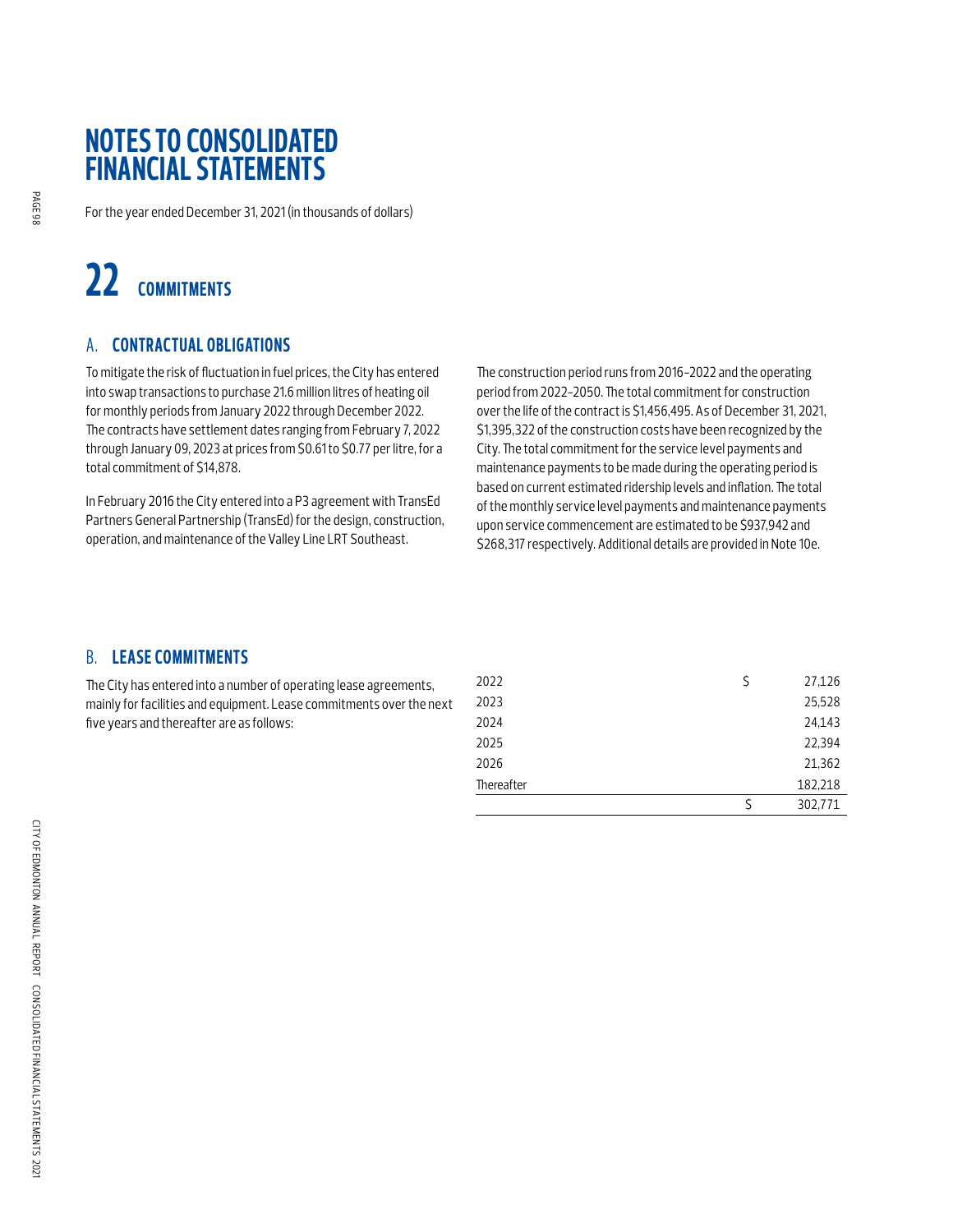# NOTES TO CONSOLIDATED FINANCIAL STATEMENTS

For the year ended December 31, 2021 (in thousands of dollars)

## 22 COMMITMENTS

### A. CONTRACTUAL OBLIGATIONS

To mitigate the risk of fluctuation in fuel prices, the City has entered into swap transactions to purchase 21.6 million litres of heating oil for monthly periods from January 2022 through December 2022. The contracts have settlement dates ranging from February 7, 2022 through January 09, 2023 at prices from $0.61 to $0.77 per litre, for a total commitment of $14,878.

In February 2016 the City entered into a P3 agreement with TransEd Partners General Partnership (TransEd) for the design, construction, operation, and maintenance of the Valley Line LRT Southeast.

The construction period runs from 2016–2022 and the operating period from 2022–2050. The total commitment for construction over the life of the contract is $1,456,495. As of December 31, 2021, $1,395,322 of the construction costs have been recognized by the City. The total commitment for the service level payments and maintenance payments to be made during the operating period is based on current estimated ridership levels and inflation. The total of the monthly service level payments and maintenance payments upon service commencement are estimated to be $937,942 and $268,317 respectively. Additional details are provided in Note 10e.

### B. LEASE COMMITMENTS

The City has entered into a number of operating lease agreements, mainly for facilities and equipment. Lease commitments over the next five years and thereafter are as follows:

| | | |
|---|---|---|
| 2022 | $ | 27,126 |
| 2023 | | 25,528 |
| 2024 | | 24,143 |
| 2025 | | 22,394 |
| 2026 | | 21,362 |
| Thereafter | | 182,218 |
| | $ | 302,771 |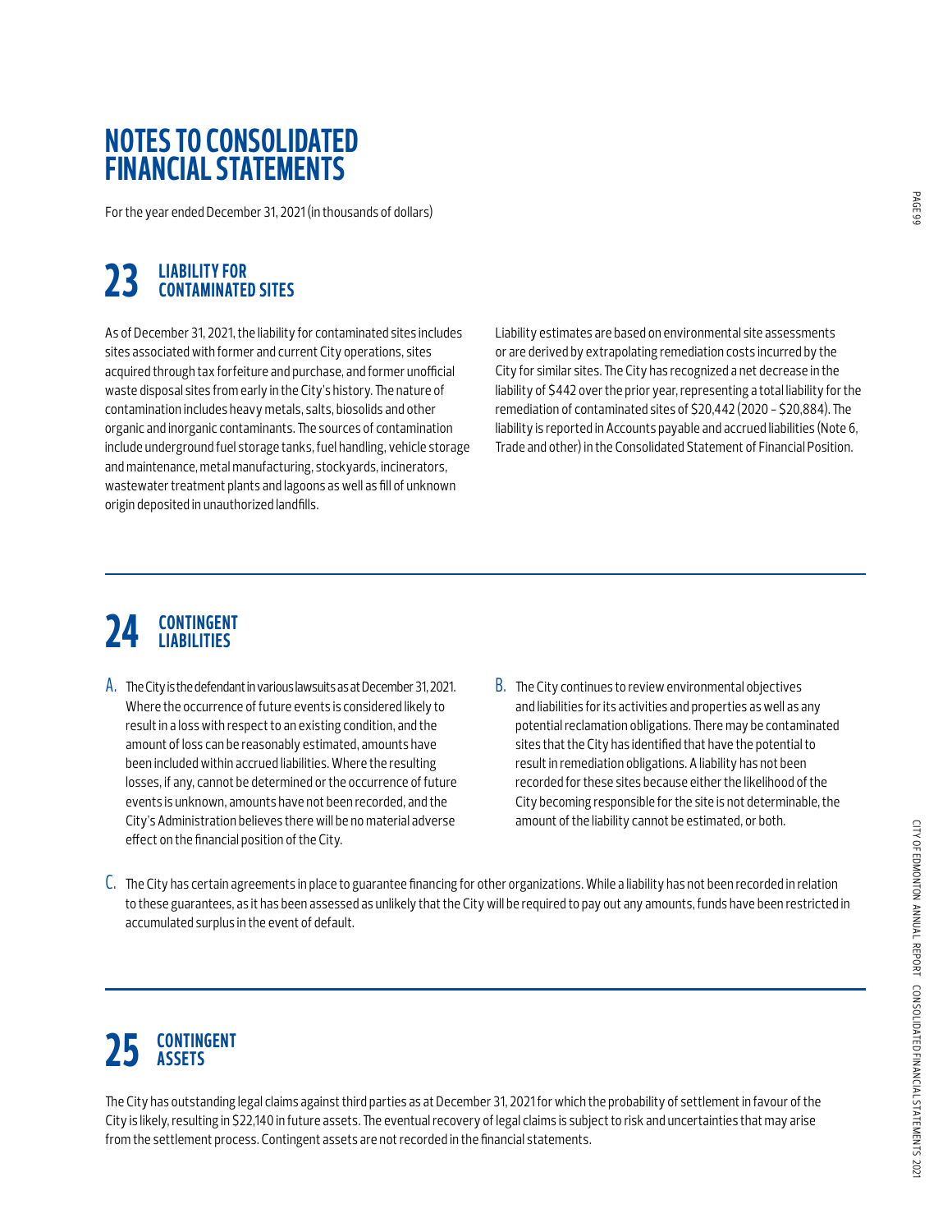# NOTES TO CONSOLIDATED FINANCIAL STATEMENTS

For the year ended December 31, 2021 (in thousands of dollars)

## 23 LIABILITY FOR CONTAMINATED SITES

As of December 31, 2021, the liability for contaminated sites includes sites associated with former and current City operations, sites acquired through tax forfeiture and purchase, and former unofficial waste disposal sites from early in the City's history. The nature of contamination includes heavy metals, salts, biosolids and other organic and inorganic contaminants. The sources of contamination include underground fuel storage tanks, fuel handling, vehicle storage and maintenance, metal manufacturing, stockyards, incinerators, wastewater treatment plants and lagoons as well as fill of unknown origin deposited in unauthorized landfills.

Liability estimates are based on environmental site assessments or are derived by extrapolating remediation costs incurred by the City for similar sites. The City has recognized a net decrease in the liability of $442 over the prior year, representing a total liability for the remediation of contaminated sites of $20,442 (2020 – $20,884). The liability is reported in Accounts payable and accrued liabilities (Note 6, Trade and other) in the Consolidated Statement of Financial Position.

## 24 CONTINGENT LIABILITIES

A. The City is the defendant in various lawsuits as at December 31, 2021. Where the occurrence of future events is considered likely to result in a loss with respect to an existing condition, and the amount of loss can be reasonably estimated, amounts have been included within accrued liabilities. Where the resulting losses, if any, cannot be determined or the occurrence of future events is unknown, amounts have not been recorded, and the City's Administration believes there will be no material adverse effect on the financial position of the City.

B. The City continues to review environmental objectives and liabilities for its activities and properties as well as any potential reclamation obligations. There may be contaminated sites that the City has identified that have the potential to result in remediation obligations. A liability has not been recorded for these sites because either the likelihood of the City becoming responsible for the site is not determinable, the amount of the liability cannot be estimated, or both.

C. The City has certain agreements in place to guarantee financing for other organizations. While a liability has not been recorded in relation to these guarantees, as it has been assessed as unlikely that the City will be required to pay out any amounts, funds have been restricted in accumulated surplus in the event of default.

## 25 CONTINGENT ASSETS

The City has outstanding legal claims against third parties as at December 31, 2021 for which the probability of settlement in favour of the City is likely, resulting in $22,140 in future assets. The eventual recovery of legal claims is subject to risk and uncertainties that may arise from the settlement process. Contingent assets are not recorded in the financial statements.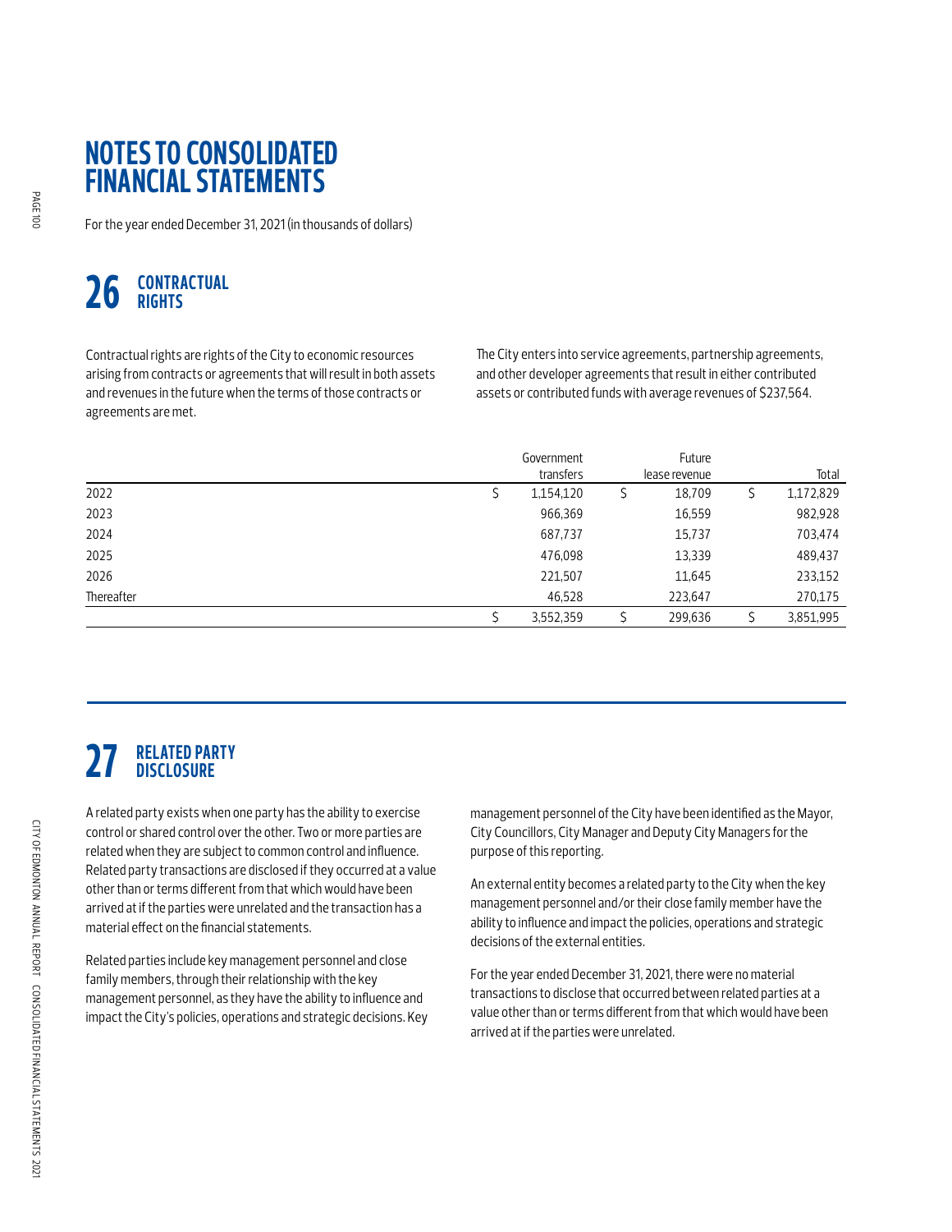# NOTES TO CONSOLIDATED FINANCIAL STATEMENTS

For the year ended December 31, 2021 (in thousands of dollars)

## 26 CONTRACTUAL RIGHTS

Contractual rights are rights of the City to economic resources arising from contracts or agreements that will result in both assets and revenues in the future when the terms of those contracts or agreements are met.

The City enters into service agreements, partnership agreements, and other developer agreements that result in either contributed assets or contributed funds with average revenues of $237,564.

| | Government transfers | Future lease revenue | Total |
|---|---|---|---|
| 2022 | $ 1,154,120 | $ 18,709 | $ 1,172,829 |
| 2023 | 966,369 | 16,559 | 982,928 |
| 2024 | 687,737 | 15,737 | 703,474 |
| 2025 | 476,098 | 13,339 | 489,437 |
| 2026 | 221,507 | 11,645 | 233,152 |
| Thereafter | 46,528 | 223,647 | 270,175 |
| | $ 3,552,359 | $ 299,636 | $ 3,851,995 |

## 27 RELATED PARTY DISCLOSURE

A related party exists when one party has the ability to exercise control or shared control over the other. Two or more parties are related when they are subject to common control and influence. Related party transactions are disclosed if they occurred at a value other than or terms different from that which would have been arrived at if the parties were unrelated and the transaction has a material effect on the financial statements.

Related parties include key management personnel and close family members, through their relationship with the key management personnel, as they have the ability to influence and impact the City's policies, operations and strategic decisions. Key management personnel of the City have been identified as the Mayor, City Councillors, City Manager and Deputy City Managers for the purpose of this reporting.

An external entity becomes a related party to the City when the key management personnel and/or their close family member have the ability to influence and impact the policies, operations and strategic decisions of the external entities.

For the year ended December 31, 2021, there were no material transactions to disclose that occurred between related parties at a value other than or terms different from that which would have been arrived at if the parties were unrelated.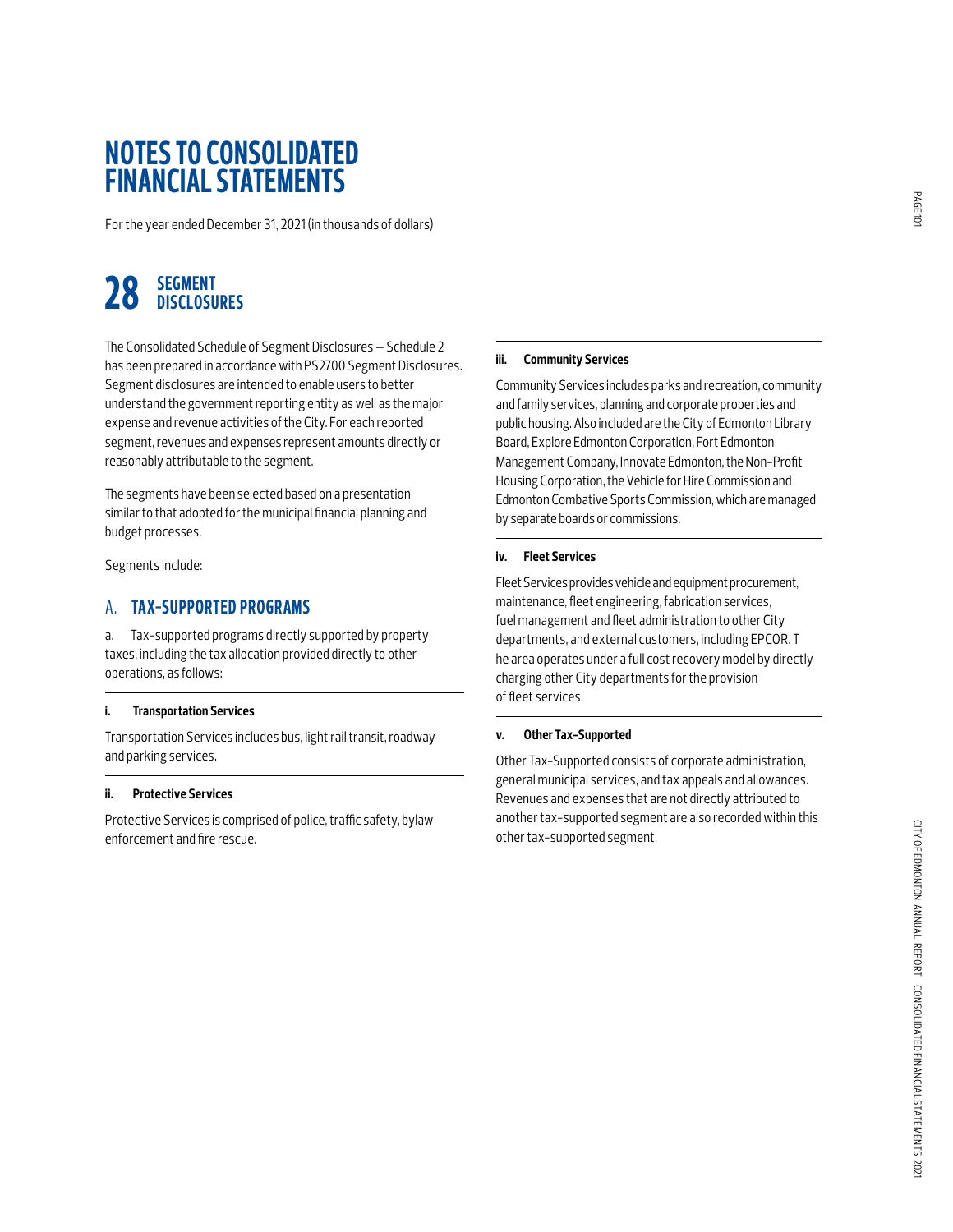# NOTES TO CONSOLIDATED FINANCIAL STATEMENTS

For the year ended December 31, 2021 (in thousands of dollars)

## 28 SEGMENT DISCLOSURES

The Consolidated Schedule of Segment Disclosures – Schedule 2 has been prepared in accordance with PS2700 Segment Disclosures. Segment disclosures are intended to enable users to better understand the government reporting entity as well as the major expense and revenue activities of the City. For each reported segment, revenues and expenses represent amounts directly or reasonably attributable to the segment.

The segments have been selected based on a presentation similar to that adopted for the municipal financial planning and budget processes.

Segments include:

### A. TAX-SUPPORTED PROGRAMS

a. Tax-supported programs directly supported by property taxes, including the tax allocation provided directly to other operations, as follows:

#### i. Transportation Services

Transportation Services includes bus, light rail transit, roadway and parking services.

#### ii. Protective Services

Protective Services is comprised of police, traffic safety, bylaw enforcement and fire rescue.

#### iii. Community Services

Community Services includes parks and recreation, community and family services, planning and corporate properties and public housing. Also included are the City of Edmonton Library Board, Explore Edmonton Corporation, Fort Edmonton Management Company, Innovate Edmonton, the Non-Profit Housing Corporation, the Vehicle for Hire Commission and Edmonton Combative Sports Commission, which are managed by separate boards or commissions.

#### iv. Fleet Services

Fleet Services provides vehicle and equipment procurement, maintenance, fleet engineering, fabrication services, fuel management and fleet administration to other City departments, and external customers, including EPCOR. The area operates under a full cost recovery model by directly charging other City departments for the provision of fleet services.

#### v. Other Tax-Supported

Other Tax-Supported consists of corporate administration, general municipal services, and tax appeals and allowances. Revenues and expenses that are not directly attributed to another tax-supported segment are also recorded within this other tax-supported segment.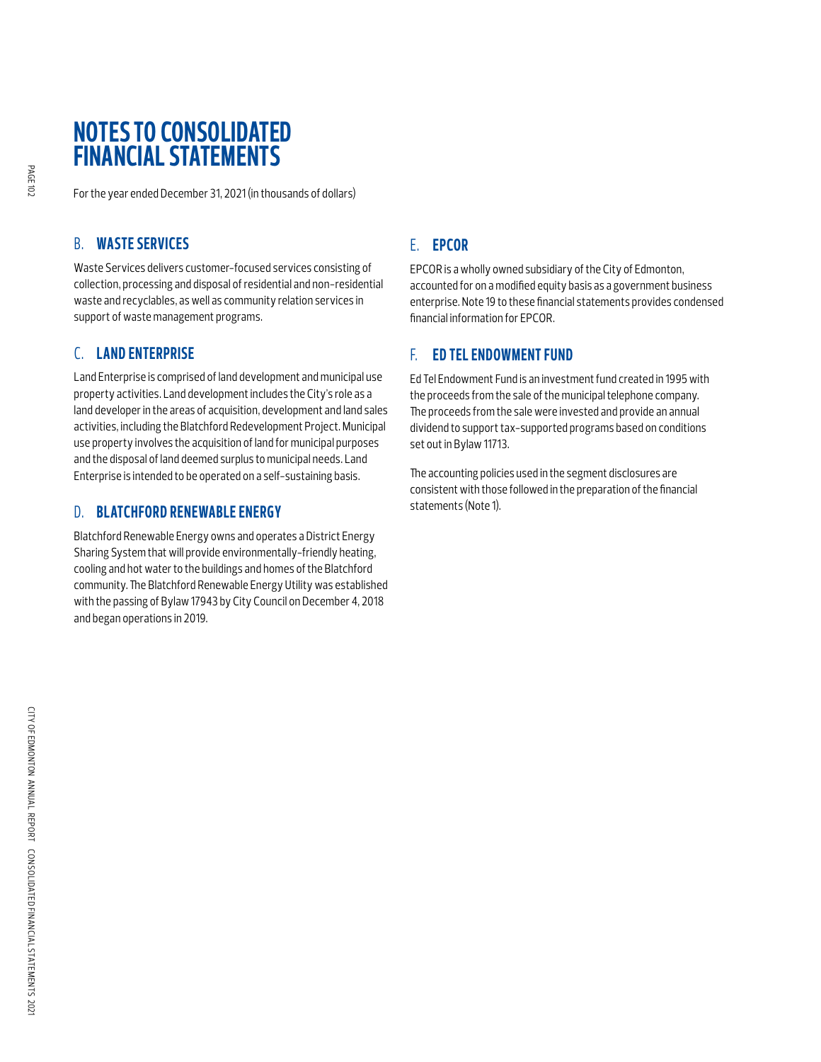# NOTES TO CONSOLIDATED FINANCIAL STATEMENTS

For the year ended December 31, 2021 (in thousands of dollars)

## B. WASTE SERVICES

Waste Services delivers customer-focused services consisting of collection, processing and disposal of residential and non-residential waste and recyclables, as well as community relation services in support of waste management programs.

## C. LAND ENTERPRISE

Land Enterprise is comprised of land development and municipal use property activities. Land development includes the City's role as a land developer in the areas of acquisition, development and land sales activities, including the Blatchford Redevelopment Project. Municipal use property involves the acquisition of land for municipal purposes and the disposal of land deemed surplus to municipal needs. Land Enterprise is intended to be operated on a self-sustaining basis.

## D. BLATCHFORD RENEWABLE ENERGY

Blatchford Renewable Energy owns and operates a District Energy Sharing System that will provide environmentally-friendly heating, cooling and hot water to the buildings and homes of the Blatchford community. The Blatchford Renewable Energy Utility was established with the passing of Bylaw 17943 by City Council on December 4, 2018 and began operations in 2019.

## E. EPCOR

EPCOR is a wholly owned subsidiary of the City of Edmonton, accounted for on a modified equity basis as a government business enterprise. Note 19 to these financial statements provides condensed financial information for EPCOR.

## F. ED TEL ENDOWMENT FUND

Ed Tel Endowment Fund is an investment fund created in 1995 with the proceeds from the sale of the municipal telephone company. The proceeds from the sale were invested and provide an annual dividend to support tax-supported programs based on conditions set out in Bylaw 11713.

The accounting policies used in the segment disclosures are consistent with those followed in the preparation of the financial statements (Note 1).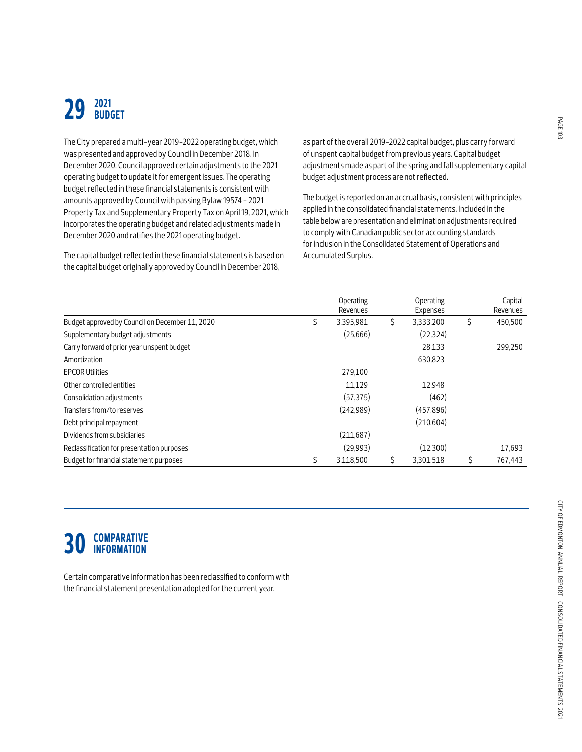# 29 2021 BUDGET

The City prepared a multi-year 2019-2022 operating budget, which was presented and approved by Council in December 2018. In December 2020, Council approved certain adjustments to the 2021 operating budget to update it for emergent issues. The operating budget reflected in these financial statements is consistent with amounts approved by Council with passing Bylaw 19574 - 2021 Property Tax and Supplementary Property Tax on April 19, 2021, which incorporates the operating budget and related adjustments made in December 2020 and ratifies the 2021 operating budget.

The capital budget reflected in these financial statements is based on the capital budget originally approved by Council in December 2018, as part of the overall 2019-2022 capital budget, plus carry forward of unspent capital budget from previous years. Capital budget adjustments made as part of the spring and fall supplementary capital budget adjustment process are not reflected.

The budget is reported on an accrual basis, consistent with principles applied in the consolidated financial statements. Included in the table below are presentation and elimination adjustments required to comply with Canadian public sector accounting standards for inclusion in the Consolidated Statement of Operations and Accumulated Surplus.

| | Operating Revenues | Operating Expenses | Capital Revenues |
|---|---|---|---|
| Budget approved by Council on December 11, 2020 | $ 3,395,981 | $ 3,333,200 | $ 450,500 |
| Supplementary budget adjustments | (25,666) | (22,324) | |
| Carry forward of prior year unspent budget | | 28,133 | 299,250 |
| Amortization | | 630,823 | |
| EPCOR Utilities | 279,100 | | |
| Other controlled entities | 11,129 | 12,948 | |
| Consolidation adjustments | (57,375) | (462) | |
| Transfers from/to reserves | (242,989) | (457,896) | |
| Debt principal repayment | | (210,604) | |
| Dividends from subsidiaries | (211,687) | | |
| Reclassification for presentation purposes | (29,993) | (12,300) | 17,693 |
| Budget for financial statement purposes | $ 3,118,500 | $ 3,301,518 | $ 767,443 |

# 30 COMPARATIVE INFORMATION

Certain comparative information has been reclassified to conform with the financial statement presentation adopted for the current year.